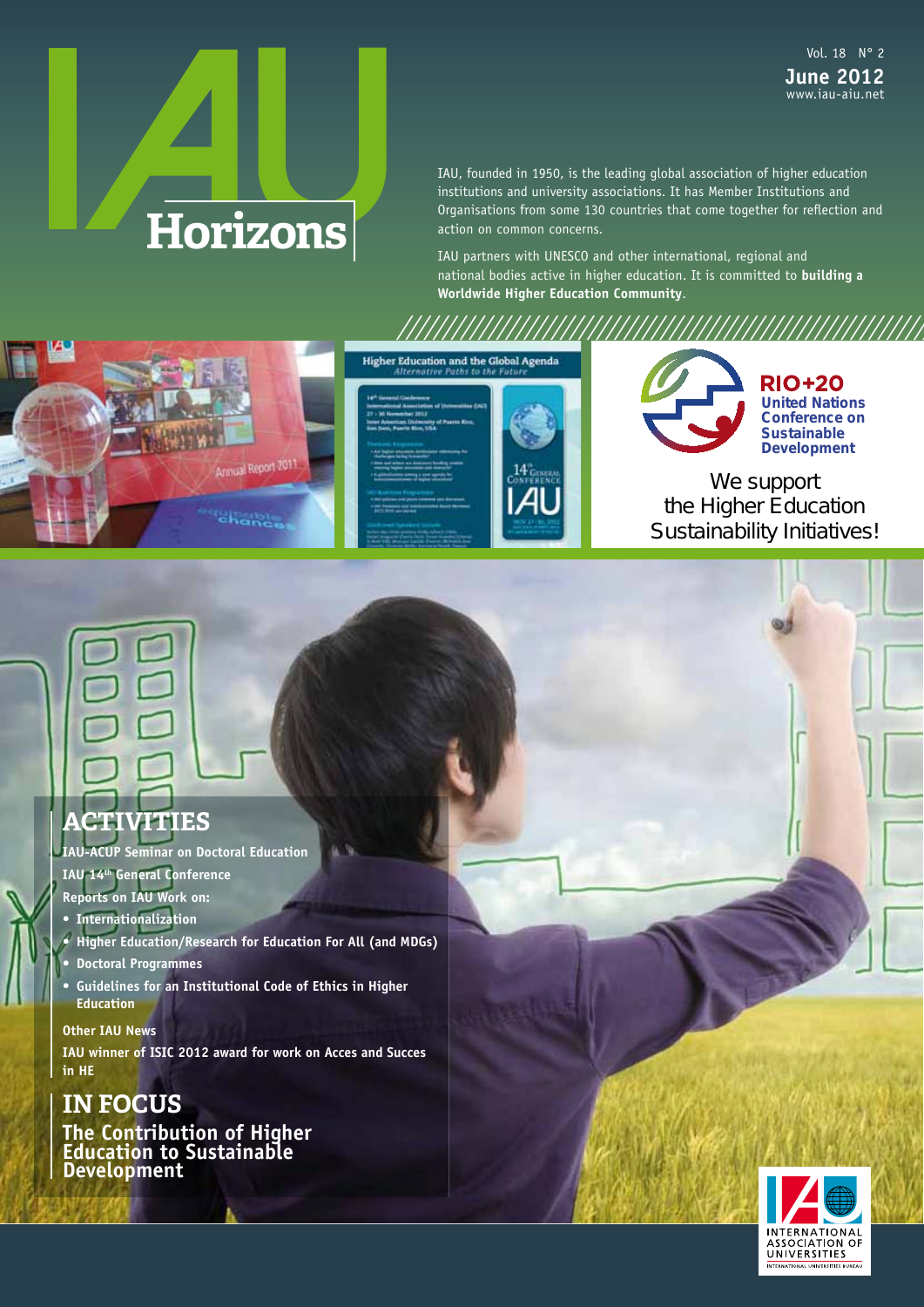# IAU Horizons

Vol. 18 N° 2
**June 2012**
www.iau-aiu.net

IAU, founded in 1950, is the leading global association of higher education institutions and university associations. It has Member Institutions and Organisations from some 130 countries that come together for reflection and action on common concerns.

IAU partners with UNESCO and other international, regional and national bodies active in higher education. It is committed to **building a Worldwide Higher Education Community**.

**RIO+20**
**United Nations Conference on Sustainable Development**

We support the Higher Education Sustainability Initiatives!

## ACTIVITIES

**IAU-ACUP Seminar on Doctoral Education**

**IAU 14th General Conference**

**Reports on IAU Work on:**

- **Internationalization**
- **Higher Education/Research for Education For All (and MDGs)**
- **Doctoral Programmes**
- **Guidelines for an Institutional Code of Ethics in Higher Education**

**Other IAU News**

**IAU winner of ISIC 2012 award for work on Acces and Succes in HE**

## IN FOCUS

**The Contribution of Higher Education to Sustainable Development**

INTERNATIONAL ASSOCIATION OF UNIVERSITIES
INTERNATIONAL UNIVERSITIES BUREAU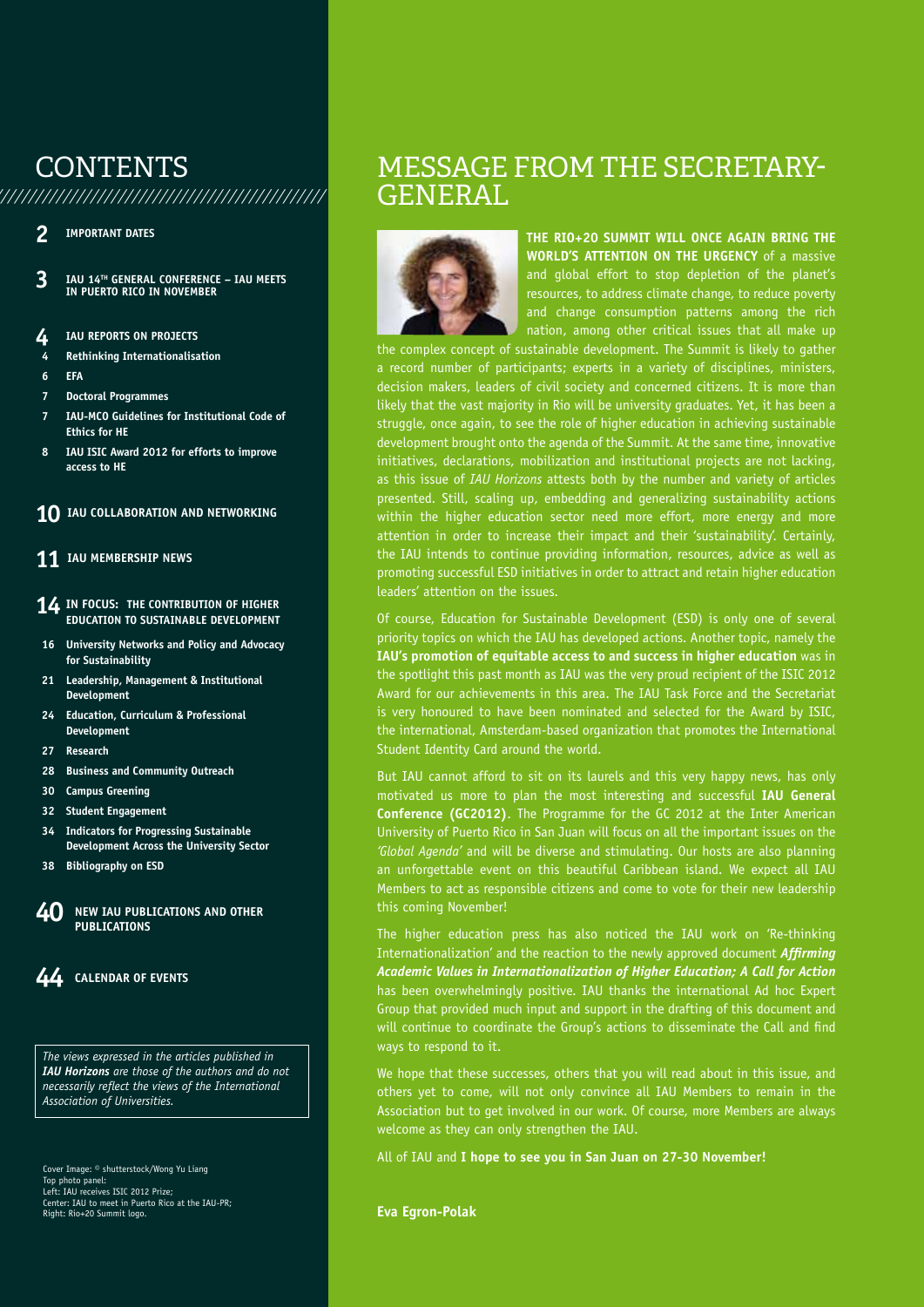# CONTENTS

**2** **IMPORTANT DATES**

**3** **IAU 14TH GENERAL CONFERENCE – IAU MEETS IN PUERTO RICO IN NOVEMBER**

**4** **IAU REPORTS ON PROJECTS**

- **4** **Rethinking Internationalisation**
- **6** **EFA**
- **7** **Doctoral Programmes**
- **7** **IAU-MCO Guidelines for Institutional Code of Ethics for HE**
- **8** **IAU ISIC Award 2012 for efforts to improve access to HE**

**10** **IAU COLLABORATION AND NETWORKING**

**11** **IAU MEMBERSHIP NEWS**

**14** **IN FOCUS: THE CONTRIBUTION OF HIGHER EDUCATION TO SUSTAINABLE DEVELOPMENT**

- **16** **University Networks and Policy and Advocacy for Sustainability**
- **21** **Leadership, Management & Institutional Development**
- **24** **Education, Curriculum & Professional Development**
- **27** **Research**
- **28** **Business and Community Outreach**
- **30** **Campus Greening**
- **32** **Student Engagement**
- **34** **Indicators for Progressing Sustainable Development Across the University Sector**
- **38** **Bibliography on ESD**

**40** **NEW IAU PUBLICATIONS AND OTHER PUBLICATIONS**

**44** **CALENDAR OF EVENTS**

*The views expressed in the articles published in **IAU Horizons** are those of the authors and do not necessarily reflect the views of the International Association of Universities.*

Cover Image: © shutterstock/Wong Yu Liang
Top photo panel:
Left: IAU receives ISIC 2012 Prize;
Center: IAU to meet in Puerto Rico at the IAU-PR;
Right: Rio+20 Summit logo.

# MESSAGE FROM THE SECRETARY-GENERAL

**THE RIO+20 SUMMIT WILL ONCE AGAIN BRING THE WORLD'S ATTENTION ON THE URGENCY** of a massive and global effort to stop depletion of the planet's resources, to address climate change, to reduce poverty and change consumption patterns among the rich nation, among other critical issues that all make up the complex concept of sustainable development. The Summit is likely to gather a record number of participants; experts in a variety of disciplines, ministers, decision makers, leaders of civil society and concerned citizens. It is more than likely that the vast majority in Rio will be university graduates. Yet, it has been a struggle, once again, to see the role of higher education in achieving sustainable development brought onto the agenda of the Summit. At the same time, innovative initiatives, declarations, mobilization and institutional projects are not lacking, as this issue of *IAU Horizons* attests both by the number and variety of articles presented. Still, scaling up, embedding and generalizing sustainability actions within the higher education sector need more effort, more energy and more attention in order to increase their impact and their 'sustainability'. Certainly, the IAU intends to continue providing information, resources, advice as well as promoting successful ESD initiatives in order to attract and retain higher education leaders' attention on the issues.

Of course, Education for Sustainable Development (ESD) is only one of several priority topics on which the IAU has developed actions. Another topic, namely the **IAU's promotion of equitable access to and success in higher education** was in the spotlight this past month as IAU was the very proud recipient of the ISIC 2012 Award for our achievements in this area. The IAU Task Force and the Secretariat is very honoured to have been nominated and selected for the Award by ISIC, the international, Amsterdam-based organization that promotes the International Student Identity Card around the world.

But IAU cannot afford to sit on its laurels and this very happy news, has only motivated us more to plan the most interesting and successful **IAU General Conference (GC2012)**. The Programme for the GC 2012 at the Inter American University of Puerto Rico in San Juan will focus on all the important issues on the *'Global Agenda'* and will be diverse and stimulating. Our hosts are also planning an unforgettable event on this beautiful Caribbean island. We expect all IAU Members to act as responsible citizens and come to vote for their new leadership this coming November!

The higher education press has also noticed the IAU work on 'Re-thinking Internationalization' and the reaction to the newly approved document ***Affirming Academic Values in Internationalization of Higher Education; A Call for Action*** has been overwhelmingly positive. IAU thanks the international Ad hoc Expert Group that provided much input and support in the drafting of this document and will continue to coordinate the Group's actions to disseminate the Call and find ways to respond to it.

We hope that these successes, others that you will read about in this issue, and others yet to come, will not only convince all IAU Members to remain in the Association but to get involved in our work. Of course, more Members are always welcome as they can only strengthen the IAU.

All of IAU and **I hope to see you in San Juan on 27-30 November!**

**Eva Egron-Polak**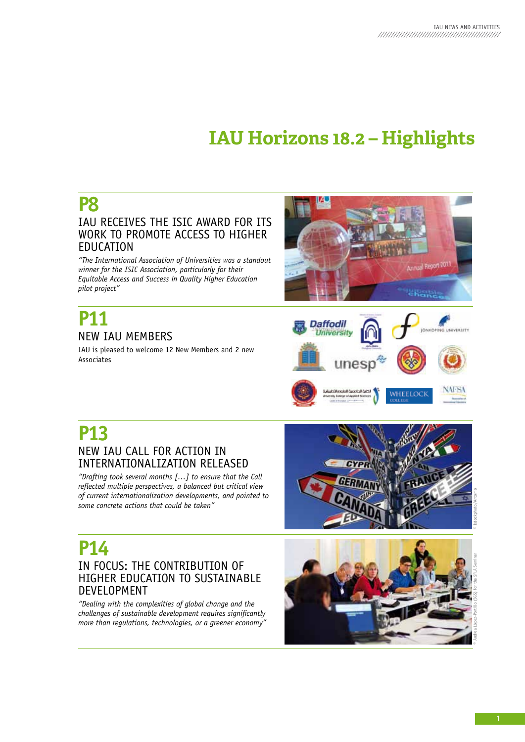# IAU Horizons 18.2 – Highlights

## P8

### IAU RECEIVES THE ISIC AWARD FOR ITS WORK TO PROMOTE ACCESS TO HIGHER EDUCATION

*"The International Association of Universities was a standout winner for the ISIC Association, particularly for their Equitable Access and Success in Quality Higher Education pilot project"*

## P11

### NEW IAU MEMBERS

IAU is pleased to welcome 12 New Members and 2 new Associates

## P13

### NEW IAU CALL FOR ACTION IN INTERNATIONALIZATION RELEASED

*"Drafting took several months [...] to ensure that the Call reflected multiple perspectives, a balanced but critical view of current internationalization developments, and pointed to some concrete actions that could be taken"*

© Istockphoto/Antonio

## P14

### IN FOCUS: THE CONTRIBUTION OF HIGHER EDUCATION TO SUSTAINABLE DEVELOPMENT

*"Dealing with the complexities of global change and the challenges of sustainable development requires significantly more than regulations, technologies, or a greener economy"*

© Andrea López-Portillo (SGS) for the SFLA Seminar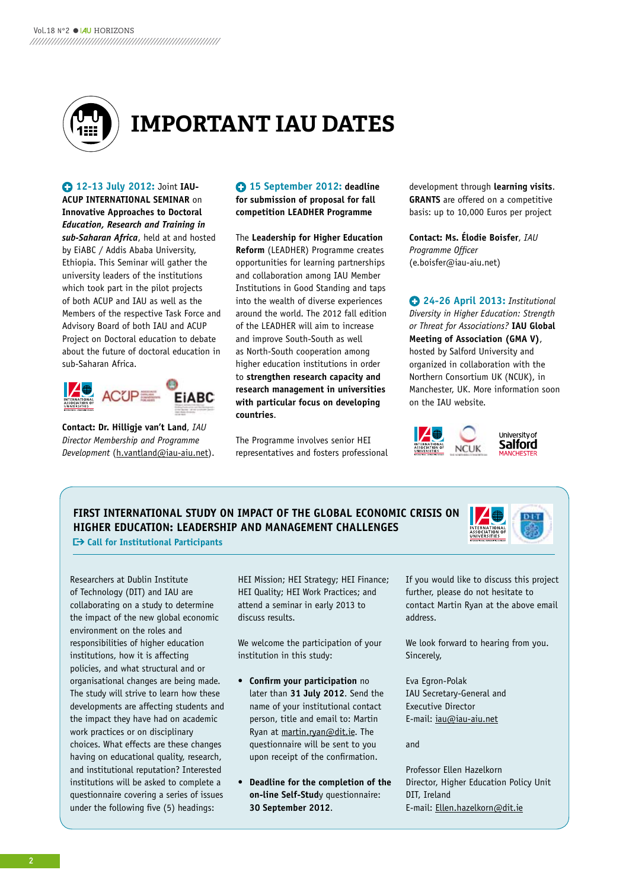# IMPORTANT IAU DATES

**12-13 July 2012:** Joint **IAU-ACUP INTERNATIONAL SEMINAR** on **Innovative Approaches to Doctoral Education, Research and Training in *sub-Saharan Africa***, held at and hosted by EiABC / Addis Ababa University, Ethiopia. This Seminar will gather the university leaders of the institutions which took part in the pilot projects of both ACUP and IAU as well as the Members of the respective Task Force and Advisory Board of both IAU and ACUP Project on Doctoral education to debate about the future of doctoral education in sub-Saharan Africa.

**Contact: Dr. Hilligje van't Land**, *IAU Director Membership and Programme Development* (h.vantland@iau-aiu.net).

**15 September 2012: deadline for submission of proposal for fall competition LEADHER Programme**

The **Leadership for Higher Education Reform** (LEADHER) Programme creates opportunities for learning partnerships and collaboration among IAU Member Institutions in Good Standing and taps into the wealth of diverse experiences around the world. The 2012 fall edition of the LEADHER will aim to increase and improve South-South as well as North-South cooperation among higher education institutions in order to **strengthen research capacity and research management in universities with particular focus on developing countries**.

The Programme involves senior HEI representatives and fosters professional development through **learning visits**. **GRANTS** are offered on a competitive basis: up to 10,000 Euros per project

**Contact: Ms. Élodie Boisfer**, *IAU Programme Officer* (e.boisfer@iau-aiu.net)

**24-26 April 2013:** *Institutional Diversity in Higher Education: Strength or Threat for Associations?* **IAU Global Meeting of Association (GMA V)**, hosted by Salford University and organized in collaboration with the Northern Consortium UK (NCUK), in Manchester, UK. More information soon on the IAU website.

## FIRST INTERNATIONAL STUDY ON IMPACT OF THE GLOBAL ECONOMIC CRISIS ON HIGHER EDUCATION: LEADERSHIP AND MANAGEMENT CHALLENGES

**Call for Institutional Participants**

Researchers at Dublin Institute of Technology (DIT) and IAU are collaborating on a study to determine the impact of the new global economic environment on the roles and responsibilities of higher education institutions, how it is affecting policies, and what structural and or organisational changes are being made. The study will strive to learn how these developments are affecting students and the impact they have had on academic work practices or on disciplinary choices. What effects are these changes having on educational quality, research, and institutional reputation? Interested institutions will be asked to complete a questionnaire covering a series of issues under the following five (5) headings: HEI Mission; HEI Strategy; HEI Finance; HEI Quality; HEI Work Practices; and attend a seminar in early 2013 to discuss results.

We welcome the participation of your institution in this study:

- **Confirm your participation** no later than **31 July 2012**. Send the name of your institutional contact person, title and email to: Martin Ryan at martin.ryan@dit.ie. The questionnaire will be sent to you upon receipt of the confirmation.
- **Deadline for the completion of the on-line Self-Stud**y questionnaire: **30 September 2012**.

If you would like to discuss this project further, please do not hesitate to contact Martin Ryan at the above email address.

We look forward to hearing from you.
Sincerely,

Eva Egron-Polak
IAU Secretary-General and Executive Director
E-mail: iau@iau-aiu.net

and

Professor Ellen Hazelkorn
Director, Higher Education Policy Unit
DIT, Ireland
E-mail: Ellen.hazelkorn@dit.ie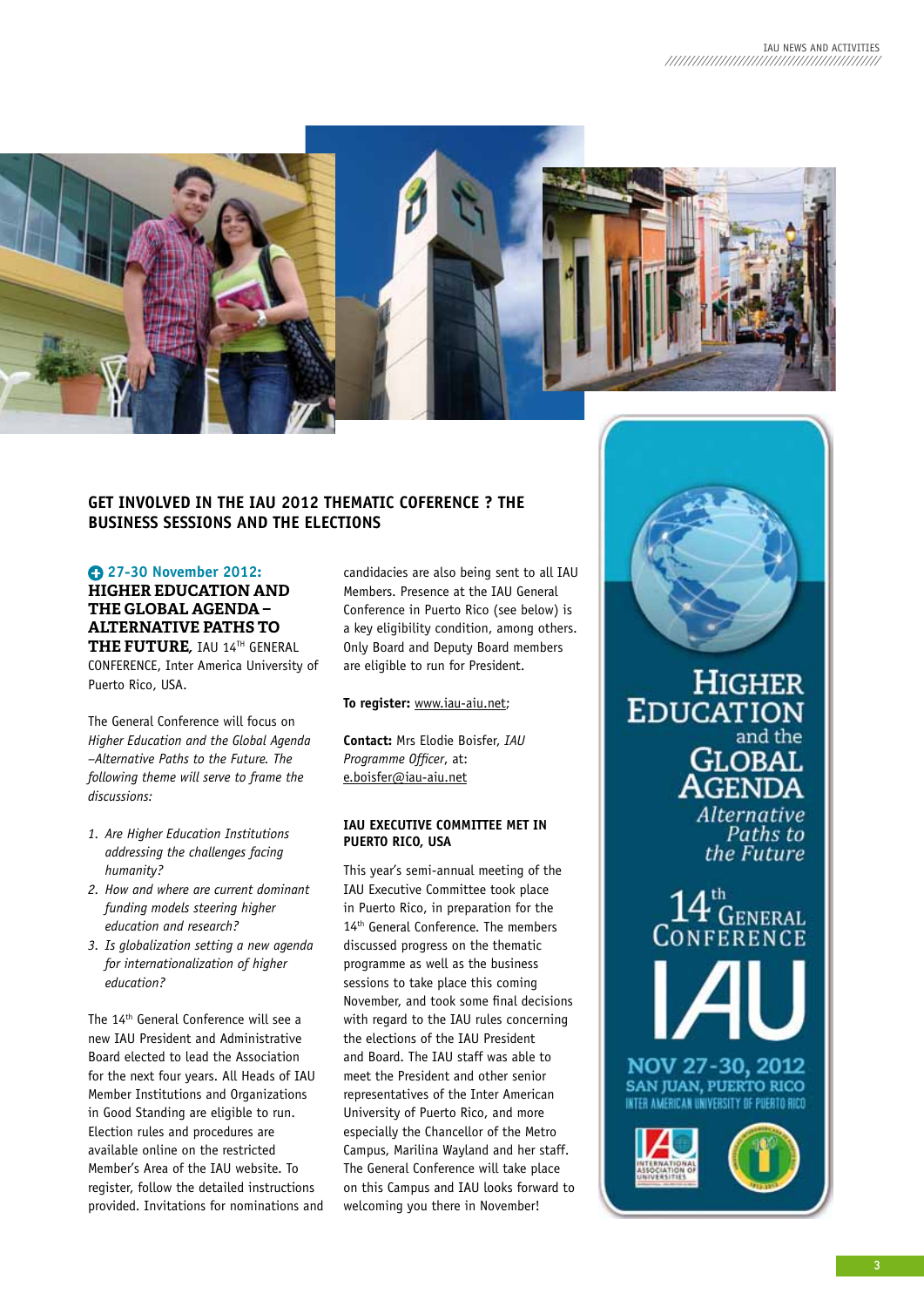## GET INVOLVED IN THE IAU 2012 THEMATIC COFERENCE ? THE BUSINESS SESSIONS AND THE ELECTIONS

**27-30 November 2012:**
**HIGHER EDUCATION AND THE GLOBAL AGENDA – ALTERNATIVE PATHS TO THE FUTURE**, IAU 14TH GENERAL CONFERENCE, Inter America University of Puerto Rico, USA.

The General Conference will focus on *Higher Education and the Global Agenda –Alternative Paths to the Future. The following theme will serve to frame the discussions:*

1. *Are Higher Education Institutions addressing the challenges facing humanity?*
2. *How and where are current dominant funding models steering higher education and research?*
3. *Is globalization setting a new agenda for internationalization of higher education?*

The 14th General Conference will see a new IAU President and Administrative Board elected to lead the Association for the next four years. All Heads of IAU Member Institutions and Organizations in Good Standing are eligible to run. Election rules and procedures are available online on the restricted Member's Area of the IAU website. To register, follow the detailed instructions provided. Invitations for nominations and candidacies are also being sent to all IAU Members. Presence at the IAU General Conference in Puerto Rico (see below) is a key eligibility condition, among others. Only Board and Deputy Board members are eligible to run for President.

**To register:** www.iau-aiu.net;

**Contact:** Mrs Elodie Boisfer, *IAU Programme Officer*, at: e.boisfer@iau-aiu.net

### IAU EXECUTIVE COMMITTEE MET IN PUERTO RICO, USA

This year's semi-annual meeting of the IAU Executive Committee took place in Puerto Rico, in preparation for the 14th General Conference. The members discussed progress on the thematic programme as well as the business sessions to take place this coming November, and took some final decisions with regard to the IAU rules concerning the elections of the IAU President and Board. The IAU staff was able to meet the President and other senior representatives of the Inter American University of Puerto Rico, and more especially the Chancellor of the Metro Campus, Marilina Wayland and her staff. The General Conference will take place on this Campus and IAU looks forward to welcoming you there in November!

HIGHER EDUCATION and the GLOBAL AGENDA *Alternative Paths to the Future*

14th GENERAL CONFERENCE

IAU

NOV 27-30, 2012
SAN JUAN, PUERTO RICO
INTER AMERICAN UNIVERSITY OF PUERTO RICO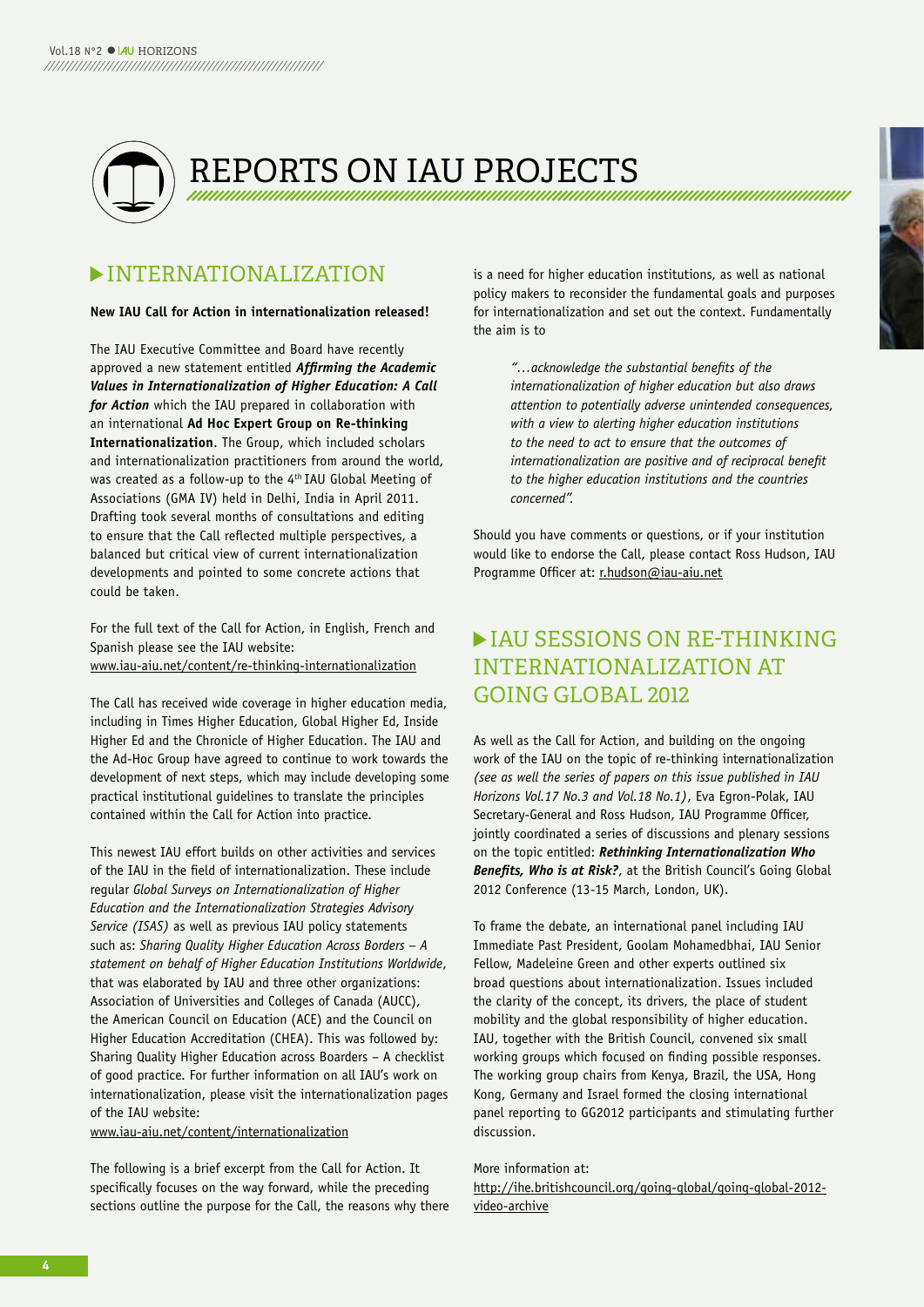# REPORTS ON IAU PROJECTS

## INTERNATIONALIZATION

**New IAU Call for Action in internationalization released!**

The IAU Executive Committee and Board have recently approved a new statement entitled ***Affirming the Academic Values in Internationalization of Higher Education: A Call for Action*** which the IAU prepared in collaboration with an international **Ad Hoc Expert Group on Re-thinking Internationalization**. The Group, which included scholars and internationalization practitioners from around the world, was created as a follow-up to the 4th IAU Global Meeting of Associations (GMA IV) held in Delhi, India in April 2011. Drafting took several months of consultations and editing to ensure that the Call reflected multiple perspectives, a balanced but critical view of current internationalization developments and pointed to some concrete actions that could be taken.

For the full text of the Call for Action, in English, French and Spanish please see the IAU website: www.iau-aiu.net/content/re-thinking-internationalization

The Call has received wide coverage in higher education media, including in Times Higher Education, Global Higher Ed, Inside Higher Ed and the Chronicle of Higher Education. The IAU and the Ad-Hoc Group have agreed to continue to work towards the development of next steps, which may include developing some practical institutional guidelines to translate the principles contained within the Call for Action into practice.

This newest IAU effort builds on other activities and services of the IAU in the field of internationalization. These include regular *Global Surveys on Internationalization of Higher Education and the Internationalization Strategies Advisory Service (ISAS)* as well as previous IAU policy statements such as: *Sharing Quality Higher Education Across Borders – A statement on behalf of Higher Education Institutions Worldwide*, that was elaborated by IAU and three other organizations: Association of Universities and Colleges of Canada (AUCC), the American Council on Education (ACE) and the Council on Higher Education Accreditation (CHEA). This was followed by: Sharing Quality Higher Education across Boarders – A checklist of good practice. For further information on all IAU's work on internationalization, please visit the internationalization pages of the IAU website: www.iau-aiu.net/content/internationalization

The following is a brief excerpt from the Call for Action. It specifically focuses on the way forward, while the preceding sections outline the purpose for the Call, the reasons why there is a need for higher education institutions, as well as national policy makers to reconsider the fundamental goals and purposes for internationalization and set out the context. Fundamentally the aim is to

> *"…acknowledge the substantial benefits of the internationalization of higher education but also draws attention to potentially adverse unintended consequences, with a view to alerting higher education institutions to the need to act to ensure that the outcomes of internationalization are positive and of reciprocal benefit to the higher education institutions and the countries concerned".*

Should you have comments or questions, or if your institution would like to endorse the Call, please contact Ross Hudson, IAU Programme Officer at: r.hudson@iau-aiu.net

## IAU SESSIONS ON RE-THINKING INTERNATIONALIZATION AT GOING GLOBAL 2012

As well as the Call for Action, and building on the ongoing work of the IAU on the topic of re-thinking internationalization *(see as well the series of papers on this issue published in IAU Horizons Vol.17 No.3 and Vol.18 No.1)*, Eva Egron-Polak, IAU Secretary-General and Ross Hudson, IAU Programme Officer, jointly coordinated a series of discussions and plenary sessions on the topic entitled: ***Rethinking Internationalization Who Benefits, Who is at Risk?***, at the British Council's Going Global 2012 Conference (13-15 March, London, UK).

To frame the debate, an international panel including IAU Immediate Past President, Goolam Mohamedbhai, IAU Senior Fellow, Madeleine Green and other experts outlined six broad questions about internationalization. Issues included the clarity of the concept, its drivers, the place of student mobility and the global responsibility of higher education. IAU, together with the British Council, convened six small working groups which focused on finding possible responses. The working group chairs from Kenya, Brazil, the USA, Hong Kong, Germany and Israel formed the closing international panel reporting to GG2012 participants and stimulating further discussion.

More information at: http://ihe.britishcouncil.org/going-global/going-global-2012-video-archive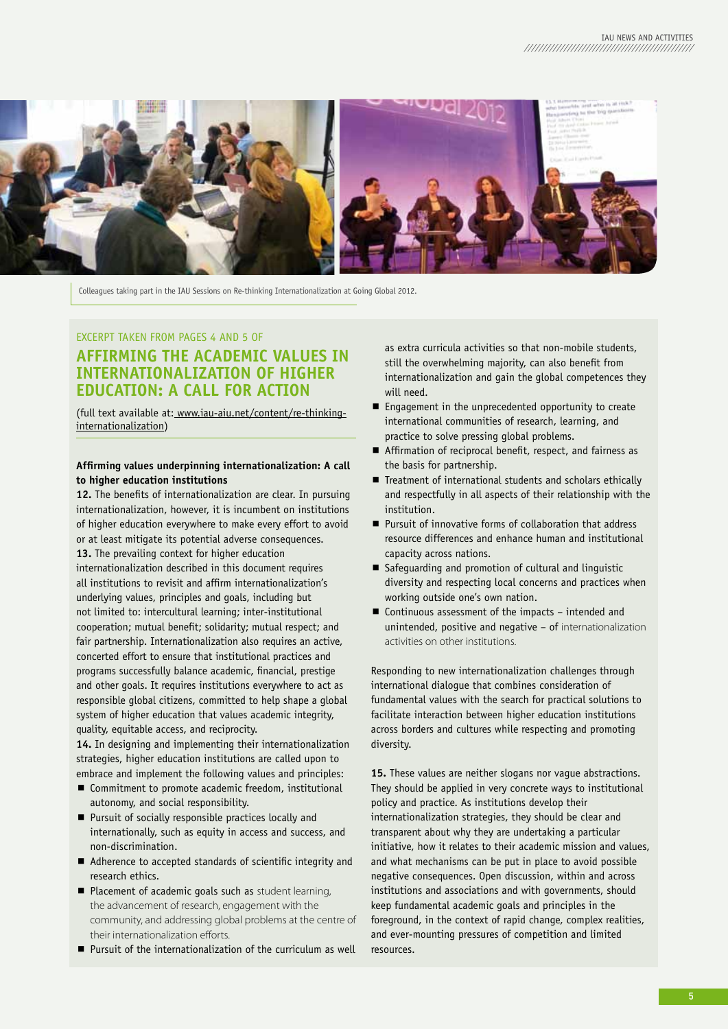Colleagues taking part in the IAU Sessions on Re-thinking Internationalization at Going Global 2012.

EXCERPT TAKEN FROM PAGES 4 AND 5 OF

## AFFIRMING THE ACADEMIC VALUES IN INTERNATIONALIZATION OF HIGHER EDUCATION: A CALL FOR ACTION

(full text available at: www.iau-aiu.net/content/re-thinking-internationalization)

**Affirming values underpinning internationalization: A call to higher education institutions**

**12.** The benefits of internationalization are clear. In pursuing internationalization, however, it is incumbent on institutions of higher education everywhere to make every effort to avoid or at least mitigate its potential adverse consequences.

**13.** The prevailing context for higher education internationalization described in this document requires all institutions to revisit and affirm internationalization's underlying values, principles and goals, including but not limited to: intercultural learning; inter-institutional cooperation; mutual benefit; solidarity; mutual respect; and fair partnership. Internationalization also requires an active, concerted effort to ensure that institutional practices and programs successfully balance academic, financial, prestige and other goals. It requires institutions everywhere to act as responsible global citizens, committed to help shape a global system of higher education that values academic integrity, quality, equitable access, and reciprocity.

**14.** In designing and implementing their internationalization strategies, higher education institutions are called upon to embrace and implement the following values and principles:

- Commitment to promote academic freedom, institutional autonomy, and social responsibility.
- Pursuit of socially responsible practices locally and internationally, such as equity in access and success, and non-discrimination.
- Adherence to accepted standards of scientific integrity and research ethics.
- Placement of academic goals such as student learning, the advancement of research, engagement with the community, and addressing global problems at the centre of their internationalization efforts.
- Pursuit of the internationalization of the curriculum as well as extra curricula activities so that non-mobile students, still the overwhelming majority, can also benefit from internationalization and gain the global competences they will need.
- Engagement in the unprecedented opportunity to create international communities of research, learning, and practice to solve pressing global problems.
- Affirmation of reciprocal benefit, respect, and fairness as the basis for partnership.
- Treatment of international students and scholars ethically and respectfully in all aspects of their relationship with the institution.
- Pursuit of innovative forms of collaboration that address resource differences and enhance human and institutional capacity across nations.
- Safeguarding and promotion of cultural and linguistic diversity and respecting local concerns and practices when working outside one's own nation.
- Continuous assessment of the impacts – intended and unintended, positive and negative – of internationalization activities on other institutions.

Responding to new internationalization challenges through international dialogue that combines consideration of fundamental values with the search for practical solutions to facilitate interaction between higher education institutions across borders and cultures while respecting and promoting diversity.

**15.** These values are neither slogans nor vague abstractions. They should be applied in very concrete ways to institutional policy and practice. As institutions develop their internationalization strategies, they should be clear and transparent about why they are undertaking a particular initiative, how it relates to their academic mission and values, and what mechanisms can be put in place to avoid possible negative consequences. Open discussion, within and across institutions and associations and with governments, should keep fundamental academic goals and principles in the foreground, in the context of rapid change, complex realities, and ever-mounting pressures of competition and limited resources.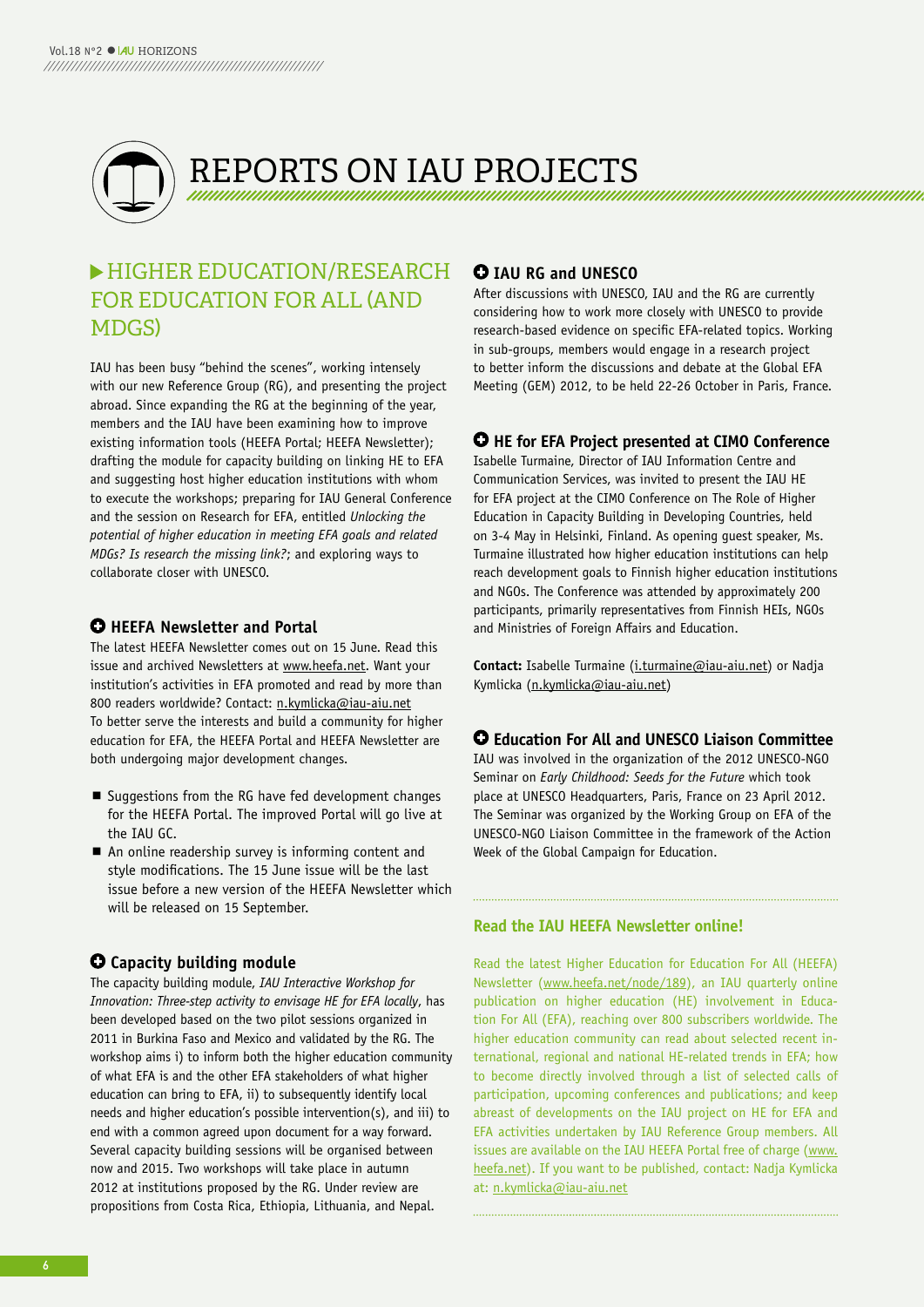# REPORTS ON IAU PROJECTS

## HIGHER EDUCATION/RESEARCH FOR EDUCATION FOR ALL (AND MDGS)

IAU has been busy "behind the scenes", working intensely with our new Reference Group (RG), and presenting the project abroad. Since expanding the RG at the beginning of the year, members and the IAU have been examining how to improve existing information tools (HEEFA Portal; HEEFA Newsletter); drafting the module for capacity building on linking HE to EFA and suggesting host higher education institutions with whom to execute the workshops; preparing for IAU General Conference and the session on Research for EFA, entitled *Unlocking the potential of higher education in meeting EFA goals and related MDGs? Is research the missing link?*; and exploring ways to collaborate closer with UNESCO.

### HEEFA Newsletter and Portal

The latest HEEFA Newsletter comes out on 15 June. Read this issue and archived Newsletters at www.heefa.net. Want your institution's activities in EFA promoted and read by more than 800 readers worldwide? Contact: n.kymlicka@iau-aiu.net

To better serve the interests and build a community for higher education for EFA, the HEEFA Portal and HEEFA Newsletter are both undergoing major development changes.

- Suggestions from the RG have fed development changes for the HEEFA Portal. The improved Portal will go live at the IAU GC.
- An online readership survey is informing content and style modifications. The 15 June issue will be the last issue before a new version of the HEEFA Newsletter which will be released on 15 September.

### Capacity building module

The capacity building module, *IAU Interactive Workshop for Innovation: Three-step activity to envisage HE for EFA locally*, has been developed based on the two pilot sessions organized in 2011 in Burkina Faso and Mexico and validated by the RG. The workshop aims i) to inform both the higher education community of what EFA is and the other EFA stakeholders of what higher education can bring to EFA, ii) to subsequently identify local needs and higher education's possible intervention(s), and iii) to end with a common agreed upon document for a way forward. Several capacity building sessions will be organised between now and 2015. Two workshops will take place in autumn 2012 at institutions proposed by the RG. Under review are propositions from Costa Rica, Ethiopia, Lithuania, and Nepal.

### IAU RG and UNESCO

After discussions with UNESCO, IAU and the RG are currently considering how to work more closely with UNESCO to provide research-based evidence on specific EFA-related topics. Working in sub-groups, members would engage in a research project to better inform the discussions and debate at the Global EFA Meeting (GEM) 2012, to be held 22-26 October in Paris, France.

### HE for EFA Project presented at CIMO Conference

Isabelle Turmaine, Director of IAU Information Centre and Communication Services, was invited to present the IAU HE for EFA project at the CIMO Conference on The Role of Higher Education in Capacity Building in Developing Countries, held on 3-4 May in Helsinki, Finland. As opening guest speaker, Ms. Turmaine illustrated how higher education institutions can help reach development goals to Finnish higher education institutions and NGOs. The Conference was attended by approximately 200 participants, primarily representatives from Finnish HEIs, NGOs and Ministries of Foreign Affairs and Education.

**Contact:** Isabelle Turmaine (i.turmaine@iau-aiu.net) or Nadja Kymlicka (n.kymlicka@iau-aiu.net)

### Education For All and UNESCO Liaison Committee

IAU was involved in the organization of the 2012 UNESCO-NGO Seminar on *Early Childhood: Seeds for the Future* which took place at UNESCO Headquarters, Paris, France on 23 April 2012. The Seminar was organized by the Working Group on EFA of the UNESCO-NGO Liaison Committee in the framework of the Action Week of the Global Campaign for Education.

### Read the IAU HEEFA Newsletter online!

Read the latest Higher Education for Education For All (HEEFA) Newsletter (www.heefa.net/node/189), an IAU quarterly online publication on higher education (HE) involvement in Education For All (EFA), reaching over 800 subscribers worldwide. The higher education community can read about selected recent international, regional and national HE-related trends in EFA; how to become directly involved through a list of selected calls of participation, upcoming conferences and publications; and keep abreast of developments on the IAU project on HE for EFA and EFA activities undertaken by IAU Reference Group members. All issues are available on the IAU HEEFA Portal free of charge (www.heefa.net). If you want to be published, contact: Nadja Kymlicka at: n.kymlicka@iau-aiu.net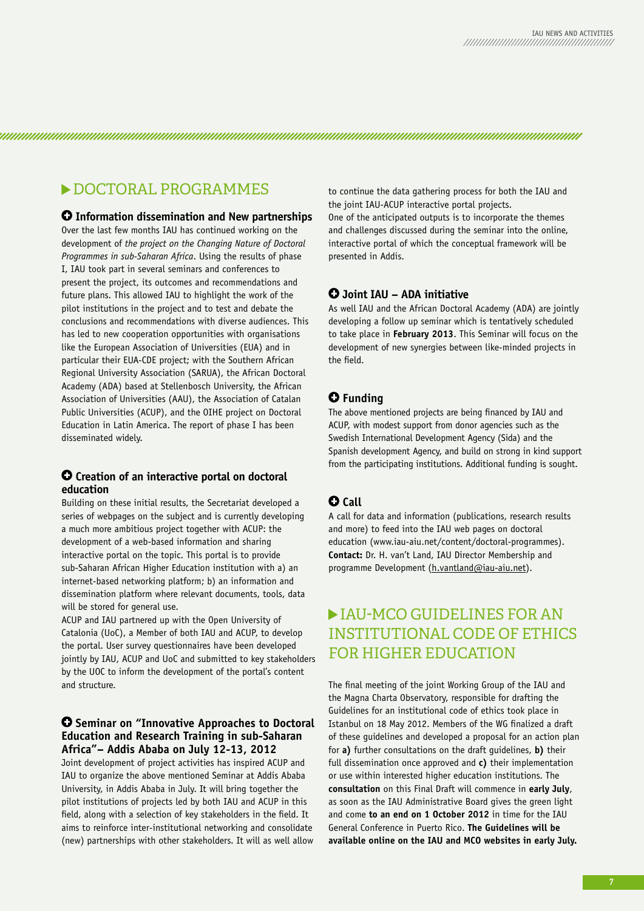## DOCTORAL PROGRAMMES

### Information dissemination and New partnerships

Over the last few months IAU has continued working on the development of *the project on the Changing Nature of Doctoral Programmes in sub-Saharan Africa*. Using the results of phase I, IAU took part in several seminars and conferences to present the project, its outcomes and recommendations and future plans. This allowed IAU to highlight the work of the pilot institutions in the project and to test and debate the conclusions and recommendations with diverse audiences. This has led to new cooperation opportunities with organisations like the European Association of Universities (EUA) and in particular their EUA-CDE project; with the Southern African Regional University Association (SARUA), the African Doctoral Academy (ADA) based at Stellenbosch University, the African Association of Universities (AAU), the Association of Catalan Public Universities (ACUP), and the OIHE project on Doctoral Education in Latin America. The report of phase I has been disseminated widely.

### Creation of an interactive portal on doctoral education

Building on these initial results, the Secretariat developed a series of webpages on the subject and is currently developing a much more ambitious project together with ACUP: the development of a web-based information and sharing interactive portal on the topic. This portal is to provide sub-Saharan African Higher Education institution with a) an internet-based networking platform; b) an information and dissemination platform where relevant documents, tools, data will be stored for general use.

ACUP and IAU partnered up with the Open University of Catalonia (UoC), a Member of both IAU and ACUP, to develop the portal. User survey questionnaires have been developed jointly by IAU, ACUP and UoC and submitted to key stakeholders by the UOC to inform the development of the portal's content and structure.

### Seminar on "Innovative Approaches to Doctoral Education and Research Training in sub-Saharan Africa"– Addis Ababa on July 12-13, 2012

Joint development of project activities has inspired ACUP and IAU to organize the above mentioned Seminar at Addis Ababa University, in Addis Ababa in July. It will bring together the pilot institutions of projects led by both IAU and ACUP in this field, along with a selection of key stakeholders in the field. It aims to reinforce inter-institutional networking and consolidate (new) partnerships with other stakeholders. It will as well allow to continue the data gathering process for both the IAU and the joint IAU-ACUP interactive portal projects.

One of the anticipated outputs is to incorporate the themes and challenges discussed during the seminar into the online, interactive portal of which the conceptual framework will be presented in Addis.

### Joint IAU – ADA initiative

As well IAU and the African Doctoral Academy (ADA) are jointly developing a follow up seminar which is tentatively scheduled to take place in **February 2013**. This Seminar will focus on the development of new synergies between like-minded projects in the field.

### Funding

The above mentioned projects are being financed by IAU and ACUP, with modest support from donor agencies such as the Swedish International Development Agency (Sida) and the Spanish development Agency, and build on strong in kind support from the participating institutions. Additional funding is sought.

### Call

A call for data and information (publications, research results and more) to feed into the IAU web pages on doctoral education (www.iau-aiu.net/content/doctoral-programmes). **Contact:** Dr. H. van't Land, IAU Director Membership and programme Development (h.vantland@iau-aiu.net).

## IAU-MCO GUIDELINES FOR AN INSTITUTIONAL CODE OF ETHICS FOR HIGHER EDUCATION

The final meeting of the joint Working Group of the IAU and the Magna Charta Observatory, responsible for drafting the Guidelines for an institutional code of ethics took place in Istanbul on 18 May 2012. Members of the WG finalized a draft of these guidelines and developed a proposal for an action plan for **a)** further consultations on the draft guidelines, **b)** their full dissemination once approved and **c)** their implementation or use within interested higher education institutions. The **consultation** on this Final Draft will commence in **early July**, as soon as the IAU Administrative Board gives the green light and come **to an end on 1 October 2012** in time for the IAU General Conference in Puerto Rico. **The Guidelines will be available online on the IAU and MCO websites in early July.**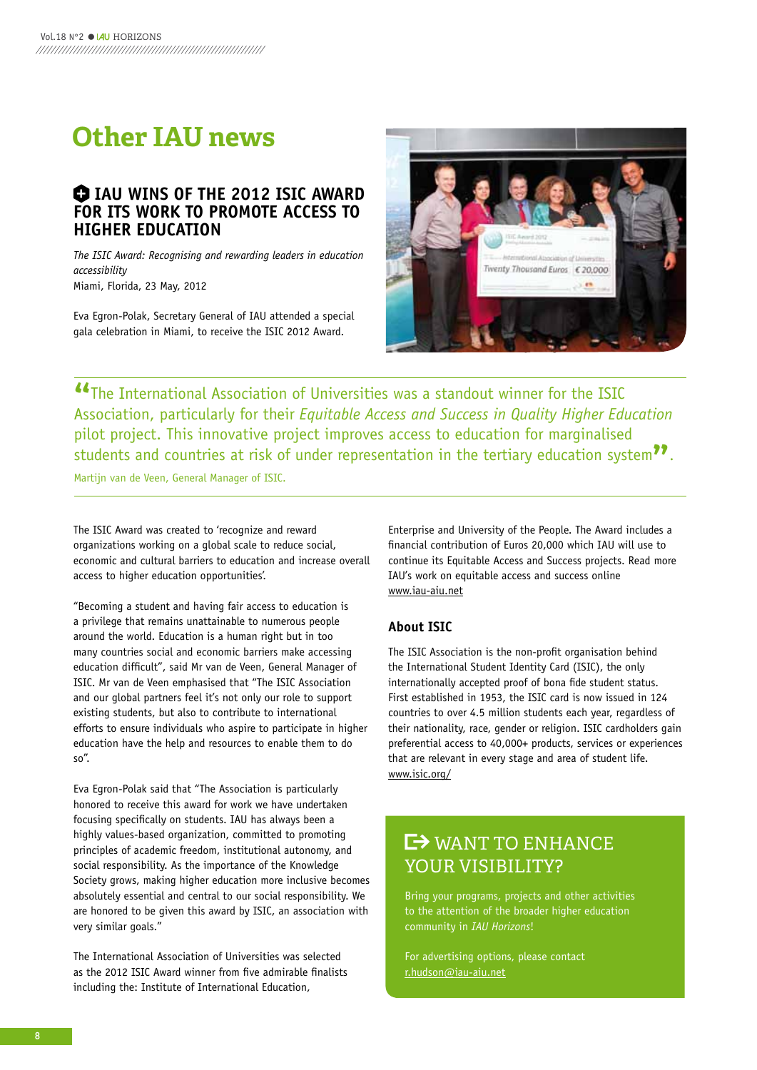# Other IAU news

## IAU WINS OF THE 2012 ISIC AWARD FOR ITS WORK TO PROMOTE ACCESS TO HIGHER EDUCATION

*The ISIC Award: Recognising and rewarding leaders in education accessibility*
Miami, Florida, 23 May, 2012

Eva Egron-Polak, Secretary General of IAU attended a special gala celebration in Miami, to receive the ISIC 2012 Award.

> "The International Association of Universities was a standout winner for the ISIC Association, particularly for their *Equitable Access and Success in Quality Higher Education* pilot project. This innovative project improves access to education for marginalised students and countries at risk of under representation in the tertiary education system".
>
> Martijn van de Veen, General Manager of ISIC.

The ISIC Award was created to 'recognize and reward organizations working on a global scale to reduce social, economic and cultural barriers to education and increase overall access to higher education opportunities'.

"Becoming a student and having fair access to education is a privilege that remains unattainable to numerous people around the world. Education is a human right but in too many countries social and economic barriers make accessing education difficult", said Mr van de Veen, General Manager of ISIC. Mr van de Veen emphasised that "The ISIC Association and our global partners feel it's not only our role to support existing students, but also to contribute to international efforts to ensure individuals who aspire to participate in higher education have the help and resources to enable them to do so".

Eva Egron-Polak said that "The Association is particularly honored to receive this award for work we have undertaken focusing specifically on students. IAU has always been a highly values-based organization, committed to promoting principles of academic freedom, institutional autonomy, and social responsibility. As the importance of the Knowledge Society grows, making higher education more inclusive becomes absolutely essential and central to our social responsibility. We are honored to be given this award by ISIC, an association with very similar goals."

The International Association of Universities was selected as the 2012 ISIC Award winner from five admirable finalists including the: Institute of International Education, Enterprise and University of the People. The Award includes a financial contribution of Euros 20,000 which IAU will use to continue its Equitable Access and Success projects. Read more IAU's work on equitable access and success online www.iau-aiu.net

### About ISIC

The ISIC Association is the non-profit organisation behind the International Student Identity Card (ISIC), the only internationally accepted proof of bona fide student status. First established in 1953, the ISIC card is now issued in 124 countries to over 4.5 million students each year, regardless of their nationality, race, gender or religion. ISIC cardholders gain preferential access to 40,000+ products, services or experiences that are relevant in every stage and area of student life. www.isic.org/

## WANT TO ENHANCE YOUR VISIBILITY?

Bring your programs, projects and other activities to the attention of the broader higher education community in *IAU Horizons*!

For advertising options, please contact r.hudson@iau-aiu.net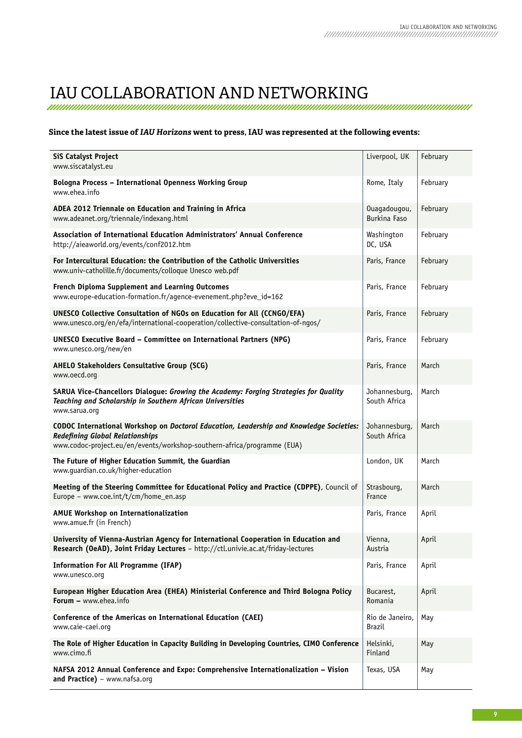# IAU COLLABORATION AND NETWORKING

**Since the latest issue of *IAU Horizons* went to press, IAU was represented at the following events:**

| Event | Location | Month |
|---|---|---|
| **SiS Catalyst Project** www.siscatalyst.eu | Liverpool, UK | February |
| **Bologna Process – International Openness Working Group** www.ehea.info | Rome, Italy | February |
| **ADEA 2012 Triennale on Education and Training in Africa** www.adeanet.org/triennale/indexang.html | Ouagadougou, Burkina Faso | February |
| **Association of International Education Administrators' Annual Conference** http://aieaworld.org/events/conf2012.htm | Washington DC, USA | February |
| **For Intercultural Education: the Contribution of the Catholic Universities** www.univ-catholille.fr/documents/colloque Unesco web.pdf | Paris, France | February |
| **French Diploma Supplement and Learning Outcomes** www.europe-education-formation.fr/agence-evenement.php?eve_id=162 | Paris, France | February |
| **UNESCO Collective Consultation of NGOs on Education for All (CCNGO/EFA)** www.unesco.org/en/efa/international-cooperation/collective-consultation-of-ngos/ | Paris, France | February |
| **UNESCO Executive Board – Committee on International Partners (NPG)** www.unesco.org/new/en | Paris, France | February |
| **AHELO Stakeholders Consultative Group (SCG)** www.oecd.org | Paris, France | March |
| **SARUA Vice-Chancellors Dialogue: *Growing the Academy: Forging Strategies for Quality Teaching and Scholarship in Southern African Universities*** www.sarua.org | Johannesburg, South Africa | March |
| **CODOC International Workshop on *Doctoral Education, Leadership and Knowledge Societies: Redefining Global Relationships*** www.codoc-project.eu/en/events/workshop-southern-africa/programme (EUA) | Johannesburg, South Africa | March |
| **The Future of Higher Education Summit, the Guardian** www.guardian.co.uk/higher-education | London, UK | March |
| **Meeting of the Steering Committee for Educational Policy and Practice (CDPPE)**, Council of Europe – www.coe.int/t/cm/home_en.asp | Strasbourg, France | March |
| **AMUE Workshop on Internationalization** www.amue.fr (in French) | Paris, France | April |
| **University of Vienna-Austrian Agency for International Cooperation in Education and Research (OeAD), Joint Friday Lectures** – http://ctl.univie.ac.at/friday-lectures | Vienna, Austria | April |
| **Information For All Programme (IFAP)** www.unesco.org | Paris, France | April |
| **European Higher Education Area (EHEA) Ministerial Conference and Third Bologna Policy Forum –** www.ehea.info | Bucarest, Romania | April |
| **Conference of the Americas on International Education (CAEI)** www.caie-caei.org | Rio de Janeiro, Brazil | May |
| **The Role of Higher Education in Capacity Building in Developing Countries, CIMO Conference** www.cimo.fi | Helsinki, Finland | May |
| **NAFSA 2012 Annual Conference and Expo: Comprehensive Internationalization – Vision and Practice)** – www.nafsa.org | Texas, USA | May |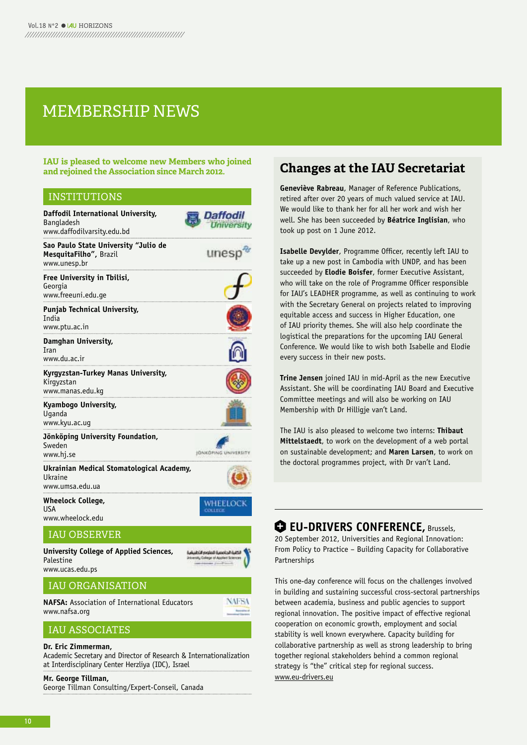# MEMBERSHIP NEWS

**IAU is pleased to welcome new Members who joined and rejoined the Association since March 2012.**

## INSTITUTIONS

**Daffodil International University,** Bangladesh
www.daffodilvarsity.edu.bd

**Sao Paulo State University "Julio de MesquitaFilho",** Brazil
www.unesp.br

**Free University in Tbilisi,** Georgia
www.freeuni.edu.ge

**Punjab Technical University,** India
www.ptu.ac.in

**Damghan University,** Iran
www.du.ac.ir

**Kyrgyzstan-Turkey Manas University,** Kirgyzstan
www.manas.edu.kg

**Kyambogo University,** Uganda
www.kyu.ac.ug

**Jönköping University Foundation,** Sweden
www.hj.se

**Ukrainian Medical Stomatological Academy,** Ukraine
www.umsa.edu.ua

**Wheelock College,** USA
www.wheelock.edu

## IAU OBSERVER

**University College of Applied Sciences,** Palestine
www.ucas.edu.ps

## IAU ORGANISATION

**NAFSA:** Association of International Educators
www.nafsa.org

## IAU ASSOCIATES

**Dr. Eric Zimmerman,**
Academic Secretary and Director of Research & Internationalization at Interdisciplinary Center Herzliya (IDC), Israel

**Mr. George Tillman,**
George Tillman Consulting/Expert-Conseil, Canada

## Changes at the IAU Secretariat

**Geneviève Rabreau**, Manager of Reference Publications, retired after over 20 years of much valued service at IAU. We would like to thank her for all her work and wish her well. She has been succeeded by **Béatrice Inglisian**, who took up post on 1 June 2012.

**Isabelle Devylder**, Programme Officer, recently left IAU to take up a new post in Cambodia with UNDP, and has been succeeded by **Elodie Boisfer**, former Executive Assistant, who will take on the role of Programme Officer responsible for IAU's LEADHER programme, as well as continuing to work with the Secretary General on projects related to improving equitable access and success in Higher Education, one of IAU priority themes. She will also help coordinate the logistical the preparations for the upcoming IAU General Conference. We would like to wish both Isabelle and Elodie every success in their new posts.

**Trine Jensen** joined IAU in mid-April as the new Executive Assistant. She will be coordinating IAU Board and Executive Committee meetings and will also be working on IAU Membership with Dr Hilligje van't Land.

The IAU is also pleased to welcome two interns: **Thibaut Mittelstaedt**, to work on the development of a web portal on sustainable development; and **Maren Larsen**, to work on the doctoral programmes project, with Dr van't Land.

## EU-DRIVERS CONFERENCE, Brussels,

20 September 2012, Universities and Regional Innovation: From Policy to Practice – Building Capacity for Collaborative Partnerships

This one-day conference will focus on the challenges involved in building and sustaining successful cross-sectoral partnerships between academia, business and public agencies to support regional innovation. The positive impact of effective regional cooperation on economic growth, employment and social stability is well known everywhere. Capacity building for collaborative partnership as well as strong leadership to bring together regional stakeholders behind a common regional strategy is "the" critical step for regional success.
www.eu-drivers.eu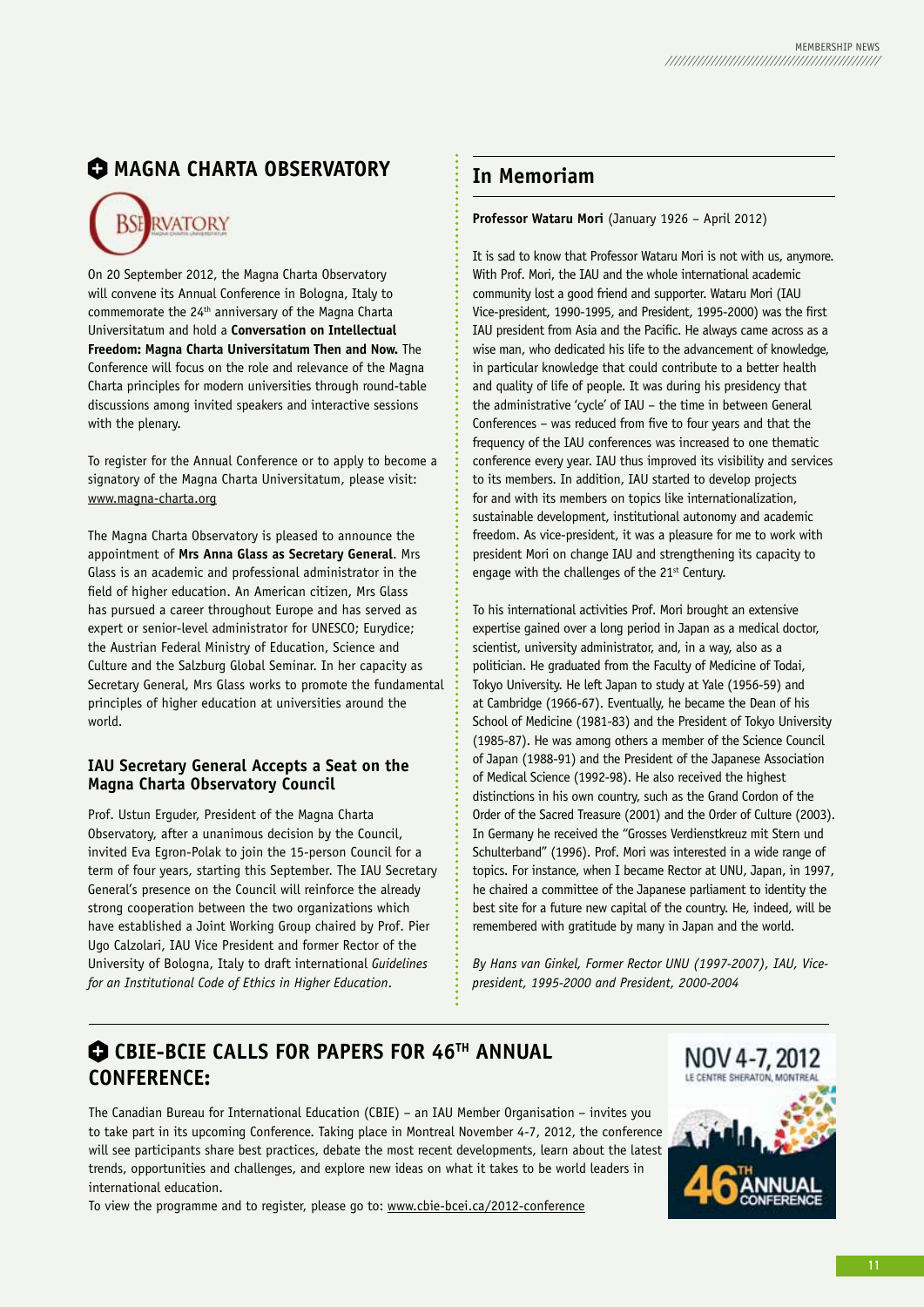## MAGNA CHARTA OBSERVATORY

On 20 September 2012, the Magna Charta Observatory will convene its Annual Conference in Bologna, Italy to commemorate the 24th anniversary of the Magna Charta Universitatum and hold a **Conversation on Intellectual Freedom: Magna Charta Universitatum Then and Now.** The Conference will focus on the role and relevance of the Magna Charta principles for modern universities through round-table discussions among invited speakers and interactive sessions with the plenary.

To register for the Annual Conference or to apply to become a signatory of the Magna Charta Universitatum, please visit: www.magna-charta.org

The Magna Charta Observatory is pleased to announce the appointment of **Mrs Anna Glass as Secretary General**. Mrs Glass is an academic and professional administrator in the field of higher education. An American citizen, Mrs Glass has pursued a career throughout Europe and has served as expert or senior-level administrator for UNESCO; Eurydice; the Austrian Federal Ministry of Education, Science and Culture and the Salzburg Global Seminar. In her capacity as Secretary General, Mrs Glass works to promote the fundamental principles of higher education at universities around the world.

### IAU Secretary General Accepts a Seat on the Magna Charta Observatory Council

Prof. Ustun Erguder, President of the Magna Charta Observatory, after a unanimous decision by the Council, invited Eva Egron-Polak to join the 15-person Council for a term of four years, starting this September. The IAU Secretary General's presence on the Council will reinforce the already strong cooperation between the two organizations which have established a Joint Working Group chaired by Prof. Pier Ugo Calzolari, IAU Vice President and former Rector of the University of Bologna, Italy to draft international *Guidelines for an Institutional Code of Ethics in Higher Education*.

## In Memoriam

**Professor Wataru Mori** (January 1926 – April 2012)

It is sad to know that Professor Wataru Mori is not with us, anymore. With Prof. Mori, the IAU and the whole international academic community lost a good friend and supporter. Wataru Mori (IAU Vice-president, 1990-1995, and President, 1995-2000) was the first IAU president from Asia and the Pacific. He always came across as a wise man, who dedicated his life to the advancement of knowledge, in particular knowledge that could contribute to a better health and quality of life of people. It was during his presidency that the administrative 'cycle' of IAU – the time in between General Conferences – was reduced from five to four years and that the frequency of the IAU conferences was increased to one thematic conference every year. IAU thus improved its visibility and services to its members. In addition, IAU started to develop projects for and with its members on topics like internationalization, sustainable development, institutional autonomy and academic freedom. As vice-president, it was a pleasure for me to work with president Mori on change IAU and strengthening its capacity to engage with the challenges of the 21st Century.

To his international activities Prof. Mori brought an extensive expertise gained over a long period in Japan as a medical doctor, scientist, university administrator, and, in a way, also as a politician. He graduated from the Faculty of Medicine of Todai, Tokyo University. He left Japan to study at Yale (1956-59) and at Cambridge (1966-67). Eventually, he became the Dean of his School of Medicine (1981-83) and the President of Tokyo University (1985-87). He was among others a member of the Science Council of Japan (1988-91) and the President of the Japanese Association of Medical Science (1992-98). He also received the highest distinctions in his own country, such as the Grand Cordon of the Order of the Sacred Treasure (2001) and the Order of Culture (2003). In Germany he received the "Grosses Verdienstkreuz mit Stern und Schulterband" (1996). Prof. Mori was interested in a wide range of topics. For instance, when I became Rector at UNU, Japan, in 1997, he chaired a committee of the Japanese parliament to identity the best site for a future new capital of the country. He, indeed, will be remembered with gratitude by many in Japan and the world.

*By Hans van Ginkel, Former Rector UNU (1997-2007), IAU, Vice-president, 1995-2000 and President, 2000-2004*

## CBIE-BCIE CALLS FOR PAPERS FOR 46TH ANNUAL CONFERENCE:

The Canadian Bureau for International Education (CBIE) – an IAU Member Organisation – invites you to take part in its upcoming Conference. Taking place in Montreal November 4-7, 2012, the conference will see participants share best practices, debate the most recent developments, learn about the latest trends, opportunities and challenges, and explore new ideas on what it takes to be world leaders in international education.

To view the programme and to register, please go to: www.cbie-bcei.ca/2012-conference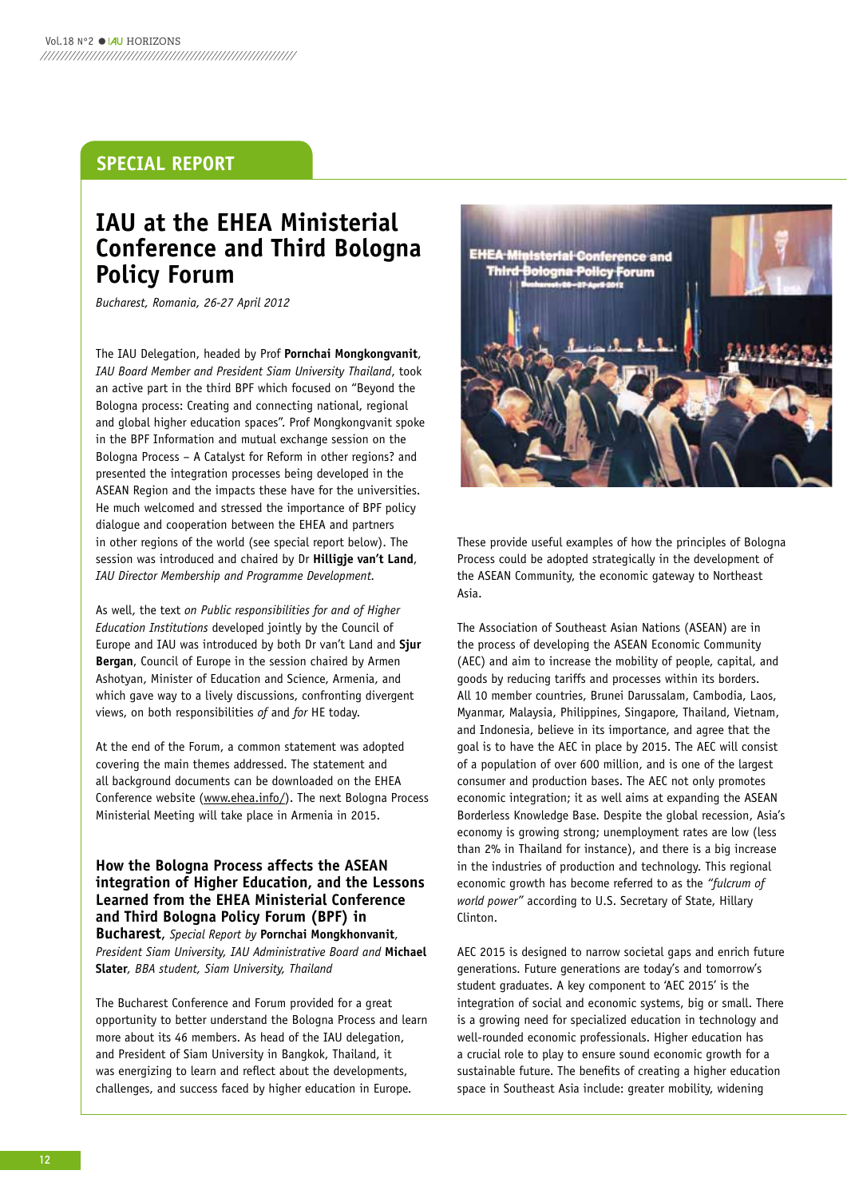## SPECIAL REPORT

# IAU at the EHEA Ministerial Conference and Third Bologna Policy Forum

*Bucharest, Romania, 26-27 April 2012*

The IAU Delegation, headed by Prof **Pornchai Mongkongvanit**, *IAU Board Member and President Siam University Thailand*, took an active part in the third BPF which focused on "Beyond the Bologna process: Creating and connecting national, regional and global higher education spaces". Prof Mongkongvanit spoke in the BPF Information and mutual exchange session on the Bologna Process – A Catalyst for Reform in other regions? and presented the integration processes being developed in the ASEAN Region and the impacts these have for the universities. He much welcomed and stressed the importance of BPF policy dialogue and cooperation between the EHEA and partners in other regions of the world (see special report below). The session was introduced and chaired by Dr **Hilligje van't Land**, *IAU Director Membership and Programme Development.*

As well, the text *on Public responsibilities for and of Higher Education Institutions* developed jointly by the Council of Europe and IAU was introduced by both Dr van't Land and **Sjur Bergan**, Council of Europe in the session chaired by Armen Ashotyan, Minister of Education and Science, Armenia, and which gave way to a lively discussions, confronting divergent views, on both responsibilities *of* and *for* HE today.

At the end of the Forum, a common statement was adopted covering the main themes addressed. The statement and all background documents can be downloaded on the EHEA Conference website (www.ehea.info/). The next Bologna Process Ministerial Meeting will take place in Armenia in 2015.

### How the Bologna Process affects the ASEAN integration of Higher Education, and the Lessons Learned from the EHEA Ministerial Conference and Third Bologna Policy Forum (BPF) in Bucharest, *Special Report by* **Pornchai Mongkhonvanit**, *President Siam University, IAU Administrative Board and* **Michael Slater**, *BBA student, Siam University, Thailand*

The Bucharest Conference and Forum provided for a great opportunity to better understand the Bologna Process and learn more about its 46 members. As head of the IAU delegation, and President of Siam University in Bangkok, Thailand, it was energizing to learn and reflect about the developments, challenges, and success faced by higher education in Europe. These provide useful examples of how the principles of Bologna Process could be adopted strategically in the development of the ASEAN Community, the economic gateway to Northeast Asia.

The Association of Southeast Asian Nations (ASEAN) are in the process of developing the ASEAN Economic Community (AEC) and aim to increase the mobility of people, capital, and goods by reducing tariffs and processes within its borders. All 10 member countries, Brunei Darussalam, Cambodia, Laos, Myanmar, Malaysia, Philippines, Singapore, Thailand, Vietnam, and Indonesia, believe in its importance, and agree that the goal is to have the AEC in place by 2015. The AEC will consist of a population of over 600 million, and is one of the largest consumer and production bases. The AEC not only promotes economic integration; it as well aims at expanding the ASEAN Borderless Knowledge Base. Despite the global recession, Asia's economy is growing strong; unemployment rates are low (less than 2% in Thailand for instance), and there is a big increase in the industries of production and technology. This regional economic growth has become referred to as the *"fulcrum of world power"* according to U.S. Secretary of State, Hillary Clinton.

AEC 2015 is designed to narrow societal gaps and enrich future generations. Future generations are today's and tomorrow's student graduates. A key component to 'AEC 2015' is the integration of social and economic systems, big or small. There is a growing need for specialized education in technology and well-rounded economic professionals. Higher education has a crucial role to play to ensure sound economic growth for a sustainable future. The benefits of creating a higher education space in Southeast Asia include: greater mobility, widening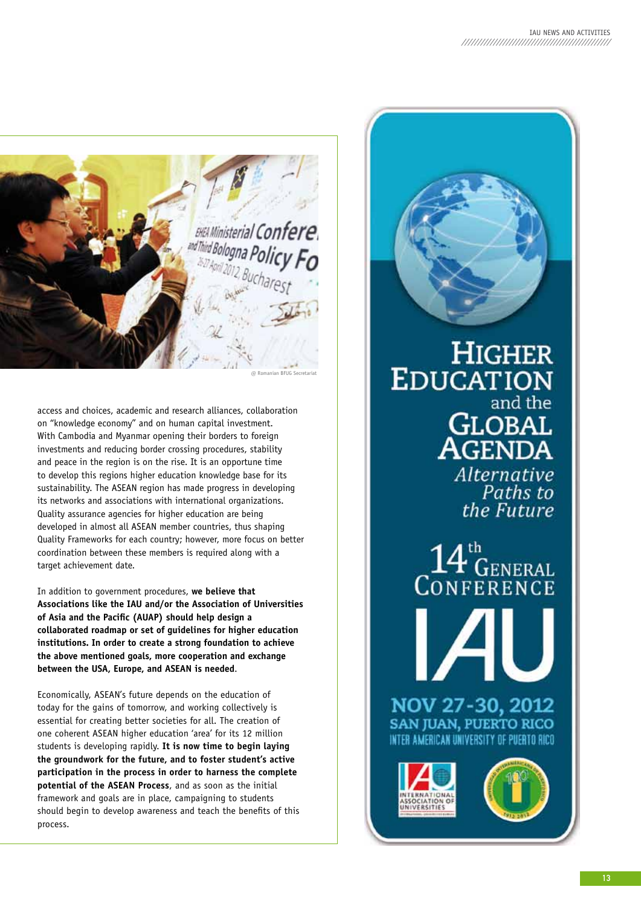@ Romanian BFUG Secretariat

access and choices, academic and research alliances, collaboration on "knowledge economy" and on human capital investment. With Cambodia and Myanmar opening their borders to foreign investments and reducing border crossing procedures, stability and peace in the region is on the rise. It is an opportune time to develop this regions higher education knowledge base for its sustainability. The ASEAN region has made progress in developing its networks and associations with international organizations. Quality assurance agencies for higher education are being developed in almost all ASEAN member countries, thus shaping Quality Frameworks for each country; however, more focus on better coordination between these members is required along with a target achievement date.

In addition to government procedures, **we believe that Associations like the IAU and/or the Association of Universities of Asia and the Pacific (AUAP) should help design a collaborated roadmap or set of guidelines for higher education institutions. In order to create a strong foundation to achieve the above mentioned goals, more cooperation and exchange between the USA, Europe, and ASEAN is needed**.

Economically, ASEAN's future depends on the education of today for the gains of tomorrow, and working collectively is essential for creating better societies for all. The creation of one coherent ASEAN higher education 'area' for its 12 million students is developing rapidly. **It is now time to begin laying the groundwork for the future, and to foster student's active participation in the process in order to harness the complete potential of the ASEAN Process**, and as soon as the initial framework and goals are in place, campaigning to students should begin to develop awareness and teach the benefits of this process.

HIGHER EDUCATION and the GLOBAL AGENDA

*Alternative Paths to the Future*

14th GENERAL CONFERENCE

IAU

NOV 27-30, 2012

SAN JUAN, PUERTO RICO

INTER AMERICAN UNIVERSITY OF PUERTO RICO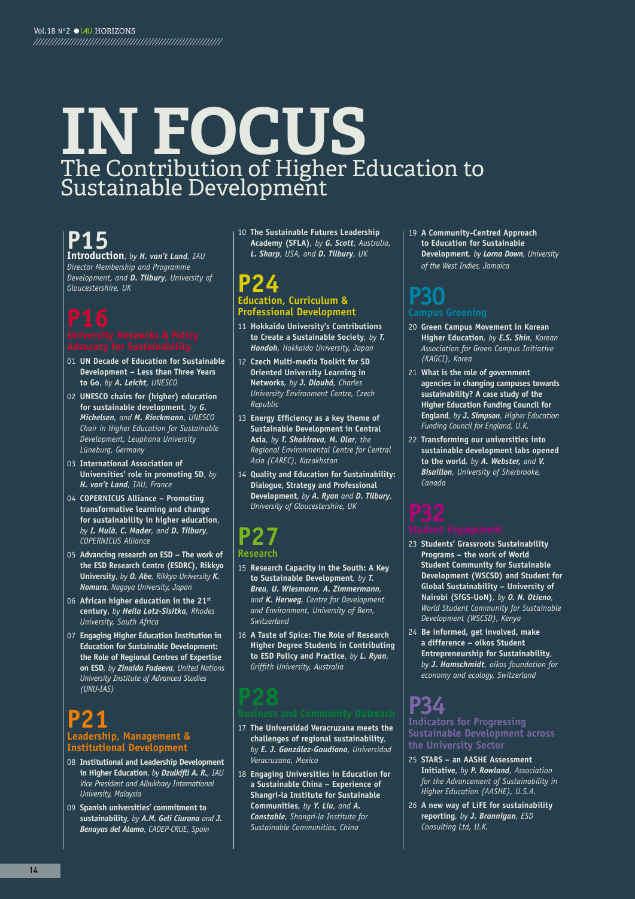# IN FOCUS

## The Contribution of Higher Education to Sustainable Development

## P15

**Introduction**, *by* ***H. van't Land****, IAU Director Membership and Programme Development, and* ***D. Tilbury****, University of Gloucestershire, UK*

## P16

### University Networks & Policy Advocacy for Sustainability

01 **UN Decade of Education for Sustainable Development – Less than Three Years to Go**, *by* ***A. Leicht****, UNESCO*

02 **UNESCO chairs for (higher) education for sustainable development**, *by* ***G. Michelsen****, and* ***M. Rieckmann****, UNESCO Chair in Higher Education for Sustainable Development, Leuphana University Lüneburg, Germany*

03 **International Association of Universities' role in promoting SD**, *by* ***H. van't Land****, IAU, France*

04 **COPERNICUS Alliance – Promoting transformative learning and change for sustainability in higher education**, *by* ***I. Mulà, C. Mader****, and* ***D. Tilbury****, COPERNICUS Alliance*

05 **Advancing research on ESD – The work of the ESD Research Centre (ESDRC), Rikkyo University**, *by* ***O. Abe****, Rikkyo University* ***K. Nomura****, Nagoya University, Japan*

06 **African higher education in the 21st century**, *by* ***Heila Lotz-Sisitka****, Rhodes University, South Africa*

07 **Engaging Higher Education Institution in Education for Sustainable Development: the Role of Regional Centres of Expertise on ESD**, *by* ***Zinaida Fadeeva****, United Nations University Institute of Advanced Studies (UNU-IAS)*

## P21

### Leadership, Management & Institutional Development

08 **Institutional and Leadership Development in Higher Education**, *by* ***Dzulkifli A. R.****, IAU Vice President and Albukhary International University, Malaysia*

09 **Spanish universities' commitment to sustainability**, *by* ***A.M. Geli Ciurana*** *and* ***J. Benayas del Alamo****, CADEP-CRUE, Spain*

10 **The Sustainable Futures Leadership Academy (SFLA)**, *by* ***G. Scott****, Australia,* ***L. Sharp****, USA, and* ***D. Tilbury****, UK*

## P24

### Education, Curriculum & Professional Development

11 **Hokkaido University's Contributions to Create a Sustainable Society**, *by* ***T. Hondoh****, Hokkaido University, Japan*

12 **Czech Multi-media Toolkit for SD Oriented University Learning in Networks**, *by* ***J. Dlouhá****, Charles University Environment Centre, Czech Republic*

13 **Energy Efficiency as a key theme of Sustainable Development in Central Asia**, *by* ***T. Shakirova, M. Olar****, the Regional Environmental Centre for Central Asia (CAREC), Kazakhstan*

14 **Quality and Education for Sustainability: Dialogue, Strategy and Professional Development**, *by* ***A. Ryan*** *and* ***D. Tilbury****, University of Gloucestershire, UK*

## P27

### Research

15 **Research Capacity in the South: A Key to Sustainable Development**, *by* ***T. Breu, U. Wiesmann, A. Zimmermann****, and* ***K. Herweg****, Centre for Development and Environment, University of Bern, Switzerland*

16 **A Taste of Spice: The Role of Research Higher Degree Students in Contributing to ESD Policy and Practice**, *by* ***L. Ryan****, Griffith University, Australia*

## P28

### Business and Community Outreach

17 **The Universidad Veracruzana meets the challenges of regional sustainability**, *by* ***E. J. González-Gaudiano****, Universidad Veracruzana, Mexico*

18 **Engaging Universities in Education for a Sustainable China – Experience of Shangri-la Institute for Sustainable Communities**, *by* ***Y. Liu****, and* ***A. Constable****, Shangri-la Institute for Sustainable Communities, China*

19 **A Community-Centred Approach to Education for Sustainable Development**, *by* ***Lorna Down****, University of the West Indies, Jamaica*

## P30

### Campus Greening

20 **Green Campus Movement in Korean Higher Education**, *by* ***E.S. Shin****, Korean Association for Green Campus Initiative (KAGCI), Korea*

21 **What is the role of government agencies in changing campuses towards sustainability? A case study of the Higher Education Funding Council for England**, *by* ***J. Simpson****, Higher Education Funding Council for England, U.K.*

22 **Transforming our universities into sustainable development labs opened to the world**, *by* ***A. Webster,*** *and* ***V. Bisaillon****, University of Sherbrooke, Canada*

## P32

### Student Engagement

23 **Students' Grassroots Sustainability Programs – the work of World Student Community for Sustainable Development (WSCSD) and Student for Global Sustainability – University of Nairobi (SfGS-UoN)**, *by* ***O. N. Otieno****, World Student Community for Sustainable Development (WSCSD), Kenya*

24 **Be informed, get involved, make a difference – oikos Student Entrepreneurship for Sustainability**, *by* ***J. Hamschmidt****, oikos foundation for economy and ecology, Switzerland*

## P34

### Indicators for Progressing Sustainable Development across the University Sector

25 **STARS – an AASHE Assessment Initiative**, *by* ***P. Rowland****, Association for the Advancement of Sustainability in Higher Education (AASHE), U.S.A.*

26 **A new way of LiFE for sustainability reporting**, *by* ***J. Brannigan****, ESD Consulting Ltd, U.K.*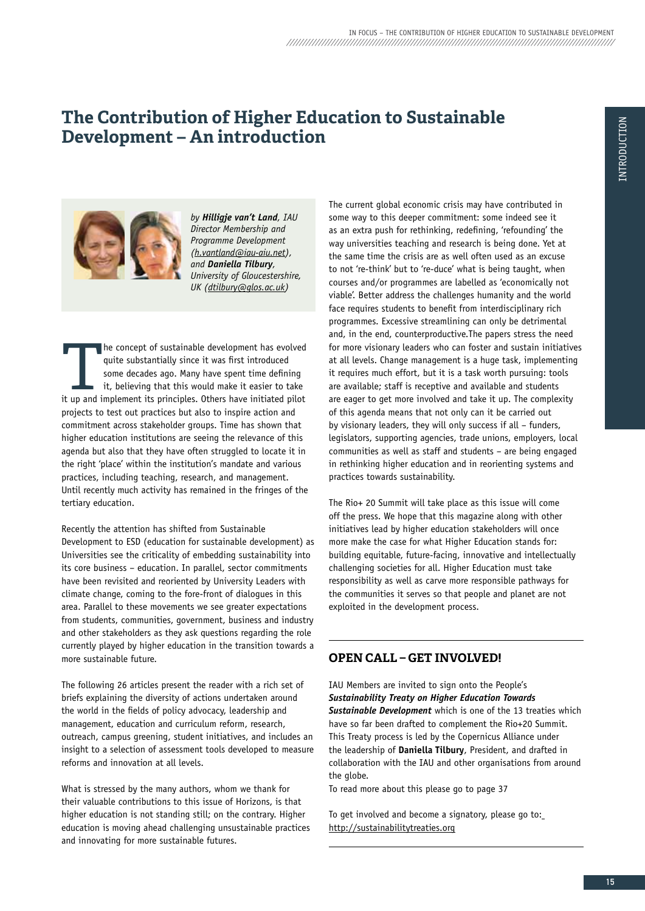# The Contribution of Higher Education to Sustainable Development – An introduction

*by* ***Hilligje van't Land****, IAU Director Membership and Programme Development (h.vantland@iau-aiu.net), and* ***Daniella Tilbury****, University of Gloucestershire, UK (dtilbury@glos.ac.uk)*

The concept of sustainable development has evolved quite substantially since it was first introduced some decades ago. Many have spent time defining it, believing that this would make it easier to take it up and implement its principles. Others have initiated pilot projects to test out practices but also to inspire action and commitment across stakeholder groups. Time has shown that higher education institutions are seeing the relevance of this agenda but also that they have often struggled to locate it in the right 'place' within the institution's mandate and various practices, including teaching, research, and management. Until recently much activity has remained in the fringes of the tertiary education.

Recently the attention has shifted from Sustainable Development to ESD (education for sustainable development) as Universities see the criticality of embedding sustainability into its core business – education. In parallel, sector commitments have been revisited and reoriented by University Leaders with climate change, coming to the fore-front of dialogues in this area. Parallel to these movements we see greater expectations from students, communities, government, business and industry and other stakeholders as they ask questions regarding the role currently played by higher education in the transition towards a more sustainable future.

The following 26 articles present the reader with a rich set of briefs explaining the diversity of actions undertaken around the world in the fields of policy advocacy, leadership and management, education and curriculum reform, research, outreach, campus greening, student initiatives, and includes an insight to a selection of assessment tools developed to measure reforms and innovation at all levels.

What is stressed by the many authors, whom we thank for their valuable contributions to this issue of Horizons, is that higher education is not standing still; on the contrary. Higher education is moving ahead challenging unsustainable practices and innovating for more sustainable futures.

The current global economic crisis may have contributed in some way to this deeper commitment: some indeed see it as an extra push for rethinking, redefining, 'refounding' the way universities teaching and research is being done. Yet at the same time the crisis are as well often used as an excuse to not 're-think' but to 're-duce' what is being taught, when courses and/or programmes are labelled as 'economically not viable'. Better address the challenges humanity and the world face requires students to benefit from interdisciplinary rich programmes. Excessive streamlining can only be detrimental and, in the end, counterproductive.The papers stress the need for more visionary leaders who can foster and sustain initiatives at all levels. Change management is a huge task, implementing it requires much effort, but it is a task worth pursuing: tools are available; staff is receptive and available and students are eager to get more involved and take it up. The complexity of this agenda means that not only can it be carried out by visionary leaders, they will only success if all – funders, legislators, supporting agencies, trade unions, employers, local communities as well as staff and students – are being engaged in rethinking higher education and in reorienting systems and practices towards sustainability.

The Rio+ 20 Summit will take place as this issue will come off the press. We hope that this magazine along with other initiatives lead by higher education stakeholders will once more make the case for what Higher Education stands for: building equitable, future-facing, innovative and intellectually challenging societies for all. Higher Education must take responsibility as well as carve more responsible pathways for the communities it serves so that people and planet are not exploited in the development process.

## OPEN CALL – GET INVOLVED!

IAU Members are invited to sign onto the People's ***Sustainability Treaty on Higher Education Towards Sustainable Development*** which is one of the 13 treaties which have so far been drafted to complement the Rio+20 Summit. This Treaty process is led by the Copernicus Alliance under the leadership of **Daniella Tilbury**, President, and drafted in collaboration with the IAU and other organisations from around the globe.

To read more about this please go to page 37

To get involved and become a signatory, please go to: http://sustainabilitytreaties.org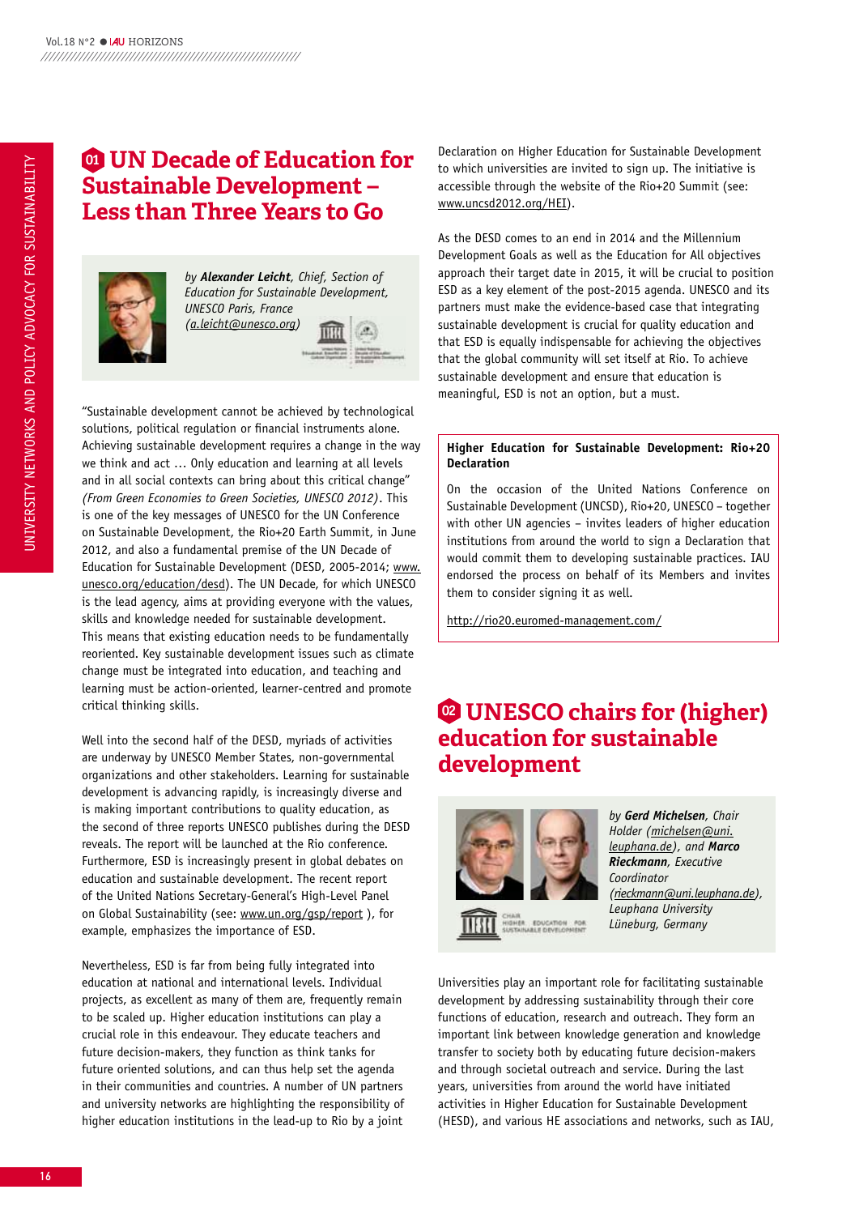# 01 UN Decade of Education for Sustainable Development – Less than Three Years to Go

*by* ***Alexander Leicht****, Chief, Section of Education for Sustainable Development, UNESCO Paris, France (a.leicht@unesco.org)*

"Sustainable development cannot be achieved by technological solutions, political regulation or financial instruments alone. Achieving sustainable development requires a change in the way we think and act … Only education and learning at all levels and in all social contexts can bring about this critical change" *(From Green Economies to Green Societies, UNESCO 2012)*. This is one of the key messages of UNESCO for the UN Conference on Sustainable Development, the Rio+20 Earth Summit, in June 2012, and also a fundamental premise of the UN Decade of Education for Sustainable Development (DESD, 2005-2014; www.unesco.org/education/desd). The UN Decade, for which UNESCO is the lead agency, aims at providing everyone with the values, skills and knowledge needed for sustainable development. This means that existing education needs to be fundamentally reoriented. Key sustainable development issues such as climate change must be integrated into education, and teaching and learning must be action-oriented, learner-centred and promote critical thinking skills.

Well into the second half of the DESD, myriads of activities are underway by UNESCO Member States, non-governmental organizations and other stakeholders. Learning for sustainable development is advancing rapidly, is increasingly diverse and is making important contributions to quality education, as the second of three reports UNESCO publishes during the DESD reveals. The report will be launched at the Rio conference. Furthermore, ESD is increasingly present in global debates on education and sustainable development. The recent report of the United Nations Secretary-General's High-Level Panel on Global Sustainability (see: www.un.org/gsp/report ), for example, emphasizes the importance of ESD.

Nevertheless, ESD is far from being fully integrated into education at national and international levels. Individual projects, as excellent as many of them are, frequently remain to be scaled up. Higher education institutions can play a crucial role in this endeavour. They educate teachers and future decision-makers, they function as think tanks for future oriented solutions, and can thus help set the agenda in their communities and countries. A number of UN partners and university networks are highlighting the responsibility of higher education institutions in the lead-up to Rio by a joint Declaration on Higher Education for Sustainable Development to which universities are invited to sign up. The initiative is accessible through the website of the Rio+20 Summit (see: www.uncsd2012.org/HEI).

As the DESD comes to an end in 2014 and the Millennium Development Goals as well as the Education for All objectives approach their target date in 2015, it will be crucial to position ESD as a key element of the post-2015 agenda. UNESCO and its partners must make the evidence-based case that integrating sustainable development is crucial for quality education and that ESD is equally indispensable for achieving the objectives that the global community will set itself at Rio. To achieve sustainable development and ensure that education is meaningful, ESD is not an option, but a must.

**Higher Education for Sustainable Development: Rio+20 Declaration**

On the occasion of the United Nations Conference on Sustainable Development (UNCSD), Rio+20, UNESCO – together with other UN agencies – invites leaders of higher education institutions from around the world to sign a Declaration that would commit them to developing sustainable practices. IAU endorsed the process on behalf of its Members and invites them to consider signing it as well.

http://rio20.euromed-management.com/

# 02 UNESCO chairs for (higher) education for sustainable development

*by* ***Gerd Michelsen****, Chair Holder (michelsen@uni.leuphana.de), and* ***Marco Rieckmann****, Executive Coordinator (rieckmann@uni.leuphana.de), Leuphana University Lüneburg, Germany*

Universities play an important role for facilitating sustainable development by addressing sustainability through their core functions of education, research and outreach. They form an important link between knowledge generation and knowledge transfer to society both by educating future decision-makers and through societal outreach and service. During the last years, universities from around the world have initiated activities in Higher Education for Sustainable Development (HESD), and various HE associations and networks, such as IAU,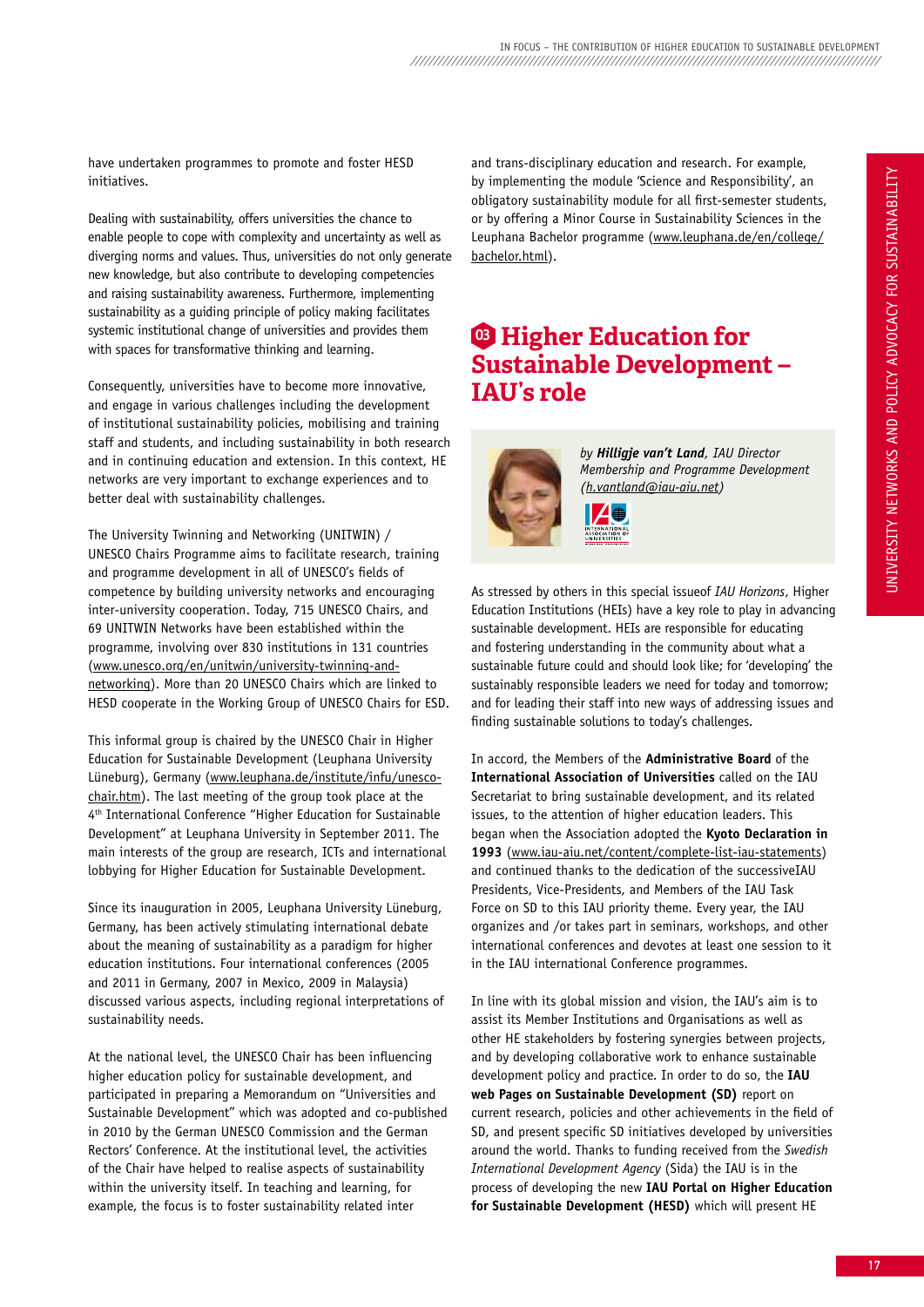have undertaken programmes to promote and foster HESD initiatives.

Dealing with sustainability, offers universities the chance to enable people to cope with complexity and uncertainty as well as diverging norms and values. Thus, universities do not only generate new knowledge, but also contribute to developing competencies and raising sustainability awareness. Furthermore, implementing sustainability as a guiding principle of policy making facilitates systemic institutional change of universities and provides them with spaces for transformative thinking and learning.

Consequently, universities have to become more innovative, and engage in various challenges including the development of institutional sustainability policies, mobilising and training staff and students, and including sustainability in both research and in continuing education and extension. In this context, HE networks are very important to exchange experiences and to better deal with sustainability challenges.

The University Twinning and Networking (UNITWIN) / UNESCO Chairs Programme aims to facilitate research, training and programme development in all of UNESCO's fields of competence by building university networks and encouraging inter-university cooperation. Today, 715 UNESCO Chairs, and 69 UNITWIN Networks have been established within the programme, involving over 830 institutions in 131 countries (www.unesco.org/en/unitwin/university-twinning-and-networking). More than 20 UNESCO Chairs which are linked to HESD cooperate in the Working Group of UNESCO Chairs for ESD.

This informal group is chaired by the UNESCO Chair in Higher Education for Sustainable Development (Leuphana University Lüneburg), Germany (www.leuphana.de/institute/infu/unesco-chair.htm). The last meeting of the group took place at the 4th International Conference "Higher Education for Sustainable Development" at Leuphana University in September 2011. The main interests of the group are research, ICTs and international lobbying for Higher Education for Sustainable Development.

Since its inauguration in 2005, Leuphana University Lüneburg, Germany, has been actively stimulating international debate about the meaning of sustainability as a paradigm for higher education institutions. Four international conferences (2005 and 2011 in Germany, 2007 in Mexico, 2009 in Malaysia) discussed various aspects, including regional interpretations of sustainability needs.

At the national level, the UNESCO Chair has been influencing higher education policy for sustainable development, and participated in preparing a Memorandum on "Universities and Sustainable Development" which was adopted and co-published in 2010 by the German UNESCO Commission and the German Rectors' Conference. At the institutional level, the activities of the Chair have helped to realise aspects of sustainability within the university itself. In teaching and learning, for example, the focus is to foster sustainability related inter and trans-disciplinary education and research. For example, by implementing the module 'Science and Responsibility', an obligatory sustainability module for all first-semester students, or by offering a Minor Course in Sustainability Sciences in the Leuphana Bachelor programme (www.leuphana.de/en/college/bachelor.html).

## 03 Higher Education for Sustainable Development – IAU's role

*by **Hilligje van't Land**, IAU Director Membership and Programme Development (h.vantland@iau-aiu.net)*

As stressed by others in this special issueof *IAU Horizons*, Higher Education Institutions (HEIs) have a key role to play in advancing sustainable development. HEIs are responsible for educating and fostering understanding in the community about what a sustainable future could and should look like; for 'developing' the sustainably responsible leaders we need for today and tomorrow; and for leading their staff into new ways of addressing issues and finding sustainable solutions to today's challenges.

In accord, the Members of the **Administrative Board** of the **International Association of Universities** called on the IAU Secretariat to bring sustainable development, and its related issues, to the attention of higher education leaders. This began when the Association adopted the **Kyoto Declaration in 1993** (www.iau-aiu.net/content/complete-list-iau-statements) and continued thanks to the dedication of the successiveIAU Presidents, Vice-Presidents, and Members of the IAU Task Force on SD to this IAU priority theme. Every year, the IAU organizes and /or takes part in seminars, workshops, and other international conferences and devotes at least one session to it in the IAU international Conference programmes.

In line with its global mission and vision, the IAU's aim is to assist its Member Institutions and Organisations as well as other HE stakeholders by fostering synergies between projects, and by developing collaborative work to enhance sustainable development policy and practice. In order to do so, the **IAU web Pages on Sustainable Development (SD)** report on current research, policies and other achievements in the field of SD, and present specific SD initiatives developed by universities around the world. Thanks to funding received from the *Swedish International Development Agency* (Sida) the IAU is in the process of developing the new **IAU Portal on Higher Education for Sustainable Development (HESD)** which will present HE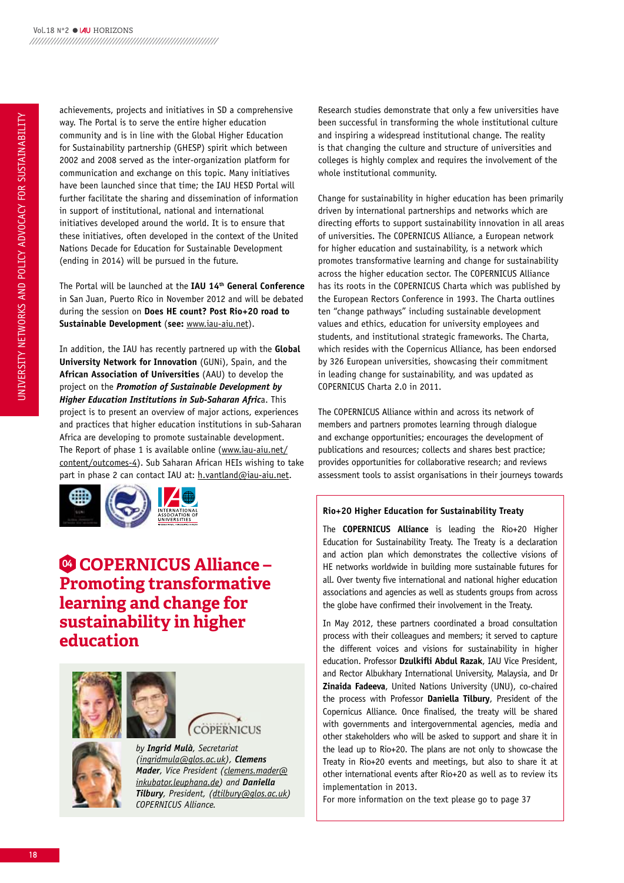achievements, projects and initiatives in SD a comprehensive way. The Portal is to serve the entire higher education community and is in line with the Global Higher Education for Sustainability partnership (GHESP) spirit which between 2002 and 2008 served as the inter-organization platform for communication and exchange on this topic. Many initiatives have been launched since that time; the IAU HESD Portal will further facilitate the sharing and dissemination of information in support of institutional, national and international initiatives developed around the world. It is to ensure that these initiatives, often developed in the context of the United Nations Decade for Education for Sustainable Development (ending in 2014) will be pursued in the future.

The Portal will be launched at the **IAU 14th General Conference** in San Juan, Puerto Rico in November 2012 and will be debated during the session on **Does HE count? Post Rio+20 road to Sustainable Development** (**see:** www.iau-aiu.net).

In addition, the IAU has recently partnered up with the **Global University Network for Innovation** (GUNi), Spain, and the **African Association of Universities** (AAU) to develop the project on the ***Promotion of Sustainable Development by Higher Education Institutions in Sub-Saharan Africa***. This project is to present an overview of major actions, experiences and practices that higher education institutions in sub-Saharan Africa are developing to promote sustainable development. The Report of phase 1 is available online (www.iau-aiu.net/content/outcomes-4). Sub Saharan African HEIs wishing to take part in phase 2 can contact IAU at: h.vantland@iau-aiu.net.

## 04 COPERNICUS Alliance – Promoting transformative learning and change for sustainability in higher education

*by **Ingrid Mulà**, Secretariat (ingridmula@glos.ac.uk), **Clemens Mader**, Vice President (clemens.mader@inkubator.leuphana.de) and **Daniella Tilbury**, President, (dtilbury@glos.ac.uk) COPERNICUS Alliance.*

Research studies demonstrate that only a few universities have been successful in transforming the whole institutional culture and inspiring a widespread institutional change. The reality is that changing the culture and structure of universities and colleges is highly complex and requires the involvement of the whole institutional community.

Change for sustainability in higher education has been primarily driven by international partnerships and networks which are directing efforts to support sustainability innovation in all areas of universities. The COPERNICUS Alliance, a European network for higher education and sustainability, is a network which promotes transformative learning and change for sustainability across the higher education sector. The COPERNICUS Alliance has its roots in the COPERNICUS Charta which was published by the European Rectors Conference in 1993. The Charta outlines ten "change pathways" including sustainable development values and ethics, education for university employees and students, and institutional strategic frameworks. The Charta, which resides with the Copernicus Alliance, has been endorsed by 326 European universities, showcasing their commitment in leading change for sustainability, and was updated as COPERNICUS Charta 2.0 in 2011.

The COPERNICUS Alliance within and across its network of members and partners promotes learning through dialogue and exchange opportunities; encourages the development of publications and resources; collects and shares best practice; provides opportunities for collaborative research; and reviews assessment tools to assist organisations in their journeys towards

### Rio+20 Higher Education for Sustainability Treaty

The **COPERNICUS Alliance** is leading the Rio+20 Higher Education for Sustainability Treaty. The Treaty is a declaration and action plan which demonstrates the collective visions of HE networks worldwide in building more sustainable futures for all. Over twenty five international and national higher education associations and agencies as well as students groups from across the globe have confirmed their involvement in the Treaty.

In May 2012, these partners coordinated a broad consultation process with their colleagues and members; it served to capture the different voices and visions for sustainability in higher education. Professor **Dzulkifli Abdul Razak**, IAU Vice President, and Rector Albukhary International University, Malaysia, and Dr **Zinaida Fadeeva**, United Nations University (UNU), co-chaired the process with Professor **Daniella Tilbury**, President of the Copernicus Alliance. Once finalised, the treaty will be shared with governments and intergovernmental agencies, media and other stakeholders who will be asked to support and share it in the lead up to Rio+20. The plans are not only to showcase the Treaty in Rio+20 events and meetings, but also to share it at other international events after Rio+20 as well as to review its implementation in 2013.

For more information on the text please go to page 37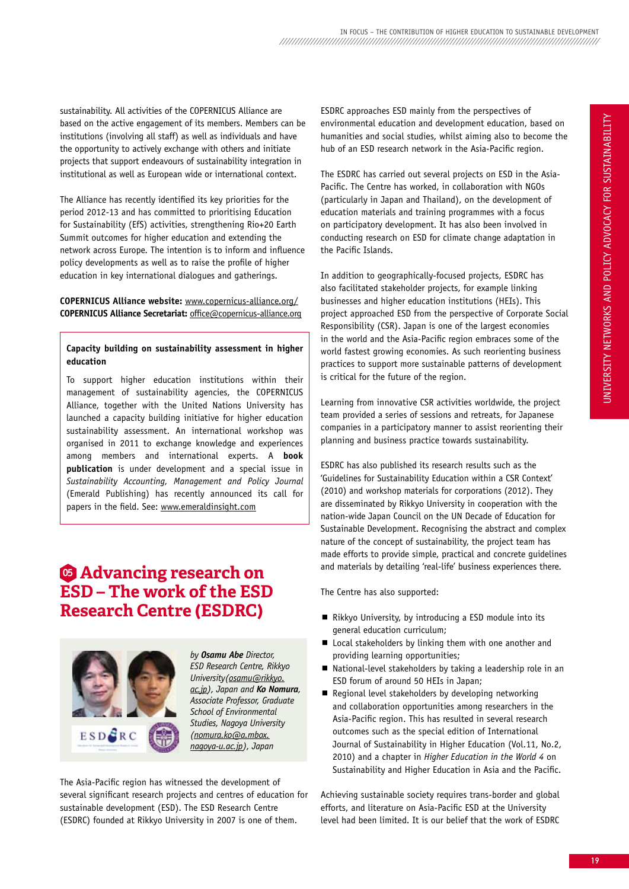sustainability. All activities of the COPERNICUS Alliance are based on the active engagement of its members. Members can be institutions (involving all staff) as well as individuals and have the opportunity to actively exchange with others and initiate projects that support endeavours of sustainability integration in institutional as well as European wide or international context.

The Alliance has recently identified its key priorities for the period 2012-13 and has committed to prioritising Education for Sustainability (EfS) activities, strengthening Rio+20 Earth Summit outcomes for higher education and extending the network across Europe. The intention is to inform and influence policy developments as well as to raise the profile of higher education in key international dialogues and gatherings.

**COPERNICUS Alliance website:** www.copernicus-alliance.org/
**COPERNICUS Alliance Secretariat:** office@copernicus-alliance.org

**Capacity building on sustainability assessment in higher education**

To support higher education institutions within their management of sustainability agencies, the COPERNICUS Alliance, together with the United Nations University has launched a capacity building initiative for higher education sustainability assessment. An international workshop was organised in 2011 to exchange knowledge and experiences among members and international experts. A **book publication** is under development and a special issue in *Sustainability Accounting, Management and Policy Journal* (Emerald Publishing) has recently announced its call for papers in the field. See: www.emeraldinsight.com

## 05 Advancing research on ESD – The work of the ESD Research Centre (ESDRC)

*by **Osamu Abe** Director, ESD Research Centre, Rikkyo University (osamu@rikkyo.ac.jp), Japan and **Ko Nomura**, Associate Professor, Graduate School of Environmental Studies, Nagoya University (nomura.ko@a.mbox.nagoya-u.ac.jp), Japan*

The Asia-Pacific region has witnessed the development of several significant research projects and centres of education for sustainable development (ESD). The ESD Research Centre (ESDRC) founded at Rikkyo University in 2007 is one of them. ESDRC approaches ESD mainly from the perspectives of environmental education and development education, based on humanities and social studies, whilst aiming also to become the hub of an ESD research network in the Asia-Pacific region.

The ESDRC has carried out several projects on ESD in the Asia-Pacific. The Centre has worked, in collaboration with NGOs (particularly in Japan and Thailand), on the development of education materials and training programmes with a focus on participatory development. It has also been involved in conducting research on ESD for climate change adaptation in the Pacific Islands.

In addition to geographically-focused projects, ESDRC has also facilitated stakeholder projects, for example linking businesses and higher education institutions (HEIs). This project approached ESD from the perspective of Corporate Social Responsibility (CSR). Japan is one of the largest economies in the world and the Asia-Pacific region embraces some of the world fastest growing economies. As such reorienting business practices to support more sustainable patterns of development is critical for the future of the region.

Learning from innovative CSR activities worldwide, the project team provided a series of sessions and retreats, for Japanese companies in a participatory manner to assist reorienting their planning and business practice towards sustainability.

ESDRC has also published its research results such as the 'Guidelines for Sustainability Education within a CSR Context' (2010) and workshop materials for corporations (2012). They are disseminated by Rikkyo University in cooperation with the nation-wide Japan Council on the UN Decade of Education for Sustainable Development. Recognising the abstract and complex nature of the concept of sustainability, the project team has made efforts to provide simple, practical and concrete guidelines and materials by detailing 'real-life' business experiences there.

The Centre has also supported:

- Rikkyo University, by introducing a ESD module into its general education curriculum;
- Local stakeholders by linking them with one another and providing learning opportunities;
- National-level stakeholders by taking a leadership role in an ESD forum of around 50 HEIs in Japan;
- Regional level stakeholders by developing networking and collaboration opportunities among researchers in the Asia-Pacific region. This has resulted in several research outcomes such as the special edition of International Journal of Sustainability in Higher Education (Vol.11, No.2, 2010) and a chapter in *Higher Education in the World 4* on Sustainability and Higher Education in Asia and the Pacific.

Achieving sustainable society requires trans-border and global efforts, and literature on Asia-Pacific ESD at the University level had been limited. It is our belief that the work of ESDRC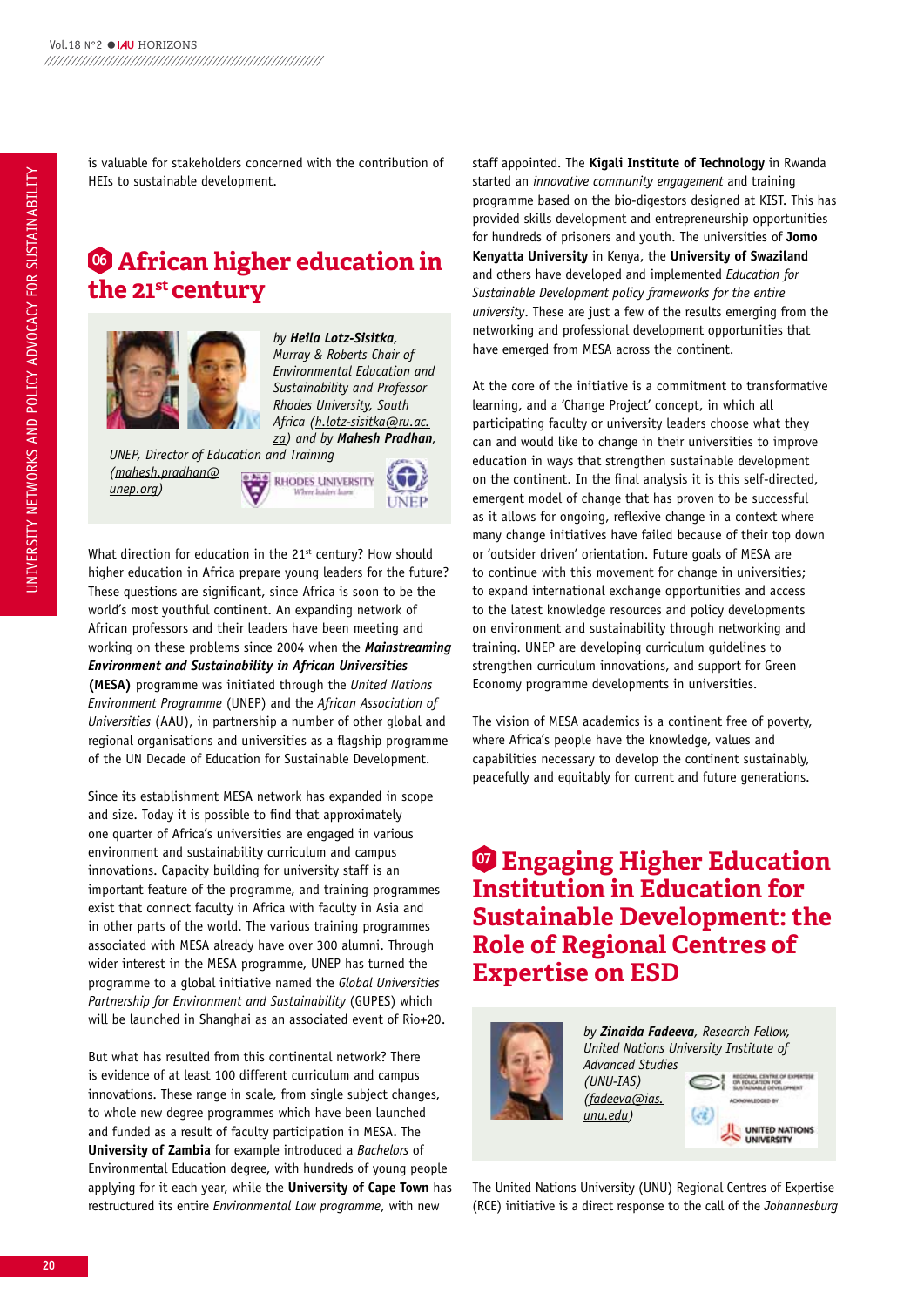is valuable for stakeholders concerned with the contribution of HEIs to sustainable development.

## 06 African higher education in the 21st century

*by* ***Heila Lotz-Sisitka****, Murray & Roberts Chair of Environmental Education and Sustainability and Professor Rhodes University, South Africa (h.lotz-sisitka@ru.ac.za) and by* ***Mahesh Pradhan****, UNEP, Director of Education and Training (mahesh.pradhan@unep.org)*

What direction for education in the 21st century? How should higher education in Africa prepare young leaders for the future? These questions are significant, since Africa is soon to be the world's most youthful continent. An expanding network of African professors and their leaders have been meeting and working on these problems since 2004 when the ***Mainstreaming Environment and Sustainability in African Universities*** **(MESA)** programme was initiated through the *United Nations Environment Programme* (UNEP) and the *African Association of Universities* (AAU), in partnership a number of other global and regional organisations and universities as a flagship programme of the UN Decade of Education for Sustainable Development.

Since its establishment MESA network has expanded in scope and size. Today it is possible to find that approximately one quarter of Africa's universities are engaged in various environment and sustainability curriculum and campus innovations. Capacity building for university staff is an important feature of the programme, and training programmes exist that connect faculty in Africa with faculty in Asia and in other parts of the world. The various training programmes associated with MESA already have over 300 alumni. Through wider interest in the MESA programme, UNEP has turned the programme to a global initiative named the *Global Universities Partnership for Environment and Sustainability* (GUPES) which will be launched in Shanghai as an associated event of Rio+20.

But what has resulted from this continental network? There is evidence of at least 100 different curriculum and campus innovations. These range in scale, from single subject changes, to whole new degree programmes which have been launched and funded as a result of faculty participation in MESA. The **University of Zambia** for example introduced a *Bachelors* of Environmental Education degree, with hundreds of young people applying for it each year, while the **University of Cape Town** has restructured its entire *Environmental Law programme*, with new staff appointed. The **Kigali Institute of Technology** in Rwanda started an *innovative community engagement* and training programme based on the bio-digestors designed at KIST. This has provided skills development and entrepreneurship opportunities for hundreds of prisoners and youth. The universities of **Jomo Kenyatta University** in Kenya, the **University of Swaziland** and others have developed and implemented *Education for Sustainable Development policy frameworks for the entire university*. These are just a few of the results emerging from the networking and professional development opportunities that have emerged from MESA across the continent.

At the core of the initiative is a commitment to transformative learning, and a 'Change Project' concept, in which all participating faculty or university leaders choose what they can and would like to change in their universities to improve education in ways that strengthen sustainable development on the continent. In the final analysis it is this self-directed, emergent model of change that has proven to be successful as it allows for ongoing, reflexive change in a context where many change initiatives have failed because of their top down or 'outsider driven' orientation. Future goals of MESA are to continue with this movement for change in universities; to expand international exchange opportunities and access to the latest knowledge resources and policy developments on environment and sustainability through networking and training. UNEP are developing curriculum guidelines to strengthen curriculum innovations, and support for Green Economy programme developments in universities.

The vision of MESA academics is a continent free of poverty, where Africa's people have the knowledge, values and capabilities necessary to develop the continent sustainably, peacefully and equitably for current and future generations.

## 07 Engaging Higher Education Institution in Education for Sustainable Development: the Role of Regional Centres of Expertise on ESD

*by* ***Zinaida Fadeeva****, Research Fellow, United Nations University Institute of Advanced Studies (UNU-IAS) (fadeeva@ias.unu.edu)*

The United Nations University (UNU) Regional Centres of Expertise (RCE) initiative is a direct response to the call of the *Johannesburg*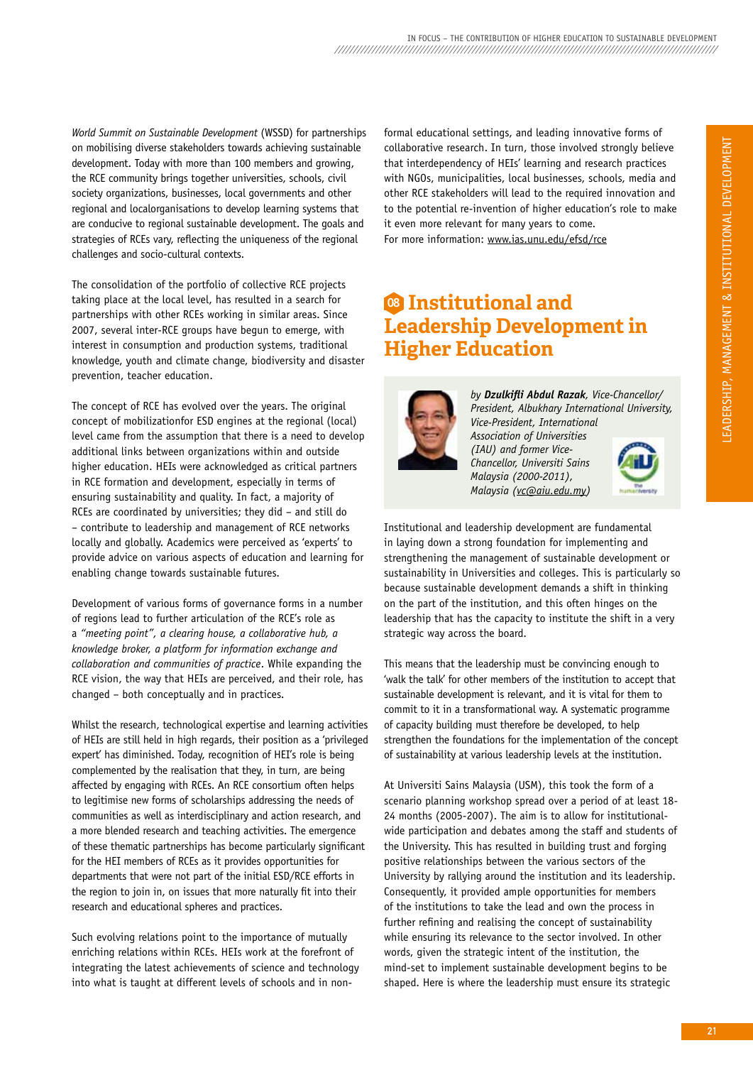*World Summit on Sustainable Development* (WSSD) for partnerships on mobilising diverse stakeholders towards achieving sustainable development. Today with more than 100 members and growing, the RCE community brings together universities, schools, civil society organizations, businesses, local governments and other regional and localorganisations to develop learning systems that are conducive to regional sustainable development. The goals and strategies of RCEs vary, reflecting the uniqueness of the regional challenges and socio-cultural contexts.

The consolidation of the portfolio of collective RCE projects taking place at the local level, has resulted in a search for partnerships with other RCEs working in similar areas. Since 2007, several inter-RCE groups have begun to emerge, with interest in consumption and production systems, traditional knowledge, youth and climate change, biodiversity and disaster prevention, teacher education.

The concept of RCE has evolved over the years. The original concept of mobilizationfor ESD engines at the regional (local) level came from the assumption that there is a need to develop additional links between organizations within and outside higher education. HEIs were acknowledged as critical partners in RCE formation and development, especially in terms of ensuring sustainability and quality. In fact, a majority of RCEs are coordinated by universities; they did – and still do – contribute to leadership and management of RCE networks locally and globally. Academics were perceived as 'experts' to provide advice on various aspects of education and learning for enabling change towards sustainable futures.

Development of various forms of governance forms in a number of regions lead to further articulation of the RCE's role as a *"meeting point", a clearing house, a collaborative hub, a knowledge broker, a platform for information exchange and collaboration and communities of practice*. While expanding the RCE vision, the way that HEIs are perceived, and their role, has changed – both conceptually and in practices.

Whilst the research, technological expertise and learning activities of HEIs are still held in high regards, their position as a 'privileged expert' has diminished. Today, recognition of HEI's role is being complemented by the realisation that they, in turn, are being affected by engaging with RCEs. An RCE consortium often helps to legitimise new forms of scholarships addressing the needs of communities as well as interdisciplinary and action research, and a more blended research and teaching activities. The emergence of these thematic partnerships has become particularly significant for the HEI members of RCEs as it provides opportunities for departments that were not part of the initial ESD/RCE efforts in the region to join in, on issues that more naturally fit into their research and educational spheres and practices.

Such evolving relations point to the importance of mutually enriching relations within RCEs. HEIs work at the forefront of integrating the latest achievements of science and technology into what is taught at different levels of schools and in non-formal educational settings, and leading innovative forms of collaborative research. In turn, those involved strongly believe that interdependency of HEIs' learning and research practices with NGOs, municipalities, local businesses, schools, media and other RCE stakeholders will lead to the required innovation and to the potential re-invention of higher education's role to make it even more relevant for many years to come.
For more information: www.ias.unu.edu/efsd/rce

## 08 Institutional and Leadership Development in Higher Education

*by **Dzulkifli Abdul Razak**, Vice-Chancellor/ President, Albukhary International University, Vice-President, International Association of Universities (IAU) and former Vice-Chancellor, Universiti Sains Malaysia (2000-2011), Malaysia (vc@aiu.edu.my)*

Institutional and leadership development are fundamental in laying down a strong foundation for implementing and strengthening the management of sustainable development or sustainability in Universities and colleges. This is particularly so because sustainable development demands a shift in thinking on the part of the institution, and this often hinges on the leadership that has the capacity to institute the shift in a very strategic way across the board.

This means that the leadership must be convincing enough to 'walk the talk' for other members of the institution to accept that sustainable development is relevant, and it is vital for them to commit to it in a transformational way. A systematic programme of capacity building must therefore be developed, to help strengthen the foundations for the implementation of the concept of sustainability at various leadership levels at the institution.

At Universiti Sains Malaysia (USM), this took the form of a scenario planning workshop spread over a period of at least 18-24 months (2005-2007). The aim is to allow for institutional-wide participation and debates among the staff and students of the University. This has resulted in building trust and forging positive relationships between the various sectors of the University by rallying around the institution and its leadership. Consequently, it provided ample opportunities for members of the institutions to take the lead and own the process in further refining and realising the concept of sustainability while ensuring its relevance to the sector involved. In other words, given the strategic intent of the institution, the mind-set to implement sustainable development begins to be shaped. Here is where the leadership must ensure its strategic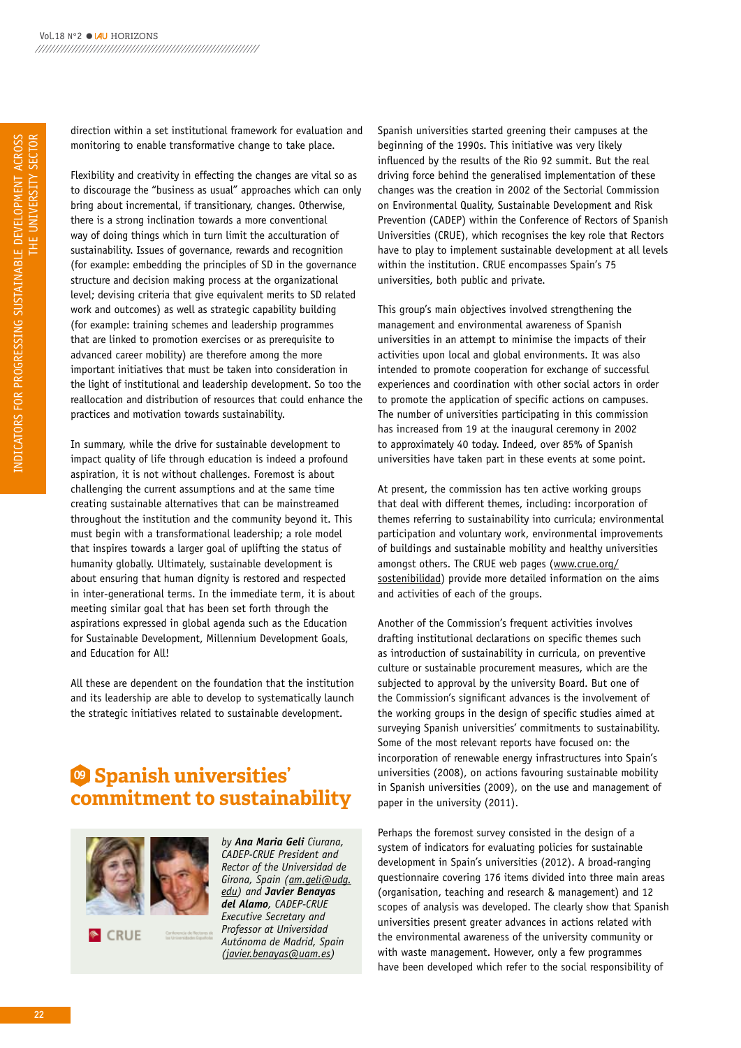direction within a set institutional framework for evaluation and monitoring to enable transformative change to take place.

Flexibility and creativity in effecting the changes are vital so as to discourage the "business as usual" approaches which can only bring about incremental, if transitionary, changes. Otherwise, there is a strong inclination towards a more conventional way of doing things which in turn limit the acculturation of sustainability. Issues of governance, rewards and recognition (for example: embedding the principles of SD in the governance structure and decision making process at the organizational level; devising criteria that give equivalent merits to SD related work and outcomes) as well as strategic capability building (for example: training schemes and leadership programmes that are linked to promotion exercises or as prerequisite to advanced career mobility) are therefore among the more important initiatives that must be taken into consideration in the light of institutional and leadership development. So too the reallocation and distribution of resources that could enhance the practices and motivation towards sustainability.

In summary, while the drive for sustainable development to impact quality of life through education is indeed a profound aspiration, it is not without challenges. Foremost is about challenging the current assumptions and at the same time creating sustainable alternatives that can be mainstreamed throughout the institution and the community beyond it. This must begin with a transformational leadership; a role model that inspires towards a larger goal of uplifting the status of humanity globally. Ultimately, sustainable development is about ensuring that human dignity is restored and respected in inter-generational terms. In the immediate term, it is about meeting similar goal that has been set forth through the aspirations expressed in global agenda such as the Education for Sustainable Development, Millennium Development Goals, and Education for All!

All these are dependent on the foundation that the institution and its leadership are able to develop to systematically launch the strategic initiatives related to sustainable development.

## 09 Spanish universities' commitment to sustainability

*by **Ana Maria Geli** Ciurana, CADEP-CRUE President and Rector of the Universidad de Girona, Spain (am.geli@udg.edu) and **Javier Benayas del Alamo**, CADEP-CRUE Executive Secretary and Professor at Universidad Autónoma de Madrid, Spain (javier.benayas@uam.es)*

Spanish universities started greening their campuses at the beginning of the 1990s. This initiative was very likely influenced by the results of the Rio 92 summit. But the real driving force behind the generalised implementation of these changes was the creation in 2002 of the Sectorial Commission on Environmental Quality, Sustainable Development and Risk Prevention (CADEP) within the Conference of Rectors of Spanish Universities (CRUE), which recognises the key role that Rectors have to play to implement sustainable development at all levels within the institution. CRUE encompasses Spain's 75 universities, both public and private.

This group's main objectives involved strengthening the management and environmental awareness of Spanish universities in an attempt to minimise the impacts of their activities upon local and global environments. It was also intended to promote cooperation for exchange of successful experiences and coordination with other social actors in order to promote the application of specific actions on campuses. The number of universities participating in this commission has increased from 19 at the inaugural ceremony in 2002 to approximately 40 today. Indeed, over 85% of Spanish universities have taken part in these events at some point.

At present, the commission has ten active working groups that deal with different themes, including: incorporation of themes referring to sustainability into curricula; environmental participation and voluntary work, environmental improvements of buildings and sustainable mobility and healthy universities amongst others. The CRUE web pages (www.crue.org/sostenibilidad) provide more detailed information on the aims and activities of each of the groups.

Another of the Commission's frequent activities involves drafting institutional declarations on specific themes such as introduction of sustainability in curricula, on preventive culture or sustainable procurement measures, which are the subjected to approval by the university Board. But one of the Commission's significant advances is the involvement of the working groups in the design of specific studies aimed at surveying Spanish universities' commitments to sustainability. Some of the most relevant reports have focused on: the incorporation of renewable energy infrastructures into Spain's universities (2008), on actions favouring sustainable mobility in Spanish universities (2009), on the use and management of paper in the university (2011).

Perhaps the foremost survey consisted in the design of a system of indicators for evaluating policies for sustainable development in Spain's universities (2012). A broad-ranging questionnaire covering 176 items divided into three main areas (organisation, teaching and research & management) and 12 scopes of analysis was developed. The clearly show that Spanish universities present greater advances in actions related with the environmental awareness of the university community or with waste management. However, only a few programmes have been developed which refer to the social responsibility of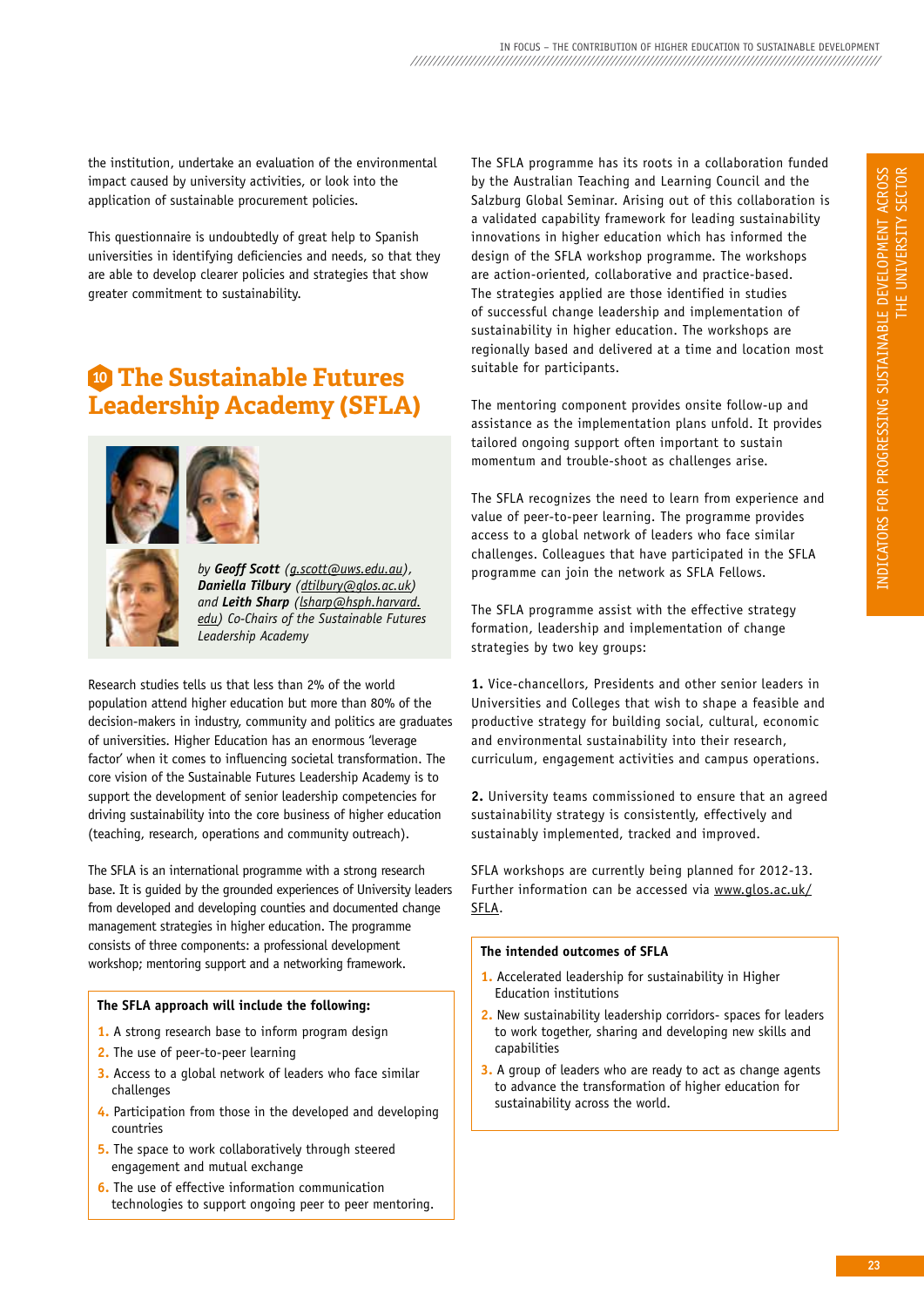the institution, undertake an evaluation of the environmental impact caused by university activities, or look into the application of sustainable procurement policies.

This questionnaire is undoubtedly of great help to Spanish universities in identifying deficiencies and needs, so that they are able to develop clearer policies and strategies that show greater commitment to sustainability.

## 10 The Sustainable Futures Leadership Academy (SFLA)

*by **Geoff Scott** (g.scott@uws.edu.au), **Daniella Tilbury** (dtilbury@glos.ac.uk) and **Leith Sharp** (lsharp@hsph.harvard.edu) Co-Chairs of the Sustainable Futures Leadership Academy*

Research studies tells us that less than 2% of the world population attend higher education but more than 80% of the decision-makers in industry, community and politics are graduates of universities. Higher Education has an enormous 'leverage factor' when it comes to influencing societal transformation. The core vision of the Sustainable Futures Leadership Academy is to support the development of senior leadership competencies for driving sustainability into the core business of higher education (teaching, research, operations and community outreach).

The SFLA is an international programme with a strong research base. It is guided by the grounded experiences of University leaders from developed and developing counties and documented change management strategies in higher education. The programme consists of three components: a professional development workshop; mentoring support and a networking framework.

**The SFLA approach will include the following:**

1. A strong research base to inform program design
2. The use of peer-to-peer learning
3. Access to a global network of leaders who face similar challenges
4. Participation from those in the developed and developing countries
5. The space to work collaboratively through steered engagement and mutual exchange
6. The use of effective information communication technologies to support ongoing peer to peer mentoring.

The SFLA programme has its roots in a collaboration funded by the Australian Teaching and Learning Council and the Salzburg Global Seminar. Arising out of this collaboration is a validated capability framework for leading sustainability innovations in higher education which has informed the design of the SFLA workshop programme. The workshops are action-oriented, collaborative and practice-based. The strategies applied are those identified in studies of successful change leadership and implementation of sustainability in higher education. The workshops are regionally based and delivered at a time and location most suitable for participants.

The mentoring component provides onsite follow-up and assistance as the implementation plans unfold. It provides tailored ongoing support often important to sustain momentum and trouble-shoot as challenges arise.

The SFLA recognizes the need to learn from experience and value of peer-to-peer learning. The programme provides access to a global network of leaders who face similar challenges. Colleagues that have participated in the SFLA programme can join the network as SFLA Fellows.

The SFLA programme assist with the effective strategy formation, leadership and implementation of change strategies by two key groups:

**1.** Vice-chancellors, Presidents and other senior leaders in Universities and Colleges that wish to shape a feasible and productive strategy for building social, cultural, economic and environmental sustainability into their research, curriculum, engagement activities and campus operations.

**2.** University teams commissioned to ensure that an agreed sustainability strategy is consistently, effectively and sustainably implemented, tracked and improved.

SFLA workshops are currently being planned for 2012-13. Further information can be accessed via www.glos.ac.uk/SFLA.

**The intended outcomes of SFLA**

1. Accelerated leadership for sustainability in Higher Education Institutions
2. New sustainability leadership corridors- spaces for leaders to work together, sharing and developing new skills and capabilities
3. A group of leaders who are ready to act as change agents to advance the transformation of higher education for sustainability across the world.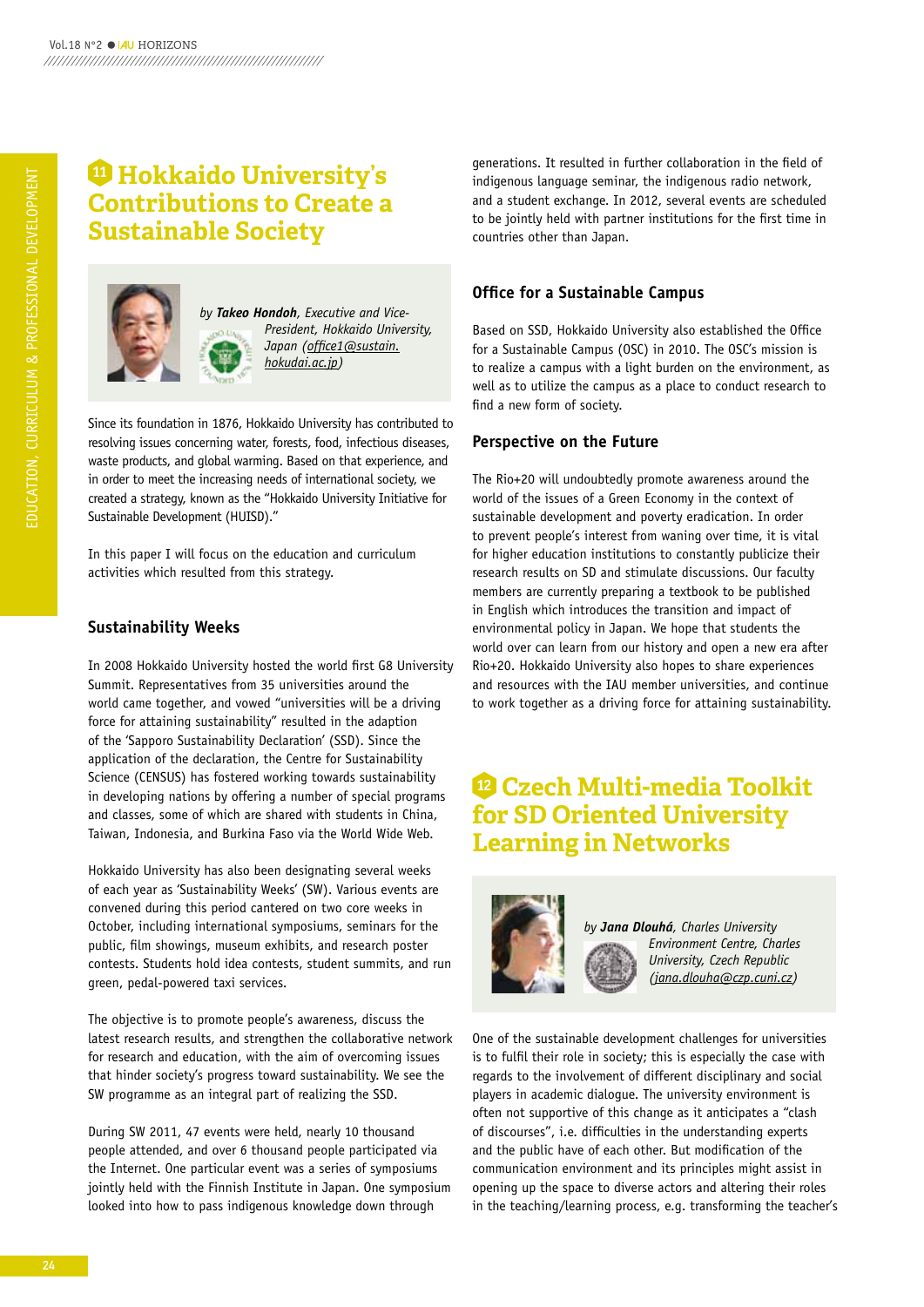# 11 Hokkaido University's Contributions to Create a Sustainable Society

by ***Takeo Hondoh***, *Executive and Vice-President, Hokkaido University, Japan (office1@sustain.hokudai.ac.jp)*

Since its foundation in 1876, Hokkaido University has contributed to resolving issues concerning water, forests, food, infectious diseases, waste products, and global warming. Based on that experience, and in order to meet the increasing needs of international society, we created a strategy, known as the "Hokkaido University Initiative for Sustainable Development (HUISD)."

In this paper I will focus on the education and curriculum activities which resulted from this strategy.

## Sustainability Weeks

In 2008 Hokkaido University hosted the world first G8 University Summit. Representatives from 35 universities around the world came together, and vowed "universities will be a driving force for attaining sustainability" resulted in the adaption of the 'Sapporo Sustainability Declaration' (SSD). Since the application of the declaration, the Centre for Sustainability Science (CENSUS) has fostered working towards sustainability in developing nations by offering a number of special programs and classes, some of which are shared with students in China, Taiwan, Indonesia, and Burkina Faso via the World Wide Web.

Hokkaido University has also been designating several weeks of each year as 'Sustainability Weeks' (SW). Various events are convened during this period cantered on two core weeks in October, including international symposiums, seminars for the public, film showings, museum exhibits, and research poster contests. Students hold idea contests, student summits, and run green, pedal-powered taxi services.

The objective is to promote people's awareness, discuss the latest research results, and strengthen the collaborative network for research and education, with the aim of overcoming issues that hinder society's progress toward sustainability. We see the SW programme as an integral part of realizing the SSD.

During SW 2011, 47 events were held, nearly 10 thousand people attended, and over 6 thousand people participated via the Internet. One particular event was a series of symposiums jointly held with the Finnish Institute in Japan. One symposium looked into how to pass indigenous knowledge down through generations. It resulted in further collaboration in the field of indigenous language seminar, the indigenous radio network, and a student exchange. In 2012, several events are scheduled to be jointly held with partner institutions for the first time in countries other than Japan.

## Office for a Sustainable Campus

Based on SSD, Hokkaido University also established the Office for a Sustainable Campus (OSC) in 2010. The OSC's mission is to realize a campus with a light burden on the environment, as well as to utilize the campus as a place to conduct research to find a new form of society.

## Perspective on the Future

The Rio+20 will undoubtedly promote awareness around the world of the issues of a Green Economy in the context of sustainable development and poverty eradication. In order to prevent people's interest from waning over time, it is vital for higher education institutions to constantly publicize their research results on SD and stimulate discussions. Our faculty members are currently preparing a textbook to be published in English which introduces the transition and impact of environmental policy in Japan. We hope that students the world over can learn from our history and open a new era after Rio+20. Hokkaido University also hopes to share experiences and resources with the IAU member universities, and continue to work together as a driving force for attaining sustainability.

# 12 Czech Multi-media Toolkit for SD Oriented University Learning in Networks

by ***Jana Dlouhá***, *Charles University Environment Centre, Charles University, Czech Republic (jana.dlouha@czp.cuni.cz)*

One of the sustainable development challenges for universities is to fulfil their role in society; this is especially the case with regards to the involvement of different disciplinary and social players in academic dialogue. The university environment is often not supportive of this change as it anticipates a "clash of discourses", i.e. difficulties in the understanding experts and the public have of each other. But modification of the communication environment and its principles might assist in opening up the space to diverse actors and altering their roles in the teaching/learning process, e.g. transforming the teacher's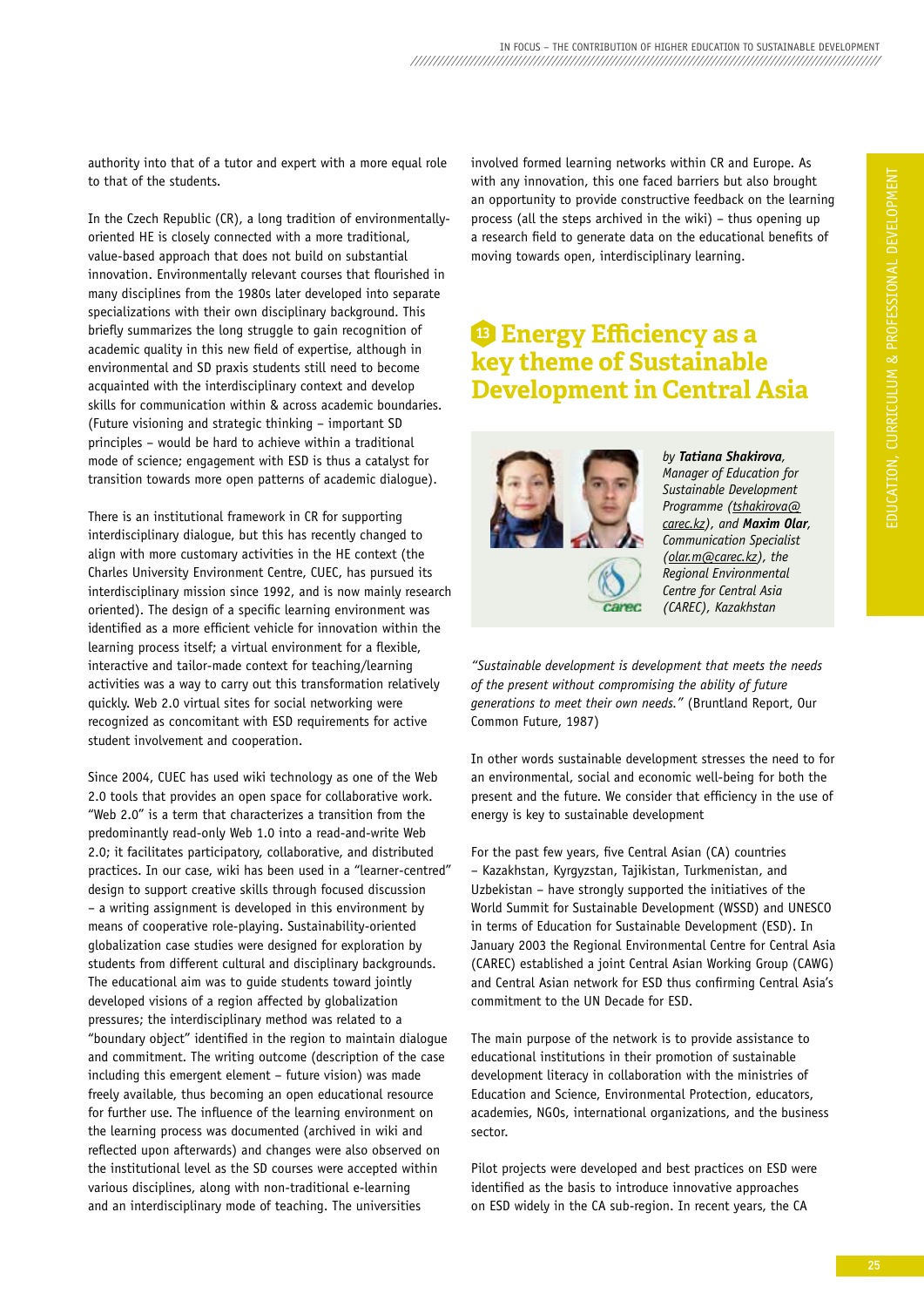authority into that of a tutor and expert with a more equal role to that of the students.

In the Czech Republic (CR), a long tradition of environmentally-oriented HE is closely connected with a more traditional, value-based approach that does not build on substantial innovation. Environmentally relevant courses that flourished in many disciplines from the 1980s later developed into separate specializations with their own disciplinary background. This briefly summarizes the long struggle to gain recognition of academic quality in this new field of expertise, although in environmental and SD praxis students still need to become acquainted with the interdisciplinary context and develop skills for communication within & across academic boundaries. (Future visioning and strategic thinking – important SD principles – would be hard to achieve within a traditional mode of science; engagement with ESD is thus a catalyst for transition towards more open patterns of academic dialogue).

There is an institutional framework in CR for supporting interdisciplinary dialogue, but this has recently changed to align with more customary activities in the HE context (the Charles University Environment Centre, CUEC, has pursued its interdisciplinary mission since 1992, and is now mainly research oriented). The design of a specific learning environment was identified as a more efficient vehicle for innovation within the learning process itself; a virtual environment for a flexible, interactive and tailor-made context for teaching/learning activities was a way to carry out this transformation relatively quickly. Web 2.0 virtual sites for social networking were recognized as concomitant with ESD requirements for active student involvement and cooperation.

Since 2004, CUEC has used wiki technology as one of the Web 2.0 tools that provides an open space for collaborative work. "Web 2.0" is a term that characterizes a transition from the predominantly read-only Web 1.0 into a read-and-write Web 2.0; it facilitates participatory, collaborative, and distributed practices. In our case, wiki has been used in a "learner-centred" design to support creative skills through focused discussion – a writing assignment is developed in this environment by means of cooperative role-playing. Sustainability-oriented globalization case studies were designed for exploration by students from different cultural and disciplinary backgrounds. The educational aim was to guide students toward jointly developed visions of a region affected by globalization pressures; the interdisciplinary method was related to a "boundary object" identified in the region to maintain dialogue and commitment. The writing outcome (description of the case including this emergent element – future vision) was made freely available, thus becoming an open educational resource for further use. The influence of the learning environment on the learning process was documented (archived in wiki and reflected upon afterwards) and changes were also observed on the institutional level as the SD courses were accepted within various disciplines, along with non-traditional e-learning and an interdisciplinary mode of teaching. The universities involved formed learning networks within CR and Europe. As with any innovation, this one faced barriers but also brought an opportunity to provide constructive feedback on the learning process (all the steps archived in the wiki) – thus opening up a research field to generate data on the educational benefits of moving towards open, interdisciplinary learning.

## 13 Energy Efficiency as a key theme of Sustainable Development in Central Asia

*by **Tatiana Shakirova**, Manager of Education for Sustainable Development Programme (tshakirova@carec.kz), and **Maxim Olar**, Communication Specialist (olar.m@carec.kz), the Regional Environmental Centre for Central Asia (CAREC), Kazakhstan*

*"Sustainable development is development that meets the needs of the present without compromising the ability of future generations to meet their own needs."* (Bruntland Report, Our Common Future, 1987)

In other words sustainable development stresses the need to for an environmental, social and economic well-being for both the present and the future. We consider that efficiency in the use of energy is key to sustainable development

For the past few years, five Central Asian (CA) countries – Kazakhstan, Kyrgyzstan, Tajikistan, Turkmenistan, and Uzbekistan – have strongly supported the initiatives of the World Summit for Sustainable Development (WSSD) and UNESCO in terms of Education for Sustainable Development (ESD). In January 2003 the Regional Environmental Centre for Central Asia (CAREC) established a joint Central Asian Working Group (CAWG) and Central Asian network for ESD thus confirming Central Asia's commitment to the UN Decade for ESD.

The main purpose of the network is to provide assistance to educational institutions in their promotion of sustainable development literacy in collaboration with the ministries of Education and Science, Environmental Protection, educators, academies, NGOs, international organizations, and the business sector.

Pilot projects were developed and best practices on ESD were identified as the basis to introduce innovative approaches on ESD widely in the CA sub-region. In recent years, the CA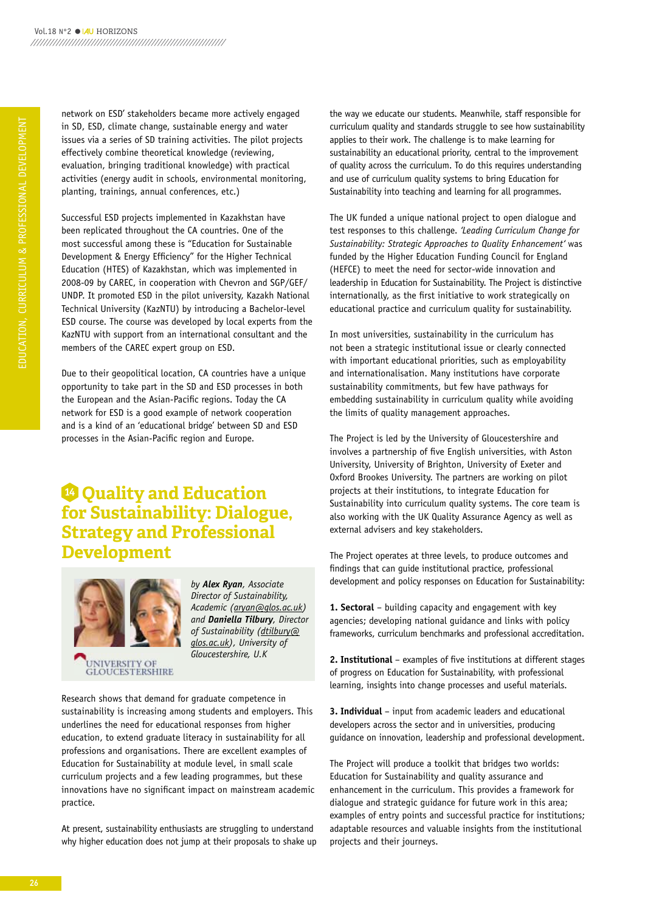network on ESD' stakeholders became more actively engaged in SD, ESD, climate change, sustainable energy and water issues via a series of SD training activities. The pilot projects effectively combine theoretical knowledge (reviewing, evaluation, bringing traditional knowledge) with practical activities (energy audit in schools, environmental monitoring, planting, trainings, annual conferences, etc.)

Successful ESD projects implemented in Kazakhstan have been replicated throughout the CA countries. One of the most successful among these is "Education for Sustainable Development & Energy Efficiency" for the Higher Technical Education (HTES) of Kazakhstan, which was implemented in 2008-09 by CAREC, in cooperation with Chevron and SGP/GEF/UNDP. It promoted ESD in the pilot university, Kazakh National Technical University (KazNTU) by introducing a Bachelor-level ESD course. The course was developed by local experts from the KazNTU with support from an international consultant and the members of the CAREC expert group on ESD.

Due to their geopolitical location, CA countries have a unique opportunity to take part in the SD and ESD processes in both the European and the Asian-Pacific regions. Today the CA network for ESD is a good example of network cooperation and is a kind of an 'educational bridge' between SD and ESD processes in the Asian-Pacific region and Europe.

## 14 Quality and Education for Sustainability: Dialogue, Strategy and Professional Development

*by **Alex Ryan**, Associate Director of Sustainability, Academic (aryan@glos.ac.uk) and **Daniella Tilbury**, Director of Sustainability (dtilbury@glos.ac.uk), University of Gloucestershire, U.K*

UNIVERSITY OF GLOUCESTERSHIRE

Research shows that demand for graduate competence in sustainability is increasing among students and employers. This underlines the need for educational responses from higher education, to extend graduate literacy in sustainability for all professions and organisations. There are excellent examples of Education for Sustainability at module level, in small scale curriculum projects and a few leading programmes, but these innovations have no significant impact on mainstream academic practice.

At present, sustainability enthusiasts are struggling to understand why higher education does not jump at their proposals to shake up the way we educate our students. Meanwhile, staff responsible for curriculum quality and standards struggle to see how sustainability applies to their work. The challenge is to make learning for sustainability an educational priority, central to the improvement of quality across the curriculum. To do this requires understanding and use of curriculum quality systems to bring Education for Sustainability into teaching and learning for all programmes.

The UK funded a unique national project to open dialogue and test responses to this challenge. *'Leading Curriculum Change for Sustainability: Strategic Approaches to Quality Enhancement'* was funded by the Higher Education Funding Council for England (HEFCE) to meet the need for sector-wide innovation and leadership in Education for Sustainability. The Project is distinctive internationally, as the first initiative to work strategically on educational practice and curriculum quality for sustainability.

In most universities, sustainability in the curriculum has not been a strategic institutional issue or clearly connected with important educational priorities, such as employability and internationalisation. Many institutions have corporate sustainability commitments, but few have pathways for embedding sustainability in curriculum quality while avoiding the limits of quality management approaches.

The Project is led by the University of Gloucestershire and involves a partnership of five English universities, with Aston University, University of Brighton, University of Exeter and Oxford Brookes University. The partners are working on pilot projects at their institutions, to integrate Education for Sustainability into curriculum quality systems. The core team is also working with the UK Quality Assurance Agency as well as external advisers and key stakeholders.

The Project operates at three levels, to produce outcomes and findings that can guide institutional practice, professional development and policy responses on Education for Sustainability:

**1. Sectoral** – building capacity and engagement with key agencies; developing national guidance and links with policy frameworks, curriculum benchmarks and professional accreditation.

**2. Institutional** – examples of five institutions at different stages of progress on Education for Sustainability, with professional learning, insights into change processes and useful materials.

**3. Individual** – input from academic leaders and educational developers across the sector and in universities, producing guidance on innovation, leadership and professional development.

The Project will produce a toolkit that bridges two worlds: Education for Sustainability and quality assurance and enhancement in the curriculum. This provides a framework for dialogue and strategic guidance for future work in this area; examples of entry points and successful practice for institutions; adaptable resources and valuable insights from the institutional projects and their journeys.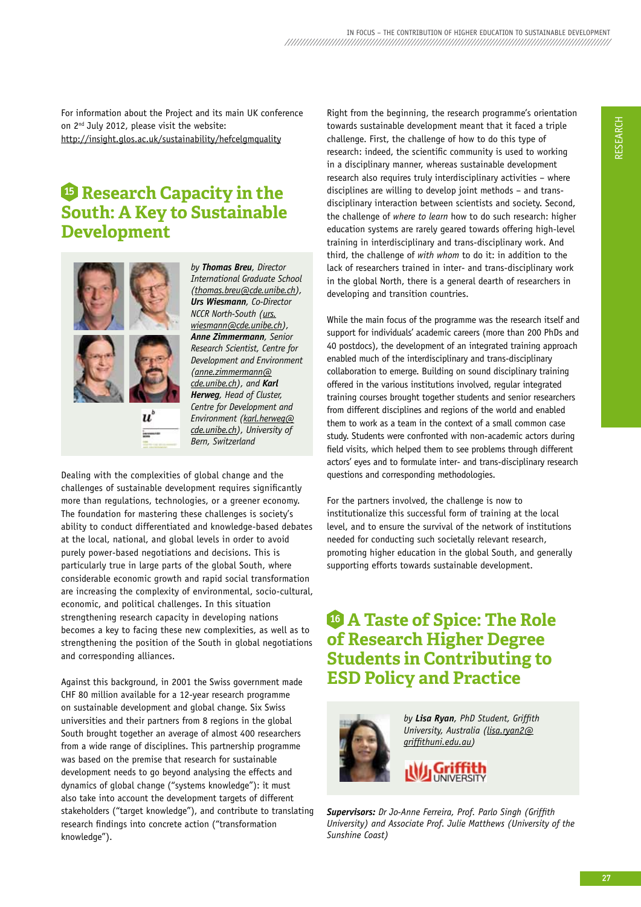For information about the Project and its main UK conference on 2nd July 2012, please visit the website: http://insight.glos.ac.uk/sustainability/hefcelgmquality

## 15 Research Capacity in the South: A Key to Sustainable Development

*by **Thomas Breu**, Director International Graduate School (thomas.breu@cde.unibe.ch), **Urs Wiesmann**, Co-Director NCCR North-South (urs.wiesmann@cde.unibe.ch), **Anne Zimmermann**, Senior Research Scientist, Centre for Development and Environment (anne.zimmermann@cde.unibe.ch), and **Karl Herweg**, Head of Cluster, Centre for Development and Environment (karl.herweg@cde.unibe.ch), University of Bern, Switzerland*

Dealing with the complexities of global change and the challenges of sustainable development requires significantly more than regulations, technologies, or a greener economy. The foundation for mastering these challenges is society's ability to conduct differentiated and knowledge-based debates at the local, national, and global levels in order to avoid purely power-based negotiations and decisions. This is particularly true in large parts of the global South, where considerable economic growth and rapid social transformation are increasing the complexity of environmental, socio-cultural, economic, and political challenges. In this situation strengthening research capacity in developing nations becomes a key to facing these new complexities, as well as to strengthening the position of the South in global negotiations and corresponding alliances.

Against this background, in 2001 the Swiss government made CHF 80 million available for a 12-year research programme on sustainable development and global change. Six Swiss universities and their partners from 8 regions in the global South brought together an average of almost 400 researchers from a wide range of disciplines. This partnership programme was based on the premise that research for sustainable development needs to go beyond analysing the effects and dynamics of global change ("systems knowledge"): it must also take into account the development targets of different stakeholders ("target knowledge"), and contribute to translating research findings into concrete action ("transformation knowledge").

Right from the beginning, the research programme's orientation towards sustainable development meant that it faced a triple challenge. First, the challenge of how to do this type of research: indeed, the scientific community is used to working in a disciplinary manner, whereas sustainable development research also requires truly interdisciplinary activities – where disciplines are willing to develop joint methods – and trans-disciplinary interaction between scientists and society. Second, the challenge of *where to learn* how to do such research: higher education systems are rarely geared towards offering high-level training in interdisciplinary and trans-disciplinary work. And third, the challenge of *with whom* to do it: in addition to the lack of researchers trained in inter- and trans-disciplinary work in the global North, there is a general dearth of researchers in developing and transition countries.

While the main focus of the programme was the research itself and support for individuals' academic careers (more than 200 PhDs and 40 postdocs), the development of an integrated training approach enabled much of the interdisciplinary and trans-disciplinary collaboration to emerge. Building on sound disciplinary training offered in the various institutions involved, regular integrated training courses brought together students and senior researchers from different disciplines and regions of the world and enabled them to work as a team in the context of a small common case study. Students were confronted with non-academic actors during field visits, which helped them to see problems through different actors' eyes and to formulate inter- and trans-disciplinary research questions and corresponding methodologies.

For the partners involved, the challenge is now to institutionalize this successful form of training at the local level, and to ensure the survival of the network of institutions needed for conducting such societally relevant research, promoting higher education in the global South, and generally supporting efforts towards sustainable development.

## 16 A Taste of Spice: The Role of Research Higher Degree Students in Contributing to ESD Policy and Practice

*by **Lisa Ryan**, PhD Student, Griffith University, Australia (lisa.ryan2@griffithuni.edu.au)*

***Supervisors:*** *Dr Jo-Anne Ferreira, Prof. Parlo Singh (Griffith University) and Associate Prof. Julie Matthews (University of the Sunshine Coast)*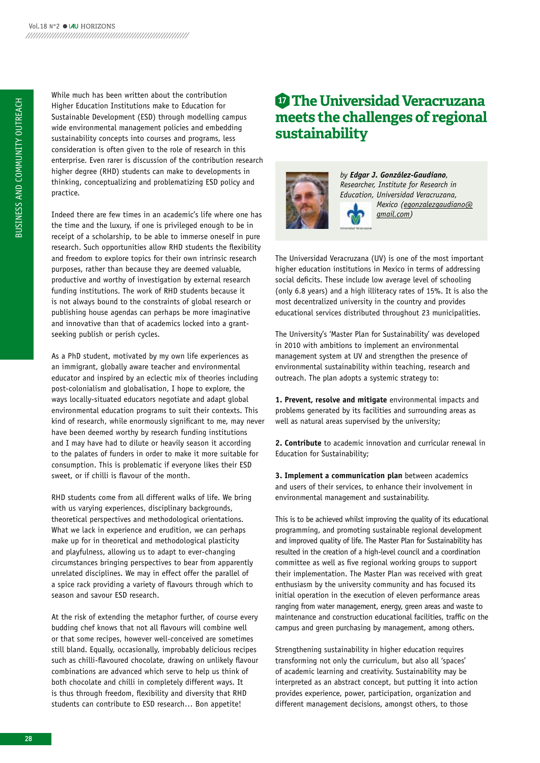While much has been written about the contribution Higher Education Institutions make to Education for Sustainable Development (ESD) through modelling campus wide environmental management policies and embedding sustainability concepts into courses and programs, less consideration is often given to the role of research in this enterprise. Even rarer is discussion of the contribution research higher degree (RHD) students can make to developments in thinking, conceptualizing and problematizing ESD policy and practice.

Indeed there are few times in an academic's life where one has the time and the luxury, if one is privileged enough to be in receipt of a scholarship, to be able to immerse oneself in pure research. Such opportunities allow RHD students the flexibility and freedom to explore topics for their own intrinsic research purposes, rather than because they are deemed valuable, productive and worthy of investigation by external research funding institutions. The work of RHD students because it is not always bound to the constraints of global research or publishing house agendas can perhaps be more imaginative and innovative than that of academics locked into a grant-seeking publish or perish cycles.

As a PhD student, motivated by my own life experiences as an immigrant, globally aware teacher and environmental educator and inspired by an eclectic mix of theories including post-colonialism and globalisation, I hope to explore, the ways locally-situated educators negotiate and adapt global environmental education programs to suit their contexts. This kind of research, while enormously significant to me, may never have been deemed worthy by research funding institutions and I may have had to dilute or heavily season it according to the palates of funders in order to make it more suitable for consumption. This is problematic if everyone likes their ESD sweet, or if chilli is flavour of the month.

RHD students come from all different walks of life. We bring with us varying experiences, disciplinary backgrounds, theoretical perspectives and methodological orientations. What we lack in experience and erudition, we can perhaps make up for in theoretical and methodological plasticity and playfulness, allowing us to adapt to ever-changing circumstances bringing perspectives to bear from apparently unrelated disciplines. We may in effect offer the parallel of a spice rack providing a variety of flavours through which to season and savour ESD research.

At the risk of extending the metaphor further, of course every budding chef knows that not all flavours will combine well or that some recipes, however well-conceived are sometimes still bland. Equally, occasionally, improbably delicious recipes such as chilli-flavoured chocolate, drawing on unlikely flavour combinations are advanced which serve to help us think of both chocolate and chilli in completely different ways. It is thus through freedom, flexibility and diversity that RHD students can contribute to ESD research… Bon appetite!

## 17 The Universidad Veracruzana meets the challenges of regional sustainability

*by **Edgar J. González-Gaudiano**, Researcher, Institute for Research in Education, Universidad Veracruzana, Mexico (egonzalezgaudiano@gmail.com)*

The Universidad Veracruzana (UV) is one of the most important higher education institutions in Mexico in terms of addressing social deficits. These include low average level of schooling (only 6.8 years) and a high illiteracy rates of 15%. It is also the most decentralized university in the country and provides educational services distributed throughout 23 municipalities.

The University's 'Master Plan for Sustainability' was developed in 2010 with ambitions to implement an environmental management system at UV and strengthen the presence of environmental sustainability within teaching, research and outreach. The plan adopts a systemic strategy to:

**1. Prevent, resolve and mitigate** environmental impacts and problems generated by its facilities and surrounding areas as well as natural areas supervised by the university;

**2. Contribute** to academic innovation and curricular renewal in Education for Sustainability;

**3. Implement a communication plan** between academics and users of their services, to enhance their involvement in environmental management and sustainability.

This is to be achieved whilst improving the quality of its educational programming, and promoting sustainable regional development and improved quality of life. The Master Plan for Sustainability has resulted in the creation of a high-level council and a coordination committee as well as five regional working groups to support their implementation. The Master Plan was received with great enthusiasm by the university community and has focused its initial operation in the execution of eleven performance areas ranging from water management, energy, green areas and waste to maintenance and construction educational facilities, traffic on the campus and green purchasing by management, among others.

Strengthening sustainability in higher education requires transforming not only the curriculum, but also all 'spaces' of academic learning and creativity. Sustainability may be interpreted as an abstract concept, but putting it into action provides experience, power, participation, organization and different management decisions, amongst others, to those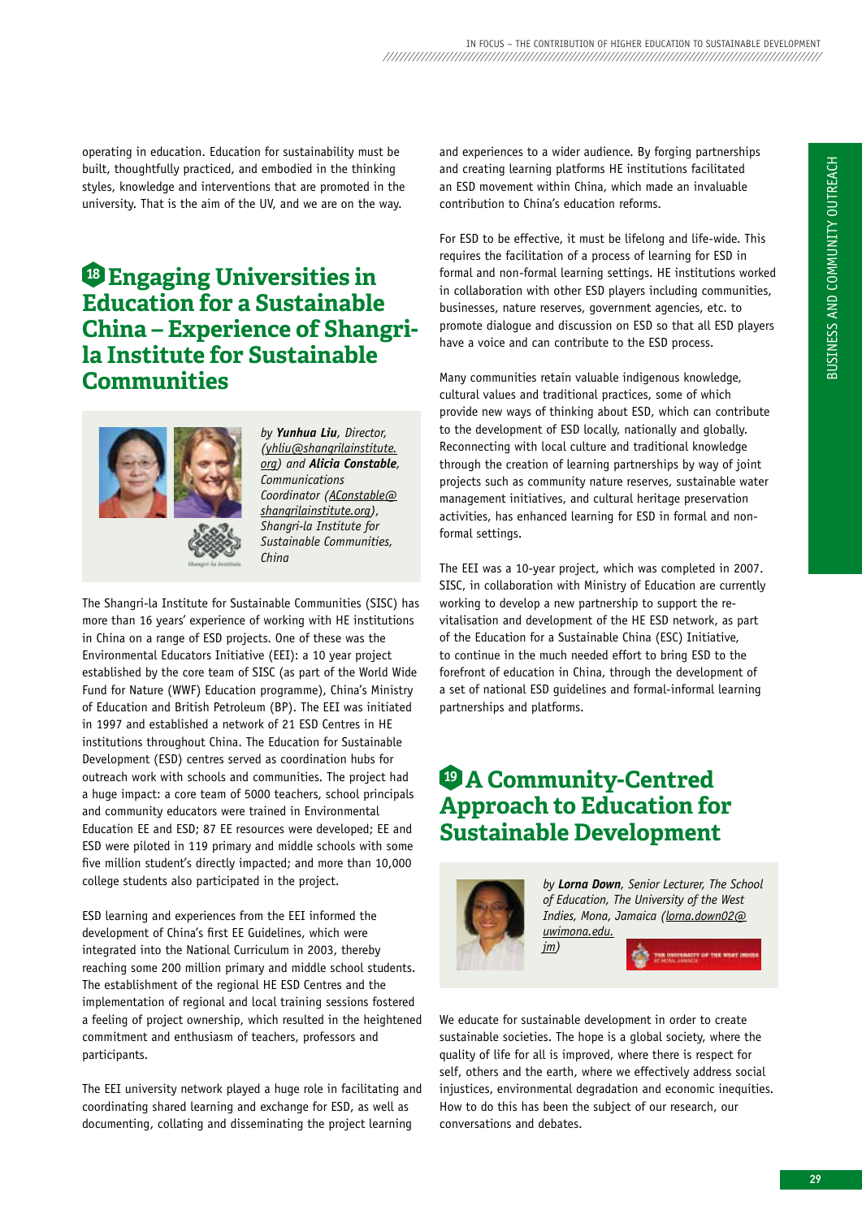operating in education. Education for sustainability must be built, thoughtfully practiced, and embodied in the thinking styles, knowledge and interventions that are promoted in the university. That is the aim of the UV, and we are on the way.

## 18 Engaging Universities in Education for a Sustainable China – Experience of Shangri-la Institute for Sustainable Communities

*by **Yunhua Liu**, Director, (yhliu@shangrilainstitute.org) and **Alicia Constable**, Communications Coordinator (AConstable@shangrilainstitute.org), Shangri-la Institute for Sustainable Communities, China*

The Shangri-la Institute for Sustainable Communities (SISC) has more than 16 years' experience of working with HE institutions in China on a range of ESD projects. One of these was the Environmental Educators Initiative (EEI): a 10 year project established by the core team of SISC (as part of the World Wide Fund for Nature (WWF) Education programme), China's Ministry of Education and British Petroleum (BP). The EEI was initiated in 1997 and established a network of 21 ESD Centres in HE institutions throughout China. The Education for Sustainable Development (ESD) centres served as coordination hubs for outreach work with schools and communities. The project had a huge impact: a core team of 5000 teachers, school principals and community educators were trained in Environmental Education EE and ESD; 87 EE resources were developed; EE and ESD were piloted in 119 primary and middle schools with some five million student's directly impacted; and more than 10,000 college students also participated in the project.

ESD learning and experiences from the EEI informed the development of China's first EE Guidelines, which were integrated into the National Curriculum in 2003, thereby reaching some 200 million primary and middle school students. The establishment of the regional HE ESD Centres and the implementation of regional and local training sessions fostered a feeling of project ownership, which resulted in the heightened commitment and enthusiasm of teachers, professors and participants.

The EEI university network played a huge role in facilitating and coordinating shared learning and exchange for ESD, as well as documenting, collating and disseminating the project learning and experiences to a wider audience. By forging partnerships and creating learning platforms HE institutions facilitated an ESD movement within China, which made an invaluable contribution to China's education reforms.

For ESD to be effective, it must be lifelong and life-wide. This requires the facilitation of a process of learning for ESD in formal and non-formal learning settings. HE institutions worked in collaboration with other ESD players including communities, businesses, nature reserves, government agencies, etc. to promote dialogue and discussion on ESD so that all ESD players have a voice and can contribute to the ESD process.

Many communities retain valuable indigenous knowledge, cultural values and traditional practices, some of which provide new ways of thinking about ESD, which can contribute to the development of ESD locally, nationally and globally. Reconnecting with local culture and traditional knowledge through the creation of learning partnerships by way of joint projects such as community nature reserves, sustainable water management initiatives, and cultural heritage preservation activities, has enhanced learning for ESD in formal and non-formal settings.

The EEI was a 10-year project, which was completed in 2007. SISC, in collaboration with Ministry of Education are currently working to develop a new partnership to support the re-vitalisation and development of the HE ESD network, as part of the Education for a Sustainable China (ESC) Initiative, to continue in the much needed effort to bring ESD to the forefront of education in China, through the development of a set of national ESD guidelines and formal-informal learning partnerships and platforms.

## 19 A Community-Centred Approach to Education for Sustainable Development

*by **Lorna Down**, Senior Lecturer, The School of Education, The University of the West Indies, Mona, Jamaica (lorna.down02@uwimona.edu.jm)*

We educate for sustainable development in order to create sustainable societies. The hope is a global society, where the quality of life for all is improved, where there is respect for self, others and the earth, where we effectively address social injustices, environmental degradation and economic inequities. How to do this has been the subject of our research, our conversations and debates.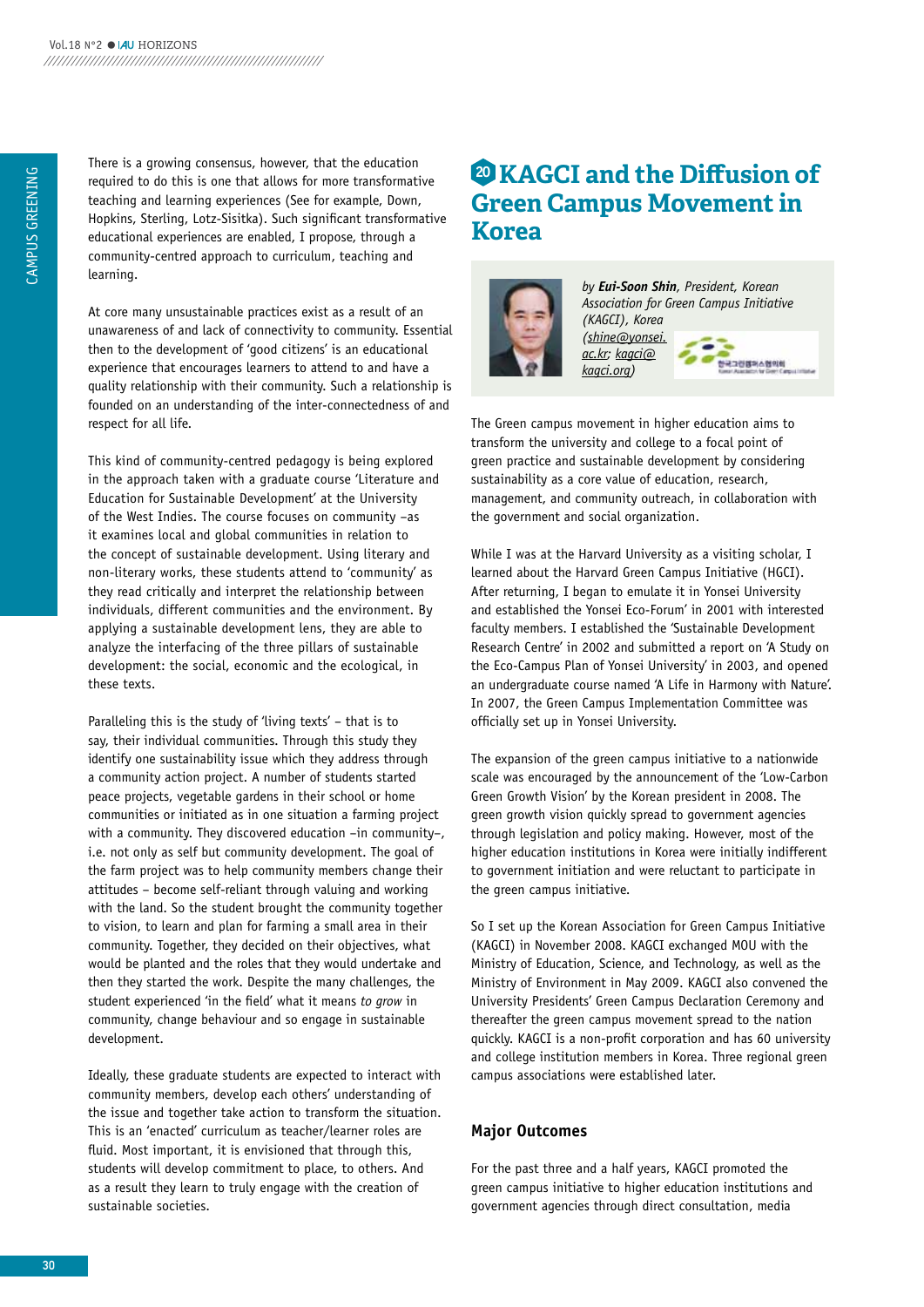There is a growing consensus, however, that the education required to do this is one that allows for more transformative teaching and learning experiences (See for example, Down, Hopkins, Sterling, Lotz-Sisitka). Such significant transformative educational experiences are enabled, I propose, through a community-centred approach to curriculum, teaching and learning.

At core many unsustainable practices exist as a result of an unawareness of and lack of connectivity to community. Essential then to the development of 'good citizens' is an educational experience that encourages learners to attend to and have a quality relationship with their community. Such a relationship is founded on an understanding of the inter-connectedness of and respect for all life.

This kind of community-centred pedagogy is being explored in the approach taken with a graduate course 'Literature and Education for Sustainable Development' at the University of the West Indies. The course focuses on community –as it examines local and global communities in relation to the concept of sustainable development. Using literary and non-literary works, these students attend to 'community' as they read critically and interpret the relationship between individuals, different communities and the environment. By applying a sustainable development lens, they are able to analyze the interfacing of the three pillars of sustainable development: the social, economic and the ecological, in these texts.

Paralleling this is the study of 'living texts' – that is to say, their individual communities. Through this study they identify one sustainability issue which they address through a community action project. A number of students started peace projects, vegetable gardens in their school or home communities or initiated as in one situation a farming project with a community. They discovered education –in community–, i.e. not only as self but community development. The goal of the farm project was to help community members change their attitudes – become self-reliant through valuing and working with the land. So the student brought the community together to vision, to learn and plan for farming a small area in their community. Together, they decided on their objectives, what would be planted and the roles that they would undertake and then they started the work. Despite the many challenges, the student experienced 'in the field' what it means *to grow* in community, change behaviour and so engage in sustainable development.

Ideally, these graduate students are expected to interact with community members, develop each others' understanding of the issue and together take action to transform the situation. This is an 'enacted' curriculum as teacher/learner roles are fluid. Most important, it is envisioned that through this, students will develop commitment to place, to others. And as a result they learn to truly engage with the creation of sustainable societies.

# 20 KAGCI and the Diffusion of Green Campus Movement in Korea

*by **Eui-Soon Shin**, President, Korean Association for Green Campus Initiative (KAGCI), Korea (shine@yonsei.ac.kr; kagci@kagci.org)*

The Green campus movement in higher education aims to transform the university and college to a focal point of green practice and sustainable development by considering sustainability as a core value of education, research, management, and community outreach, in collaboration with the government and social organization.

While I was at the Harvard University as a visiting scholar, I learned about the Harvard Green Campus Initiative (HGCI). After returning, I began to emulate it in Yonsei University and established the Yonsei Eco-Forum' in 2001 with interested faculty members. I established the 'Sustainable Development Research Centre' in 2002 and submitted a report on 'A Study on the Eco-Campus Plan of Yonsei University' in 2003, and opened an undergraduate course named 'A Life in Harmony with Nature'. In 2007, the Green Campus Implementation Committee was officially set up in Yonsei University.

The expansion of the green campus initiative to a nationwide scale was encouraged by the announcement of the 'Low-Carbon Green Growth Vision' by the Korean president in 2008. The green growth vision quickly spread to government agencies through legislation and policy making. However, most of the higher education institutions in Korea were initially indifferent to government initiation and were reluctant to participate in the green campus initiative.

So I set up the Korean Association for Green Campus Initiative (KAGCI) in November 2008. KAGCI exchanged MOU with the Ministry of Education, Science, and Technology, as well as the Ministry of Environment in May 2009. KAGCI also convened the University Presidents' Green Campus Declaration Ceremony and thereafter the green campus movement spread to the nation quickly. KAGCI is a non-profit corporation and has 60 university and college institution members in Korea. Three regional green campus associations were established later.

## Major Outcomes

For the past three and a half years, KAGCI promoted the green campus initiative to higher education institutions and government agencies through direct consultation, media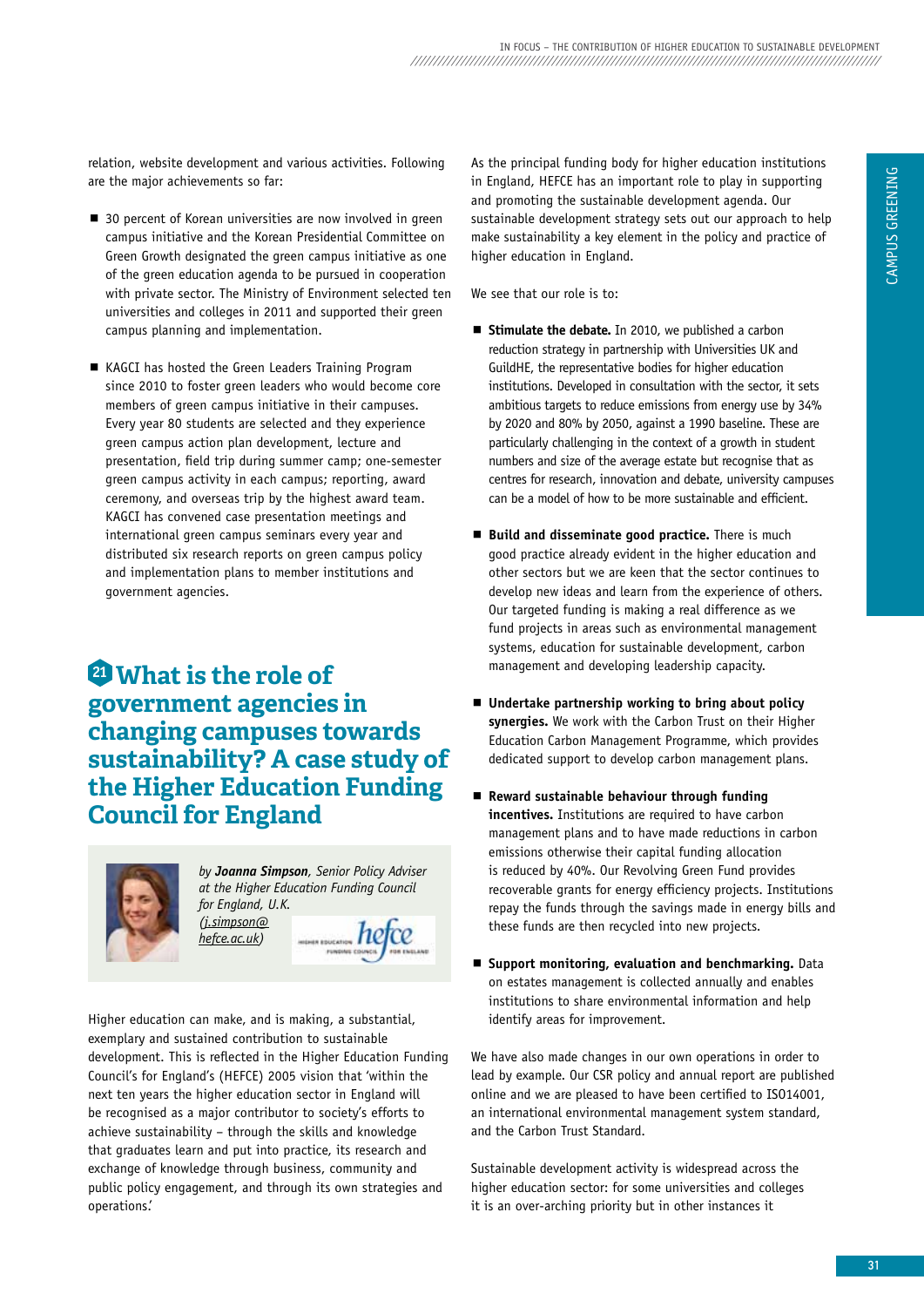relation, website development and various activities. Following are the major achievements so far:

- 30 percent of Korean universities are now involved in green campus initiative and the Korean Presidential Committee on Green Growth designated the green campus initiative as one of the green education agenda to be pursued in cooperation with private sector. The Ministry of Environment selected ten universities and colleges in 2011 and supported their green campus planning and implementation.

- KAGCI has hosted the Green Leaders Training Program since 2010 to foster green leaders who would become core members of green campus initiative in their campuses. Every year 80 students are selected and they experience green campus action plan development, lecture and presentation, field trip during summer camp; one-semester green campus activity in each campus; reporting, award ceremony, and overseas trip by the highest award team. KAGCI has convened case presentation meetings and international green campus seminars every year and distributed six research reports on green campus policy and implementation plans to member institutions and government agencies.

## 21 What is the role of government agencies in changing campuses towards sustainability? A case study of the Higher Education Funding Council for England

*by **Joanna Simpson**, Senior Policy Adviser at the Higher Education Funding Council for England, U.K. (j.simpson@hefce.ac.uk)*

Higher education can make, and is making, a substantial, exemplary and sustained contribution to sustainable development. This is reflected in the Higher Education Funding Council's for England's (HEFCE) 2005 vision that 'within the next ten years the higher education sector in England will be recognised as a major contributor to society's efforts to achieve sustainability – through the skills and knowledge that graduates learn and put into practice, its research and exchange of knowledge through business, community and public policy engagement, and through its own strategies and operations.'

As the principal funding body for higher education institutions in England, HEFCE has an important role to play in supporting and promoting the sustainable development agenda. Our sustainable development strategy sets out our approach to help make sustainability a key element in the policy and practice of higher education in England.

We see that our role is to:

- **Stimulate the debate.** In 2010, we published a carbon reduction strategy in partnership with Universities UK and GuildHE, the representative bodies for higher education institutions. Developed in consultation with the sector, it sets ambitious targets to reduce emissions from energy use by 34% by 2020 and 80% by 2050, against a 1990 baseline. These are particularly challenging in the context of a growth in student numbers and size of the average estate but recognise that as centres for research, innovation and debate, university campuses can be a model of how to be more sustainable and efficient.

- **Build and disseminate good practice.** There is much good practice already evident in the higher education and other sectors but we are keen that the sector continues to develop new ideas and learn from the experience of others. Our targeted funding is making a real difference as we fund projects in areas such as environmental management systems, education for sustainable development, carbon management and developing leadership capacity.

- **Undertake partnership working to bring about policy synergies.** We work with the Carbon Trust on their Higher Education Carbon Management Programme, which provides dedicated support to develop carbon management plans.

- **Reward sustainable behaviour through funding incentives.** Institutions are required to have carbon management plans and to have made reductions in carbon emissions otherwise their capital funding allocation is reduced by 40%. Our Revolving Green Fund provides recoverable grants for energy efficiency projects. Institutions repay the funds through the savings made in energy bills and these funds are then recycled into new projects.

- **Support monitoring, evaluation and benchmarking.** Data on estates management is collected annually and enables institutions to share environmental information and help identify areas for improvement.

We have also made changes in our own operations in order to lead by example. Our CSR policy and annual report are published online and we are pleased to have been certified to ISO14001, an international environmental management system standard, and the Carbon Trust Standard.

Sustainable development activity is widespread across the higher education sector: for some universities and colleges it is an over-arching priority but in other instances it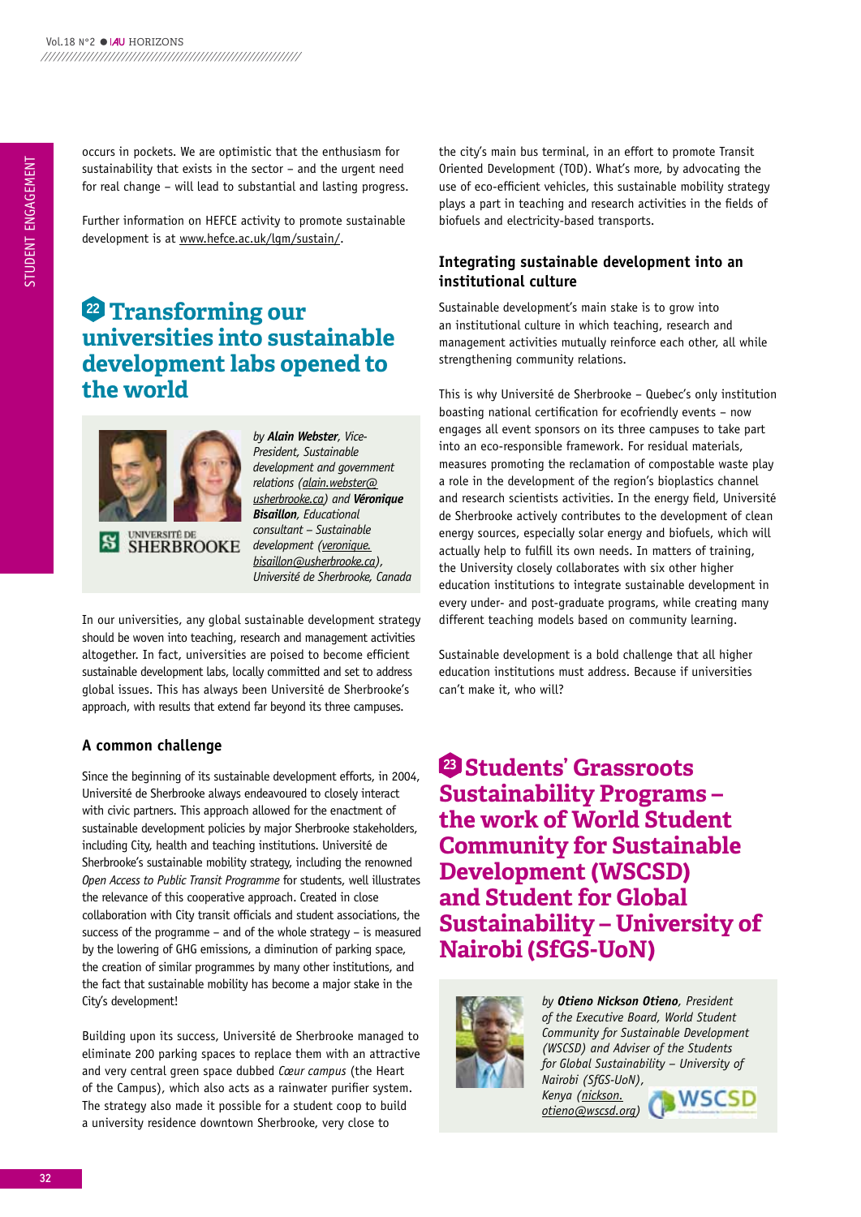occurs in pockets. We are optimistic that the enthusiasm for sustainability that exists in the sector – and the urgent need for real change – will lead to substantial and lasting progress.

Further information on HEFCE activity to promote sustainable development is at www.hefce.ac.uk/lgm/sustain/.

## 22 Transforming our universities into sustainable development labs opened to the world

*by **Alain Webster**, Vice-President, Sustainable development and government relations (alain.webster@usherbrooke.ca) and **Véronique Bisaillon**, Educational consultant – Sustainable development (veronique.bisaillon@usherbrooke.ca), Université de Sherbrooke, Canada*

In our universities, any global sustainable development strategy should be woven into teaching, research and management activities altogether. In fact, universities are poised to become efficient sustainable development labs, locally committed and set to address global issues. This has always been Université de Sherbrooke's approach, with results that extend far beyond its three campuses.

### A common challenge

Since the beginning of its sustainable development efforts, in 2004, Université de Sherbrooke always endeavoured to closely interact with civic partners. This approach allowed for the enactment of sustainable development policies by major Sherbrooke stakeholders, including City, health and teaching institutions. Université de Sherbrooke's sustainable mobility strategy, including the renowned *Open Access to Public Transit Programme* for students, well illustrates the relevance of this cooperative approach. Created in close collaboration with City transit officials and student associations, the success of the programme – and of the whole strategy – is measured by the lowering of GHG emissions, a diminution of parking space, the creation of similar programmes by many other institutions, and the fact that sustainable mobility has become a major stake in the City's development!

Building upon its success, Université de Sherbrooke managed to eliminate 200 parking spaces to replace them with an attractive and very central green space dubbed *Cœur campus* (the Heart of the Campus), which also acts as a rainwater purifier system. The strategy also made it possible for a student coop to build a university residence downtown Sherbrooke, very close to the city's main bus terminal, in an effort to promote Transit Oriented Development (TOD). What's more, by advocating the use of eco-efficient vehicles, this sustainable mobility strategy plays a part in teaching and research activities in the fields of biofuels and electricity-based transports.

### Integrating sustainable development into an institutional culture

Sustainable development's main stake is to grow into an institutional culture in which teaching, research and management activities mutually reinforce each other, all while strengthening community relations.

This is why Université de Sherbrooke – Quebec's only institution boasting national certification for ecofriendly events – now engages all event sponsors on its three campuses to take part into an eco-responsible framework. For residual materials, measures promoting the reclamation of compostable waste play a role in the development of the region's bioplastics channel and research scientists activities. In the energy field, Université de Sherbrooke actively contributes to the development of clean energy sources, especially solar energy and biofuels, which will actually help to fulfill its own needs. In matters of training, the University closely collaborates with six other higher education institutions to integrate sustainable development in every under- and post-graduate programs, while creating many different teaching models based on community learning.

Sustainable development is a bold challenge that all higher education institutions must address. Because if universities can't make it, who will?

## 23 Students' Grassroots Sustainability Programs – the work of World Student Community for Sustainable Development (WSCSD) and Student for Global Sustainability – University of Nairobi (SfGS-UoN)

*by **Otieno Nickson Otieno**, President of the Executive Board, World Student Community for Sustainable Development (WSCSD) and Adviser of the Students for Global Sustainability – University of Nairobi (SfGS-UoN), Kenya (nickson.otieno@wscsd.org)*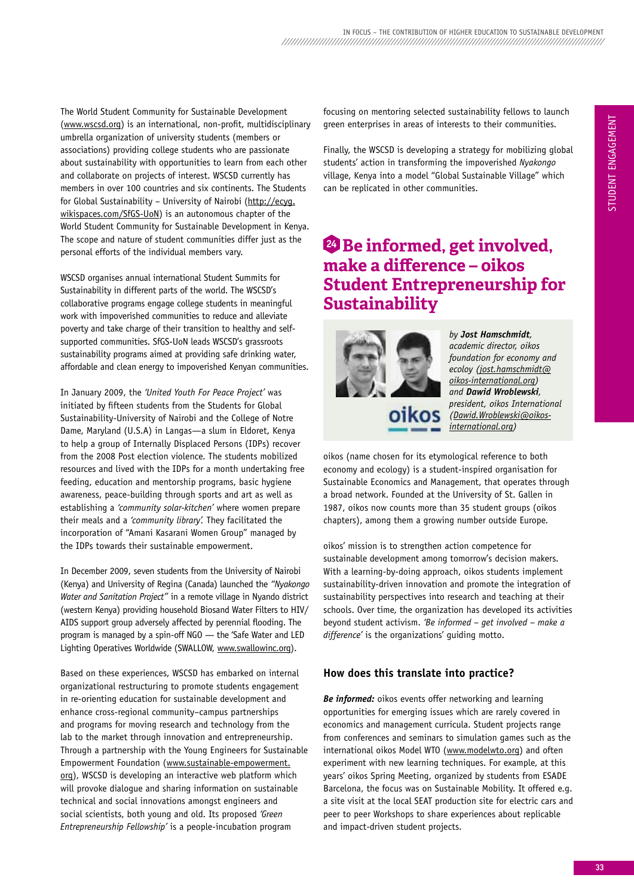The World Student Community for Sustainable Development (www.wscsd.org) is an international, non-profit, multidisciplinary umbrella organization of university students (members or associations) providing college students who are passionate about sustainability with opportunities to learn from each other and collaborate on projects of interest. WSCSD currently has members in over 100 countries and six continents. The Students for Global Sustainability – University of Nairobi (http://ecyg.wikispaces.com/SfGS-UoN) is an autonomous chapter of the World Student Community for Sustainable Development in Kenya. The scope and nature of student communities differ just as the personal efforts of the individual members vary.

WSCSD organises annual international Student Summits for Sustainability in different parts of the world. The WSCSD's collaborative programs engage college students in meaningful work with impoverished communities to reduce and alleviate poverty and take charge of their transition to healthy and self-supported communities. SfGS-UoN leads WSCSD's grassroots sustainability programs aimed at providing safe drinking water, affordable and clean energy to impoverished Kenyan communities.

In January 2009, the *'United Youth For Peace Project'* was initiated by fifteen students from the Students for Global Sustainability-University of Nairobi and the College of Notre Dame, Maryland (U.S.A) in Langas—a slum in Eldoret, Kenya to help a group of Internally Displaced Persons (IDPs) recover from the 2008 Post election violence. The students mobilized resources and lived with the IDPs for a month undertaking free feeding, education and mentorship programs, basic hygiene awareness, peace-building through sports and art as well as establishing a *'community solar-kitchen'* where women prepare their meals and a *'community library'*. They facilitated the incorporation of "Amani Kasarani Women Group" managed by the IDPs towards their sustainable empowerment.

In December 2009, seven students from the University of Nairobi (Kenya) and University of Regina (Canada) launched the *"Nyakongo Water and Sanitation Project"* in a remote village in Nyando district (western Kenya) providing household Biosand Water Filters to HIV/AIDS support group adversely affected by perennial flooding. The program is managed by a spin-off NGO — the 'Safe Water and LED Lighting Operatives Worldwide (SWALLOW, www.swallowinc.org).

Based on these experiences, WSCSD has embarked on internal organizational restructuring to promote students engagement in re-orienting education for sustainable development and enhance cross-regional community–campus partnerships and programs for moving research and technology from the lab to the market through innovation and entrepreneurship. Through a partnership with the Young Engineers for Sustainable Empowerment Foundation (www.sustainable-empowerment.org), WSCSD is developing an interactive web platform which will provoke dialogue and sharing information on sustainable technical and social innovations amongst engineers and social scientists, both young and old. Its proposed *'Green Entrepreneurship Fellowship'* is a people-incubation program focusing on mentoring selected sustainability fellows to launch green enterprises in areas of interests to their communities.

Finally, the WSCSD is developing a strategy for mobilizing global students' action in transforming the impoverished *Nyakongo* village, Kenya into a model "Global Sustainable Village" which can be replicated in other communities.

## 24 Be informed, get involved, make a difference – oikos Student Entrepreneurship for Sustainability

*by **Jost Hamschmidt**, academic director, oikos foundation for economy and ecoloy (jost.hamschmidt@oikos-international.org) and **Dawid Wroblewski**, president, oikos International (Dawid.Wroblewski@oikos-international.org)*

oikos (name chosen for its etymological reference to both economy and ecology) is a student-inspired organisation for Sustainable Economics and Management, that operates through a broad network. Founded at the University of St. Gallen in 1987, oikos now counts more than 35 student groups (oikos chapters), among them a growing number outside Europe.

oikos' mission is to strengthen action competence for sustainable development among tomorrow's decision makers. With a learning-by-doing approach, oikos students implement sustainability-driven innovation and promote the integration of sustainability perspectives into research and teaching at their schools. Over time, the organization has developed its activities beyond student activism. *'Be informed – get involved – make a difference'* is the organizations' guiding motto.

### How does this translate into practice?

***Be informed:*** oikos events offer networking and learning opportunities for emerging issues which are rarely covered in economics and management curricula. Student projects range from conferences and seminars to simulation games such as the international oikos Model WTO (www.modelwto.org) and often experiment with new learning techniques. For example, at this years' oikos Spring Meeting, organized by students from ESADE Barcelona, the focus was on Sustainable Mobility. It offered e.g. a site visit at the local SEAT production site for electric cars and peer to peer Workshops to share experiences about replicable and impact-driven student projects.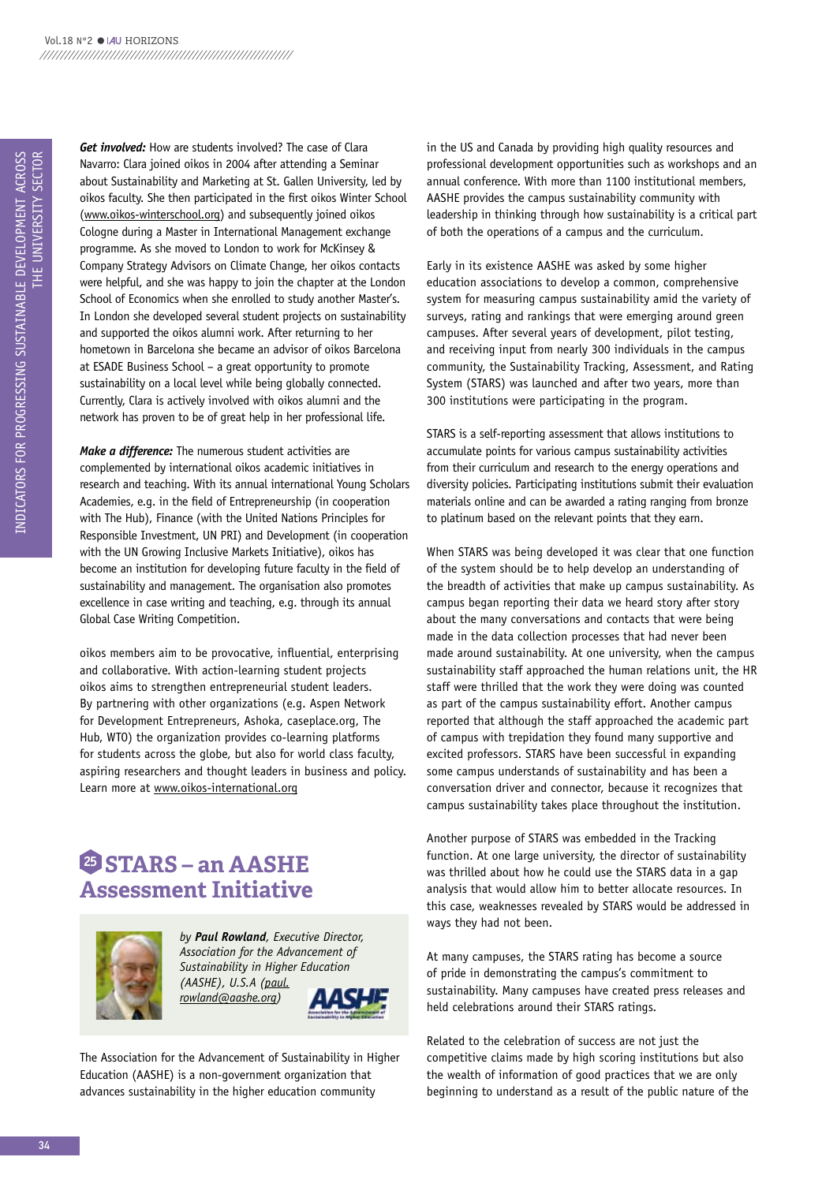***Get involved:*** How are students involved? The case of Clara Navarro: Clara joined oikos in 2004 after attending a Seminar about Sustainability and Marketing at St. Gallen University, led by oikos faculty. She then participated in the first oikos Winter School (www.oikos-winterschool.org) and subsequently joined oikos Cologne during a Master in International Management exchange programme. As she moved to London to work for McKinsey & Company Strategy Advisors on Climate Change, her oikos contacts were helpful, and she was happy to join the chapter at the London School of Economics when she enrolled to study another Master's. In London she developed several student projects on sustainability and supported the oikos alumni work. After returning to her hometown in Barcelona she became an advisor of oikos Barcelona at ESADE Business School – a great opportunity to promote sustainability on a local level while being globally connected. Currently, Clara is actively involved with oikos alumni and the network has proven to be of great help in her professional life.

***Make a difference:*** The numerous student activities are complemented by international oikos academic initiatives in research and teaching. With its annual international Young Scholars Academies, e.g. in the field of Entrepreneurship (in cooperation with The Hub), Finance (with the United Nations Principles for Responsible Investment, UN PRI) and Development (in cooperation with the UN Growing Inclusive Markets Initiative), oikos has become an institution for developing future faculty in the field of sustainability and management. The organisation also promotes excellence in case writing and teaching, e.g. through its annual Global Case Writing Competition.

oikos members aim to be provocative, influential, enterprising and collaborative. With action-learning student projects oikos aims to strengthen entrepreneurial student leaders. By partnering with other organizations (e.g. Aspen Network for Development Entrepreneurs, Ashoka, caseplace.org, The Hub, WTO) the organization provides co-learning platforms for students across the globe, but also for world class faculty, aspiring researchers and thought leaders in business and policy. Learn more at www.oikos-international.org

## 25 STARS – an AASHE Assessment Initiative

*by **Paul Rowland**, Executive Director, Association for the Advancement of Sustainability in Higher Education (AASHE), U.S.A (paul.rowland@aashe.org)*

The Association for the Advancement of Sustainability in Higher Education (AASHE) is a non-government organization that advances sustainability in the higher education community in the US and Canada by providing high quality resources and professional development opportunities such as workshops and an annual conference. With more than 1100 institutional members, AASHE provides the campus sustainability community with leadership in thinking through how sustainability is a critical part of both the operations of a campus and the curriculum.

Early in its existence AASHE was asked by some higher education associations to develop a common, comprehensive system for measuring campus sustainability amid the variety of surveys, rating and rankings that were emerging around green campuses. After several years of development, pilot testing, and receiving input from nearly 300 individuals in the campus community, the Sustainability Tracking, Assessment, and Rating System (STARS) was launched and after two years, more than 300 institutions were participating in the program.

STARS is a self-reporting assessment that allows institutions to accumulate points for various campus sustainability activities from their curriculum and research to the energy operations and diversity policies. Participating institutions submit their evaluation materials online and can be awarded a rating ranging from bronze to platinum based on the relevant points that they earn.

When STARS was being developed it was clear that one function of the system should be to help develop an understanding of the breadth of activities that make up campus sustainability. As campus began reporting their data we heard story after story about the many conversations and contacts that were being made in the data collection processes that had never been made around sustainability. At one university, when the campus sustainability staff approached the human relations unit, the HR staff were thrilled that the work they were doing was counted as part of the campus sustainability effort. Another campus reported that although the staff approached the academic part of campus with trepidation they found many supportive and excited professors. STARS have been successful in expanding some campus understands of sustainability and has been a conversation driver and connector, because it recognizes that campus sustainability takes place throughout the institution.

Another purpose of STARS was embedded in the Tracking function. At one large university, the director of sustainability was thrilled about how he could use the STARS data in a gap analysis that would allow him to better allocate resources. In this case, weaknesses revealed by STARS would be addressed in ways they had not been.

At many campuses, the STARS rating has become a source of pride in demonstrating the campus's commitment to sustainability. Many campuses have created press releases and held celebrations around their STARS ratings.

Related to the celebration of success are not just the competitive claims made by high scoring institutions but also the wealth of information of good practices that we are only beginning to understand as a result of the public nature of the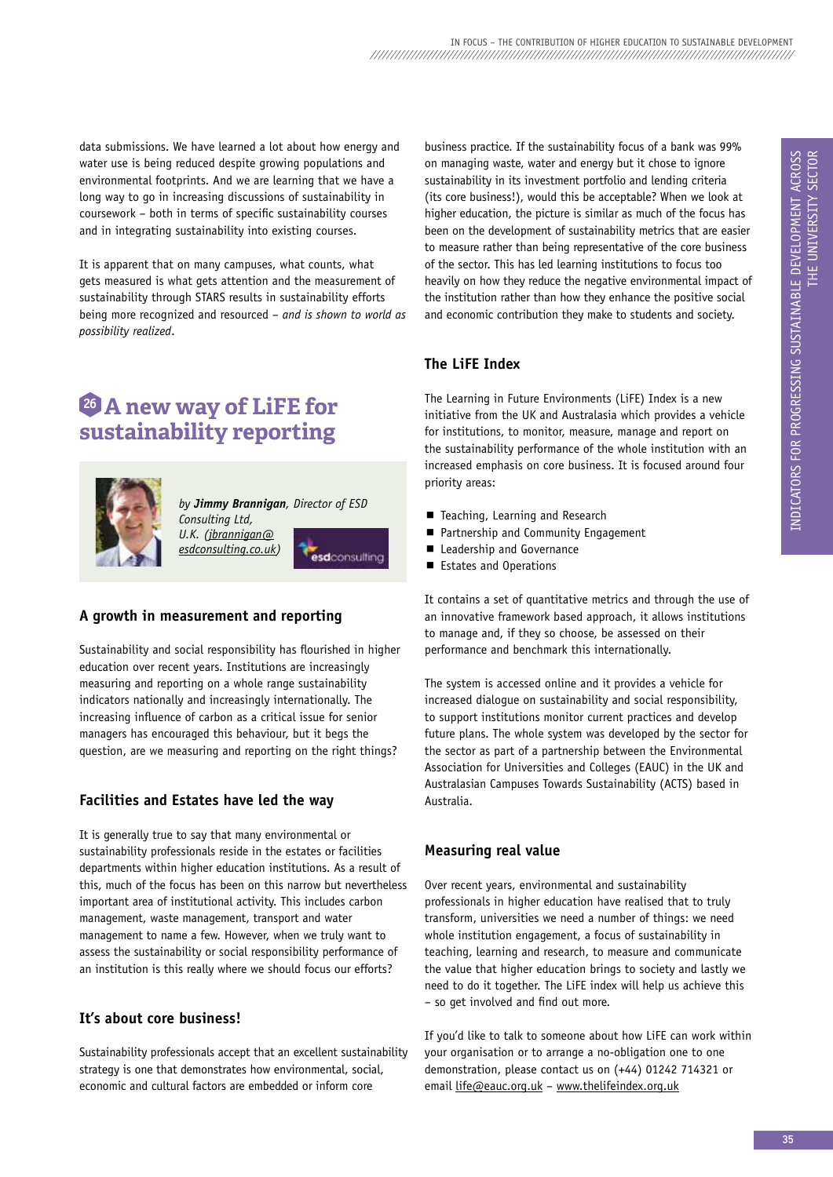data submissions. We have learned a lot about how energy and water use is being reduced despite growing populations and environmental footprints. And we are learning that we have a long way to go in increasing discussions of sustainability in coursework – both in terms of specific sustainability courses and in integrating sustainability into existing courses.

It is apparent that on many campuses, what counts, what gets measured is what gets attention and the measurement of sustainability through STARS results in sustainability efforts being more recognized and resourced – *and is shown to world as possibility realized*.

## 26 A new way of LiFE for sustainability reporting

*by **Jimmy Brannigan**, Director of ESD Consulting Ltd, U.K. (jbrannigan@esdconsulting.co.uk)*

### A growth in measurement and reporting

Sustainability and social responsibility has flourished in higher education over recent years. Institutions are increasingly measuring and reporting on a whole range sustainability indicators nationally and increasingly internationally. The increasing influence of carbon as a critical issue for senior managers has encouraged this behaviour, but it begs the question, are we measuring and reporting on the right things?

### Facilities and Estates have led the way

It is generally true to say that many environmental or sustainability professionals reside in the estates or facilities departments within higher education institutions. As a result of this, much of the focus has been on this narrow but nevertheless important area of institutional activity. This includes carbon management, waste management, transport and water management to name a few. However, when we truly want to assess the sustainability or social responsibility performance of an institution is this really where we should focus our efforts?

### It's about core business!

Sustainability professionals accept that an excellent sustainability strategy is one that demonstrates how environmental, social, economic and cultural factors are embedded or inform core business practice. If the sustainability focus of a bank was 99% on managing waste, water and energy but it chose to ignore sustainability in its investment portfolio and lending criteria (its core business!), would this be acceptable? When we look at higher education, the picture is similar as much of the focus has been on the development of sustainability metrics that are easier to measure rather than being representative of the core business of the sector. This has led learning institutions to focus too heavily on how they reduce the negative environmental impact of the institution rather than how they enhance the positive social and economic contribution they make to students and society.

### The LiFE Index

The Learning in Future Environments (LiFE) Index is a new initiative from the UK and Australasia which provides a vehicle for institutions, to monitor, measure, manage and report on the sustainability performance of the whole institution with an increased emphasis on core business. It is focused around four priority areas:

- Teaching, Learning and Research
- Partnership and Community Engagement
- Leadership and Governance
- Estates and Operations

It contains a set of quantitative metrics and through the use of an innovative framework based approach, it allows institutions to manage and, if they so choose, be assessed on their performance and benchmark this internationally.

The system is accessed online and it provides a vehicle for increased dialogue on sustainability and social responsibility, to support institutions monitor current practices and develop future plans. The whole system was developed by the sector for the sector as part of a partnership between the Environmental Association for Universities and Colleges (EAUC) in the UK and Australasian Campuses Towards Sustainability (ACTS) based in Australia.

### Measuring real value

Over recent years, environmental and sustainability professionals in higher education have realised that to truly transform, universities we need a number of things: we need whole institution engagement, a focus of sustainability in teaching, learning and research, to measure and communicate the value that higher education brings to society and lastly we need to do it together. The LiFE index will help us achieve this – so get involved and find out more.

If you'd like to talk to someone about how LiFE can work within your organisation or to arrange a no-obligation one to one demonstration, please contact us on (+44) 01242 714321 or email life@eauc.org.uk – www.thelifeindex.org.uk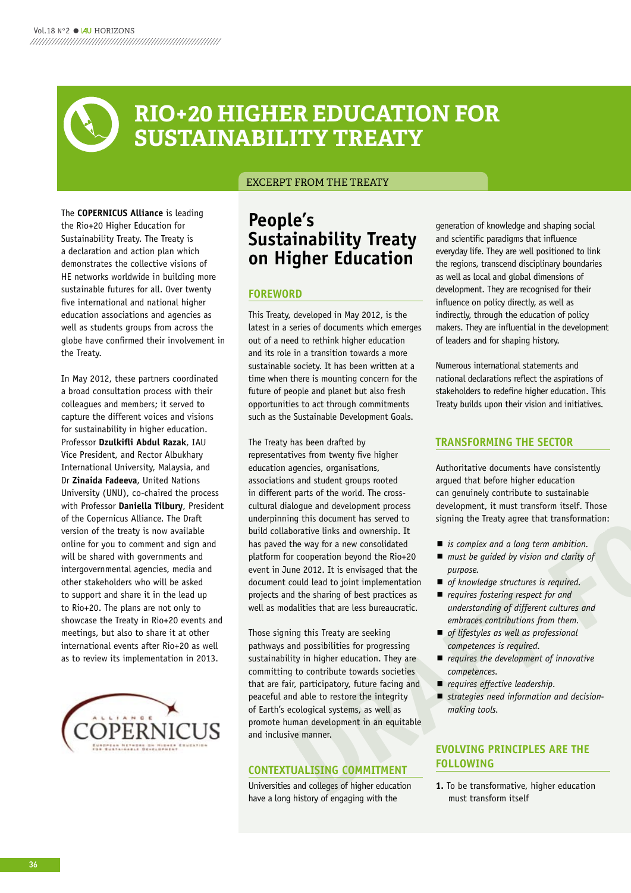# RIO+20 HIGHER EDUCATION FOR SUSTAINABILITY TREATY

The **COPERNICUS Alliance** is leading the Rio+20 Higher Education for Sustainability Treaty. The Treaty is a declaration and action plan which demonstrates the collective visions of HE networks worldwide in building more sustainable futures for all. Over twenty five international and national higher education associations and agencies as well as students groups from across the globe have confirmed their involvement in the Treaty.

In May 2012, these partners coordinated a broad consultation process with their colleagues and members; it served to capture the different voices and visions for sustainability in higher education. Professor **Dzulkifli Abdul Razak**, IAU Vice President, and Rector Albukhary International University, Malaysia, and Dr **Zinaida Fadeeva**, United Nations University (UNU), co-chaired the process with Professor **Daniella Tilbury**, President of the Copernicus Alliance. The Draft version of the treaty is now available online for you to comment and sign and will be shared with governments and intergovernmental agencies, media and other stakeholders who will be asked to support and share it in the lead up to Rio+20. The plans are not only to showcase the Treaty in Rio+20 events and meetings, but also to share it at other international events after Rio+20 as well as to review its implementation in 2013.

EXCERPT FROM THE TREATY

## People's Sustainability Treaty on Higher Education

### FOREWORD

This Treaty, developed in May 2012, is the latest in a series of documents which emerges out of a need to rethink higher education and its role in a transition towards a more sustainable society. It has been written at a time when there is mounting concern for the future of people and planet but also fresh opportunities to act through commitments such as the Sustainable Development Goals.

The Treaty has been drafted by representatives from twenty five higher education agencies, organisations, associations and student groups rooted in different parts of the world. The cross-cultural dialogue and development process underpinning this document has served to build collaborative links and ownership. It has paved the way for a new consolidated platform for cooperation beyond the Rio+20 event in June 2012. It is envisaged that the document could lead to joint implementation projects and the sharing of best practices as well as modalities that are less bureaucratic.

Those signing this Treaty are seeking pathways and possibilities for progressing sustainability in higher education. They are committing to contribute towards societies that are fair, participatory, future facing and peaceful and able to restore the integrity of Earth's ecological systems, as well as promote human development in an equitable and inclusive manner.

### CONTEXTUALISING COMMITMENT

Universities and colleges of higher education have a long history of engaging with the generation of knowledge and shaping social and scientific paradigms that influence everyday life. They are well positioned to link the regions, transcend disciplinary boundaries as well as local and global dimensions of development. They are recognised for their influence on policy directly, as well as indirectly, through the education of policy makers. They are influential in the development of leaders and for shaping history.

Numerous international statements and national declarations reflect the aspirations of stakeholders to redefine higher education. This Treaty builds upon their vision and initiatives.

### TRANSFORMING THE SECTOR

Authoritative documents have consistently argued that before higher education can genuinely contribute to sustainable development, it must transform itself. Those signing the Treaty agree that transformation:

- *is complex and a long term ambition.*
- *must be guided by vision and clarity of purpose.*
- *of knowledge structures is required.*
- *requires fostering respect for and understanding of different cultures and embraces contributions from them.*
- *of lifestyles as well as professional competences is required.*
- *requires the development of innovative competences.*
- *requires effective leadership.*
- *strategies need information and decision-making tools.*

### EVOLVING PRINCIPLES ARE THE FOLLOWING

1. To be transformative, higher education must transform itself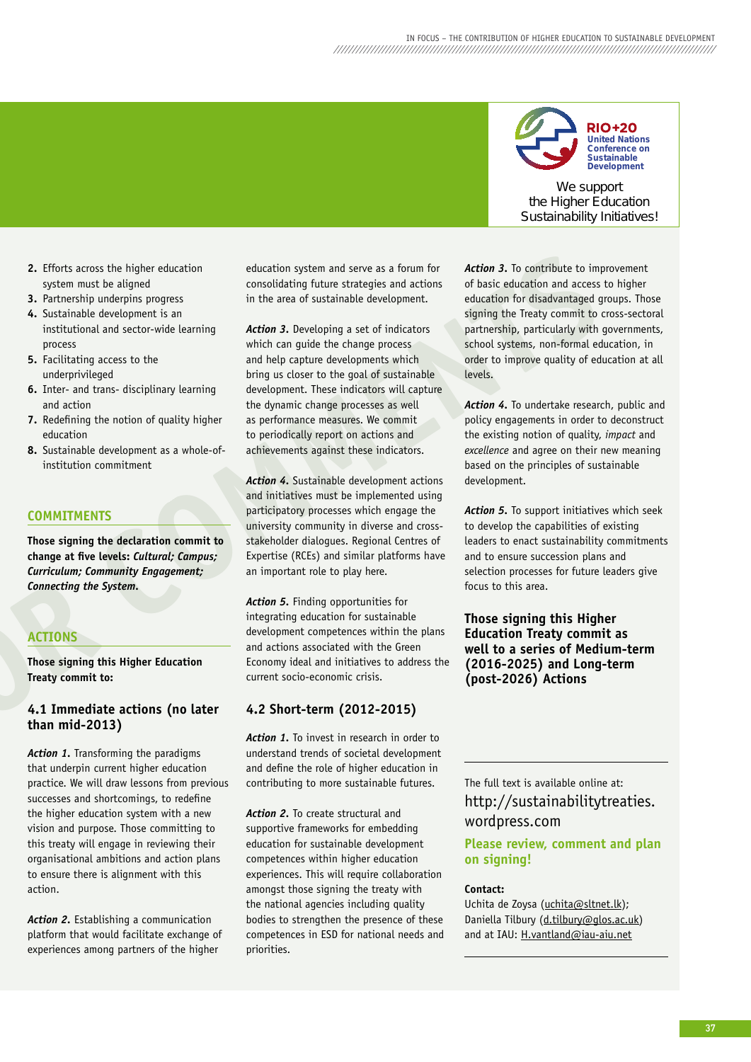RIO+20 United Nations Conference on Sustainable Development

We support the Higher Education Sustainability Initiatives!

2. Efforts across the higher education system must be aligned
3. Partnership underpins progress
4. Sustainable development is an institutional and sector-wide learning process
5. Facilitating access to the underprivileged
6. Inter- and trans- disciplinary learning and action
7. Redefining the notion of quality higher education
8. Sustainable development as a whole-of-institution commitment

## COMMITMENTS

**Those signing the declaration commit to change at five levels: *Cultural; Campus; Curriculum; Community Engagement; Connecting the System.***

## ACTIONS

**Those signing this Higher Education Treaty commit to:**

### 4.1 Immediate actions (no later than mid-2013)

***Action 1.*** Transforming the paradigms that underpin current higher education practice. We will draw lessons from previous successes and shortcomings, to redefine the higher education system with a new vision and purpose. Those committing to this treaty will engage in reviewing their organisational ambitions and action plans to ensure there is alignment with this action.

***Action 2.*** Establishing a communication platform that would facilitate exchange of experiences among partners of the higher education system and serve as a forum for consolidating future strategies and actions in the area of sustainable development.

***Action 3.*** Developing a set of indicators which can guide the change process and help capture developments which bring us closer to the goal of sustainable development. These indicators will capture the dynamic change processes as well as performance measures. We commit to periodically report on actions and achievements against these indicators.

***Action 4.*** Sustainable development actions and initiatives must be implemented using participatory processes which engage the university community in diverse and cross-stakeholder dialogues. Regional Centres of Expertise (RCEs) and similar platforms have an important role to play here.

***Action 5.*** Finding opportunities for integrating education for sustainable development competences within the plans and actions associated with the Green Economy ideal and initiatives to address the current socio-economic crisis.

### 4.2 Short-term (2012-2015)

***Action 1.*** To invest in research in order to understand trends of societal development and define the role of higher education in contributing to more sustainable futures.

***Action 2.*** To create structural and supportive frameworks for embedding education for sustainable development competences within higher education experiences. This will require collaboration amongst those signing the treaty with the national agencies including quality bodies to strengthen the presence of these competences in ESD for national needs and priorities.

***Action 3.*** To contribute to improvement of basic education and access to higher education for disadvantaged groups. Those signing the Treaty commit to cross-sectoral partnership, particularly with governments, school systems, non-formal education, in order to improve quality of education at all levels.

***Action 4.*** To undertake research, public and policy engagements in order to deconstruct the existing notion of quality, *impact* and *excellence* and agree on their new meaning based on the principles of sustainable development.

***Action 5.*** To support initiatives which seek to develop the capabilities of existing leaders to enact sustainability commitments and to ensure succession plans and selection processes for future leaders give focus to this area.

**Those signing this Higher Education Treaty commit as well to a series of Medium-term (2016-2025) and Long-term (post-2026) Actions**

The full text is available online at: http://sustainabilitytreaties.wordpress.com

**Please review, comment and plan on signing!**

**Contact:**
Uchita de Zoysa (uchita@sltnet.lk); Daniella Tilbury (d.tilbury@glos.ac.uk) and at IAU: H.vantland@iau-aiu.net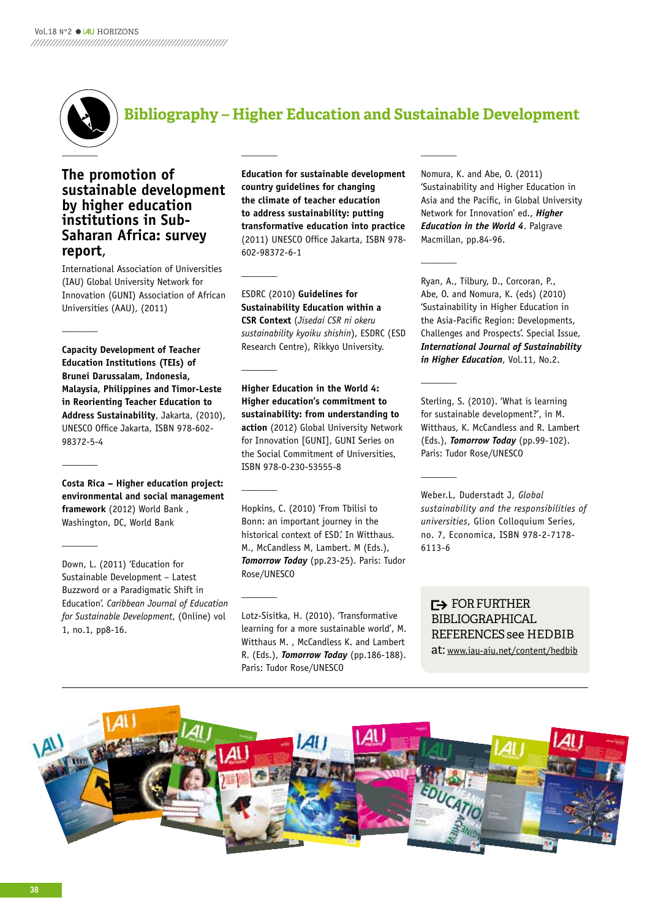# Bibliography – Higher Education and Sustainable Development

## The promotion of sustainable development by higher education institutions in Sub-Saharan Africa: survey report,

International Association of Universities (IAU) Global University Network for Innovation (GUNI) Association of African Universities (AAU), (2011)

---

**Capacity Development of Teacher Education Institutions (TEIs) of Brunei Darussalam, Indonesia, Malaysia, Philippines and Timor-Leste in Reorienting Teacher Education to Address Sustainability**, Jakarta, (2010), UNESCO Office Jakarta, ISBN 978-602-98372-5-4

---

**Costa Rica – Higher education project: environmental and social management framework** (2012) World Bank , Washington, DC, World Bank

---

Down, L. (2011) 'Education for Sustainable Development – Latest Buzzword or a Paradigmatic Shift in Education'. *Caribbean Journal of Education for Sustainable Development*, (Online) vol 1, no.1, pp8-16.

---

**Education for sustainable development country guidelines for changing the climate of teacher education to address sustainability: putting transformative education into practice** (2011) UNESCO Office Jakarta, ISBN 978-602-98372-6-1

---

ESDRC (2010) **Guidelines for Sustainability Education within a CSR Context** (*Jisedai CSR ni okeru sustainability kyoiku shishin*), ESDRC (ESD Research Centre), Rikkyo University.

---

**Higher Education in the World 4: Higher education's commitment to sustainability: from understanding to action** (2012) Global University Network for Innovation [GUNI], GUNI Series on the Social Commitment of Universities, ISBN 978-0-230-53555-8

---

Hopkins, C. (2010) 'From Tbilisi to Bonn: an important journey in the historical context of ESD.' In Witthaus. M., McCandless M, Lambert. M (Eds.), ***Tomorrow Today*** (pp.23-25). Paris: Tudor Rose/UNESCO

---

Lotz-Sisitka, H. (2010). 'Transformative learning for a more sustainable world', M. Witthaus M. , McCandless K. and Lambert R. (Eds.), ***Tomorrow Today*** (pp.186-188). Paris: Tudor Rose/UNESCO

---

Nomura, K. and Abe, O. (2011) 'Sustainability and Higher Education in Asia and the Pacific, in Global University Network for Innovation' ed., ***Higher Education in the World 4***. Palgrave Macmillan, pp.84-96.

---

Ryan, A., Tilbury, D., Corcoran, P., Abe, O. and Nomura, K. (eds) (2010) 'Sustainability in Higher Education in the Asia-Pacific Region: Developments, Challenges and Prospects'. Special Issue, ***International Journal of Sustainability in Higher Education***, Vol.11, No.2.

---

Sterling, S. (2010). 'What is learning for sustainable development?', in M. Witthaus, K. McCandless and R. Lambert (Eds.), ***Tomorrow Today*** (pp.99-102). Paris: Tudor Rose/UNESCO

---

Weber.L, Duderstadt J, *Global sustainability and the responsibilities of universities*, Glion Colloquium Series, no. 7, Economica, ISBN 978-2-7178-6113-6

---

FOR FURTHER BIBLIOGRAPHICAL REFERENCES see HEDBIB at: www.iau-aiu.net/content/hedbib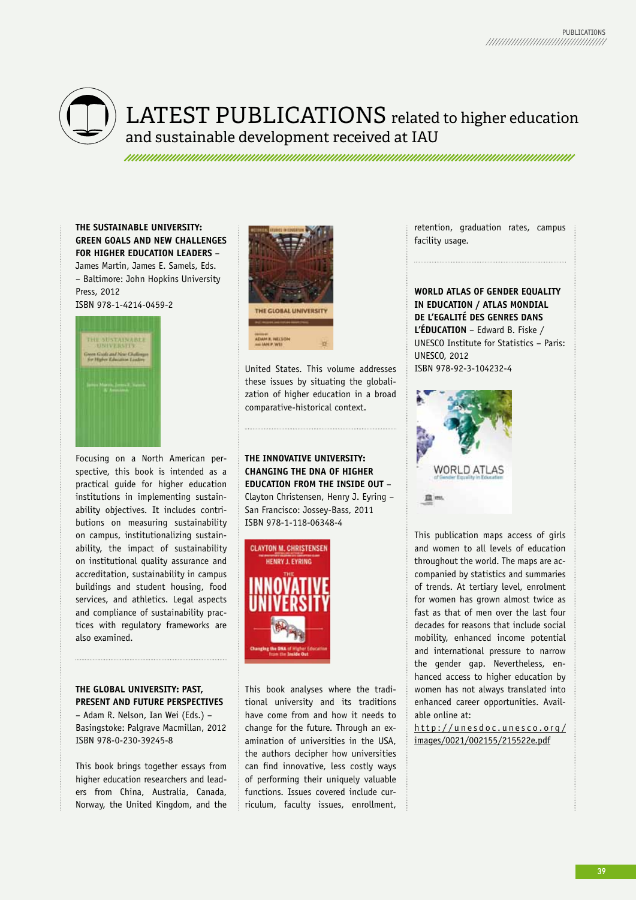# LATEST PUBLICATIONS related to higher education and sustainable development received at IAU

**THE SUSTAINABLE UNIVERSITY: GREEN GOALS AND NEW CHALLENGES FOR HIGHER EDUCATION LEADERS** – James Martin, James E. Samels, Eds. – Baltimore: John Hopkins University Press, 2012
ISBN 978-1-4214-0459-2

Focusing on a North American perspective, this book is intended as a practical guide for higher education institutions in implementing sustainability objectives. It includes contributions on measuring sustainability on campus, institutionalizing sustainability, the impact of sustainability on institutional quality assurance and accreditation, sustainability in campus buildings and student housing, food services, and athletics. Legal aspects and compliance of sustainability practices with regulatory frameworks are also examined.

**THE GLOBAL UNIVERSITY: PAST, PRESENT AND FUTURE PERSPECTIVES** – Adam R. Nelson, Ian Wei (Eds.) – Basingstoke: Palgrave Macmillan, 2012
ISBN 978-0-230-39245-8

This book brings together essays from higher education researchers and leaders from China, Australia, Canada, Norway, the United Kingdom, and the United States. This volume addresses these issues by situating the globalization of higher education in a broad comparative-historical context.

**THE INNOVATIVE UNIVERSITY: CHANGING THE DNA OF HIGHER EDUCATION FROM THE INSIDE OUT** – Clayton Christensen, Henry J. Eyring – San Francisco: Jossey-Bass, 2011
ISBN 978-1-118-06348-4

This book analyses where the traditional university and its traditions have come from and how it needs to change for the future. Through an examination of universities in the USA, the authors decipher how universities can find innovative, less costly ways of performing their uniquely valuable functions. Issues covered include curriculum, faculty issues, enrollment, retention, graduation rates, campus facility usage.

**WORLD ATLAS OF GENDER EQUALITY IN EDUCATION / ATLAS MONDIAL DE L'EGALITÉ DES GENRES DANS L'ÉDUCATION** – Edward B. Fiske / UNESCO Institute for Statistics – Paris: UNESCO, 2012
ISBN 978-92-3-104232-4

This publication maps access of girls and women to all levels of education throughout the world. The maps are accompanied by statistics and summaries of trends. At tertiary level, enrolment for women has grown almost twice as fast as that of men over the last four decades for reasons that include social mobility, enhanced income potential and international pressure to narrow the gender gap. Nevertheless, enhanced access to higher education by women has not always translated into enhanced career opportunities. Available online at: http://unesdoc.unesco.org/images/0021/002155/215522e.pdf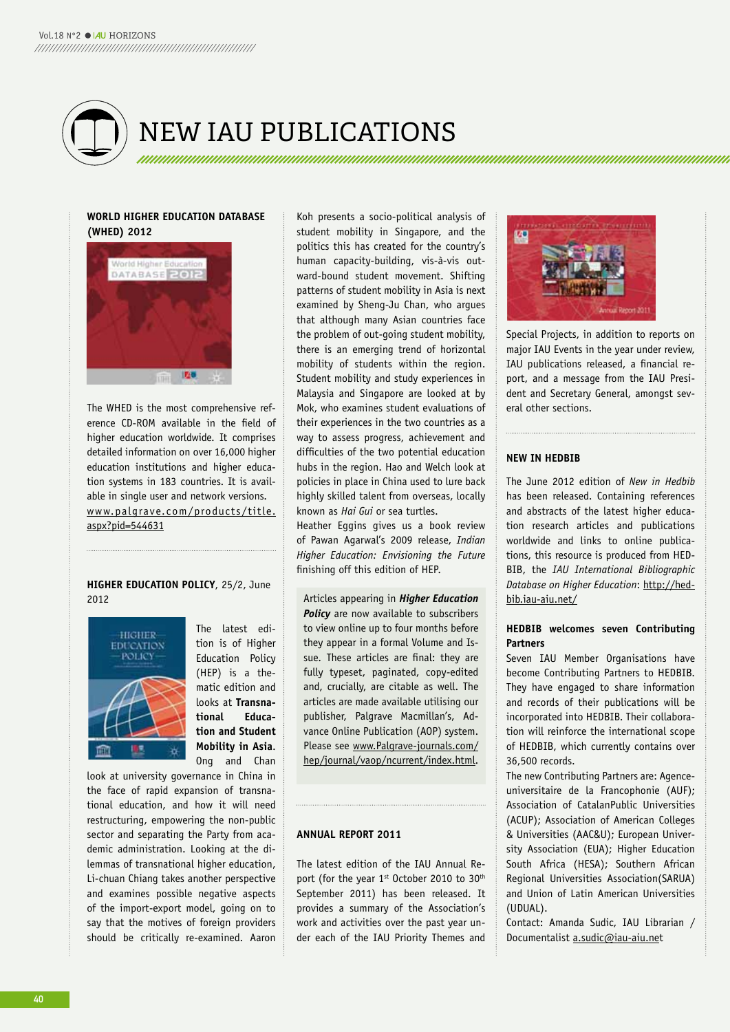# NEW IAU PUBLICATIONS

### WORLD HIGHER EDUCATION DATABASE (WHED) 2012

The WHED is the most comprehensive reference CD-ROM available in the field of higher education worldwide. It comprises detailed information on over 16,000 higher education institutions and higher education systems in 183 countries. It is available in single user and network versions. www.palgrave.com/products/title.aspx?pid=544631

### HIGHER EDUCATION POLICY, 25/2, June 2012

The latest edition is of Higher Education Policy (HEP) is a thematic edition and looks at **Transnational Education and Student Mobility in Asia**. Ong and Chan look at university governance in China in the face of rapid expansion of transnational education, and how it will need restructuring, empowering the non-public sector and separating the Party from academic administration. Looking at the dilemmas of transnational higher education, Li-chuan Chiang takes another perspective and examines possible negative aspects of the import-export model, going on to say that the motives of foreign providers should be critically re-examined. Aaron Koh presents a socio-political analysis of student mobility in Singapore, and the politics this has created for the country's human capacity-building, vis-à-vis outward-bound student movement. Shifting patterns of student mobility in Asia is next examined by Sheng-Ju Chan, who argues that although many Asian countries face the problem of out-going student mobility, there is an emerging trend of horizontal mobility of students within the region. Student mobility and study experiences in Malaysia and Singapore are looked at by Mok, who examines student evaluations of their experiences in the two countries as a way to assess progress, achievement and difficulties of the two potential education hubs in the region. Hao and Welch look at policies in place in China used to lure back highly skilled talent from overseas, locally known as *Hai Gui* or sea turtles.

Heather Eggins gives us a book review of Pawan Agarwal's 2009 release, *Indian Higher Education: Envisioning the Future* finishing off this edition of HEP.

Articles appearing in ***Higher Education Policy*** are now available to subscribers to view online up to four months before they appear in a formal Volume and Issue. These articles are final: they are fully typeset, paginated, copy-edited and, crucially, are citable as well. The articles are made available utilising our publisher, Palgrave Macmillan's, Advance Online Publication (AOP) system. Please see www.Palgrave-journals.com/hep/journal/vaop/ncurrent/index.html.

### ANNUAL REPORT 2011

The latest edition of the IAU Annual Report (for the year 1st October 2010 to 30th September 2011) has been released. It provides a summary of the Association's work and activities over the past year under each of the IAU Priority Themes and Special Projects, in addition to reports on major IAU Events in the year under review, IAU publications released, a financial report, and a message from the IAU President and Secretary General, amongst several other sections.

### NEW IN HEDBIB

The June 2012 edition of *New in Hedbib* has been released. Containing references and abstracts of the latest higher education research articles and publications worldwide and links to online publications, this resource is produced from HEDBIB, the *IAU International Bibliographic Database on Higher Education*: http://hedbib.iau-aiu.net/

### HEDBIB welcomes seven Contributing Partners

Seven IAU Member Organisations have become Contributing Partners to HEDBIB. They have engaged to share information and records of their publications will be incorporated into HEDBIB. Their collaboration will reinforce the international scope of HEDBIB, which currently contains over 36,500 records.

The new Contributing Partners are: Agence universitaire de la Francophonie (AUF); Association of CatalanPublic Universities (ACUP); Association of American Colleges & Universities (AAC&U); European University Association (EUA); Higher Education South Africa (HESA); Southern African Regional Universities Association(SARUA) and Union of Latin American Universities (UDUAL).

Contact: Amanda Sudic, IAU Librarian / Documentalist a.sudic@iau-aiu.net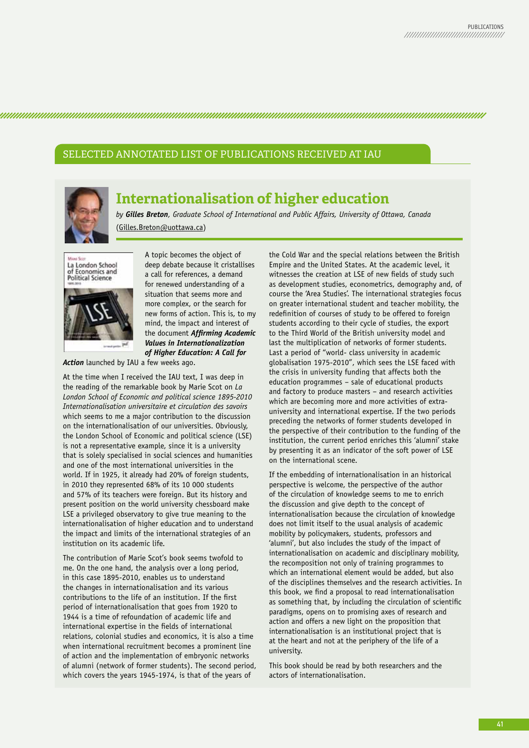## SELECTED ANNOTATED LIST OF PUBLICATIONS RECEIVED AT IAU

# Internationalisation of higher education

*by **Gilles Breton**, Graduate School of International and Public Affairs, University of Ottawa, Canada* (Gilles.Breton@uottawa.ca)

A topic becomes the object of deep debate because it cristallises a call for references, a demand for renewed understanding of a situation that seems more and more complex, or the search for new forms of action. This is, to my mind, the impact and interest of the document ***Affirming Academic Values in Internationalization of Higher Education: A Call for Action*** launched by IAU a few weeks ago.

At the time when I received the IAU text, I was deep in the reading of the remarkable book by Marie Scot on *La London School of Economic and political science 1895-2010 Internationalisation universitaire et circulation des savoirs* which seems to me a major contribution to the discussion on the internationalisation of our universities. Obviously, the London School of Economic and political science (LSE) is not a representative example, since it is a university that is solely specialised in social sciences and humanities and one of the most international universities in the world. If in 1925, it already had 20% of foreign students, in 2010 they represented 68% of its 10 000 students and 57% of its teachers were foreign. But its history and present position on the world university chessboard make LSE a privileged observatory to give true meaning to the internationalisation of higher education and to understand the impact and limits of the international strategies of an institution on its academic life.

The contribution of Marie Scot's book seems twofold to me. On the one hand, the analysis over a long period, in this case 1895-2010, enables us to understand the changes in internationalisation and its various contributions to the life of an institution. If the first period of internationalisation that goes from 1920 to 1944 is a time of refoundation of academic life and international expertise in the fields of international relations, colonial studies and economics, it is also a time when international recruitment becomes a prominent line of action and the implementation of embryonic networks of alumni (network of former students). The second period, which covers the years 1945-1974, is that of the years of the Cold War and the special relations between the British Empire and the United States. At the academic level, it witnesses the creation at LSE of new fields of study such as development studies, econometrics, demography and, of course the 'Area Studies'. The international strategies focus on greater international student and teacher mobility, the redefinition of courses of study to be offered to foreign students according to their cycle of studies, the export to the Third World of the British university model and last the multiplication of networks of former students. Last a period of "world- class university in academic globalisation 1975-2010", which sees the LSE faced with the crisis in university funding that affects both the education programmes – sale of educational products and factory to produce masters – and research activities which are becoming more and more activities of extra-university and international expertise. If the two periods preceding the networks of former students developed in the perspective of their contribution to the funding of the institution, the current period enriches this 'alumni' stake by presenting it as an indicator of the soft power of LSE on the international scene.

If the embedding of internationalisation in an historical perspective is welcome, the perspective of the author of the circulation of knowledge seems to me to enrich the discussion and give depth to the concept of internationalisation because the circulation of knowledge does not limit itself to the usual analysis of academic mobility by policymakers, students, professors and 'alumni', but also includes the study of the impact of internationalisation on academic and disciplinary mobility, the recomposition not only of training programmes to which an international element would be added, but also of the disciplines themselves and the research activities. In this book, we find a proposal to read internationalisation as something that, by including the circulation of scientific paradigms, opens on to promising axes of research and action and offers a new light on the proposition that internationalisation is an institutional project that is at the heart and not at the periphery of the life of a university.

This book should be read by both researchers and the actors of internationalisation.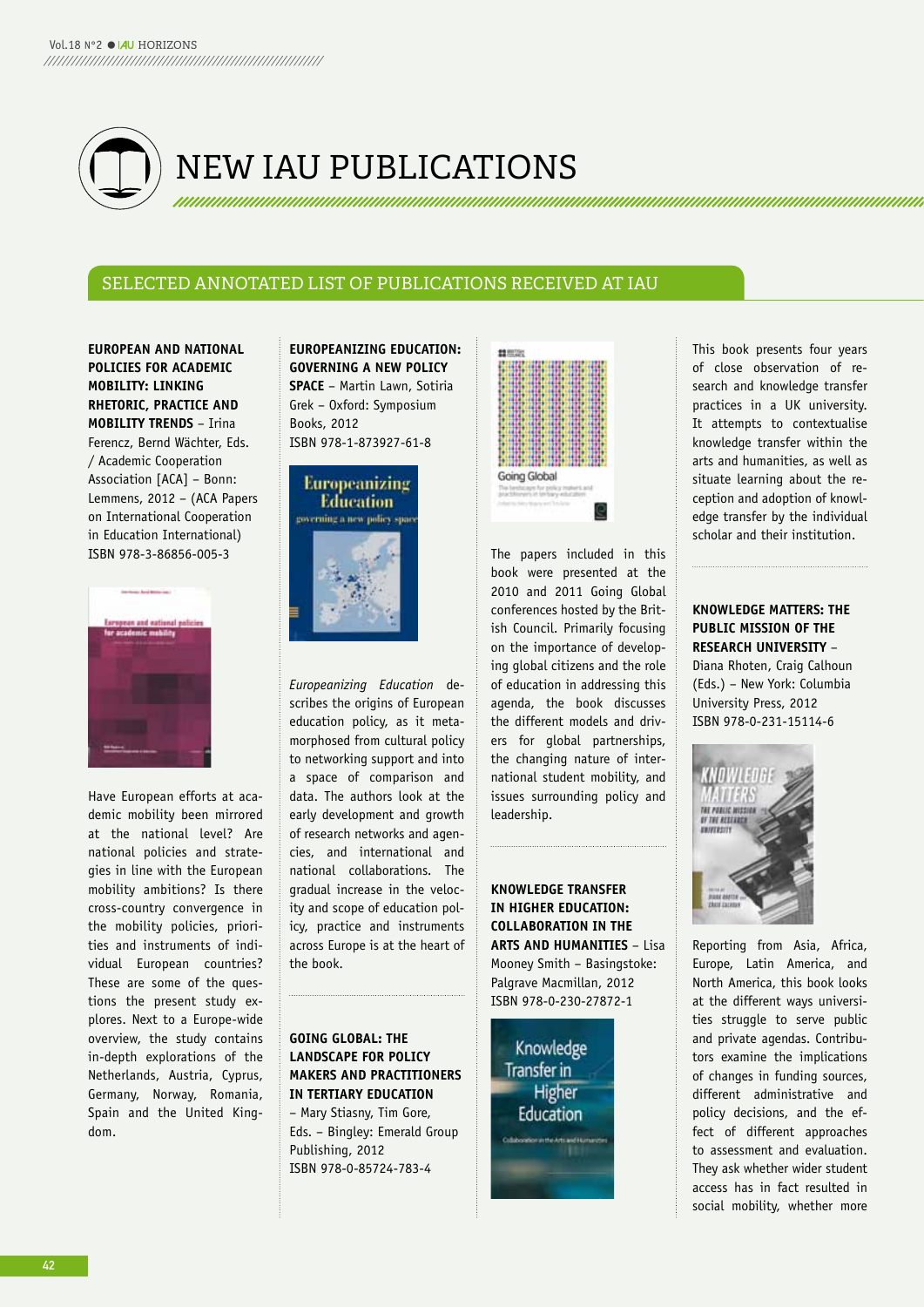# NEW IAU PUBLICATIONS

## SELECTED ANNOTATED LIST OF PUBLICATIONS RECEIVED AT IAU

**EUROPEAN AND NATIONAL POLICIES FOR ACADEMIC MOBILITY: LINKING RHETORIC, PRACTICE AND MOBILITY TRENDS** – Irina Ferencz, Bernd Wächter, Eds. / Academic Cooperation Association [ACA] – Bonn: Lemmens, 2012 – (ACA Papers on International Cooperation in Education International)
ISBN 978-3-86856-005-3

Have European efforts at academic mobility been mirrored at the national level? Are national policies and strategies in line with the European mobility ambitions? Is there cross-country convergence in the mobility policies, priorities and instruments of individual European countries? These are some of the questions the present study explores. Next to a Europe-wide overview, the study contains in-depth explorations of the Netherlands, Austria, Cyprus, Germany, Norway, Romania, Spain and the United Kingdom.

**EUROPEANIZING EDUCATION: GOVERNING A NEW POLICY SPACE** – Martin Lawn, Sotiria Grek – Oxford: Symposium Books, 2012
ISBN 978-1-873927-61-8

*Europeanizing Education* describes the origins of European education policy, as it metamorphosed from cultural policy to networking support and into a space of comparison and data. The authors look at the early development and growth of research networks and agencies, and international and national collaborations. The gradual increase in the velocity and scope of education policy, practice and instruments across Europe is at the heart of the book.

**GOING GLOBAL: THE LANDSCAPE FOR POLICY MAKERS AND PRACTITIONERS IN TERTIARY EDUCATION** – Mary Stiasny, Tim Gore, Eds. – Bingley: Emerald Group Publishing, 2012
ISBN 978-0-85724-783-4

The papers included in this book were presented at the 2010 and 2011 Going Global conferences hosted by the British Council. Primarily focusing on the importance of developing global citizens and the role of education in addressing this agenda, the book discusses the different models and drivers for global partnerships, the changing nature of international student mobility, and issues surrounding policy and leadership.

**KNOWLEDGE TRANSFER IN HIGHER EDUCATION: COLLABORATION IN THE ARTS AND HUMANITIES** – Lisa Mooney Smith – Basingstoke: Palgrave Macmillan, 2012
ISBN 978-0-230-27872-1

This book presents four years of close observation of research and knowledge transfer practices in a UK university. It attempts to contextualise knowledge transfer within the arts and humanities, as well as situate learning about the reception and adoption of knowledge transfer by the individual scholar and their institution.

**KNOWLEDGE MATTERS: THE PUBLIC MISSION OF THE RESEARCH UNIVERSITY** – Diana Rhoten, Craig Calhoun (Eds.) – New York: Columbia University Press, 2012
ISBN 978-0-231-15114-6

Reporting from Asia, Africa, Europe, Latin America, and North America, this book looks at the different ways universities struggle to serve public and private agendas. Contributors examine the implications of changes in funding sources, different administrative and policy decisions, and the effect of different approaches to assessment and evaluation. They ask whether wider student access has in fact resulted in social mobility, whether more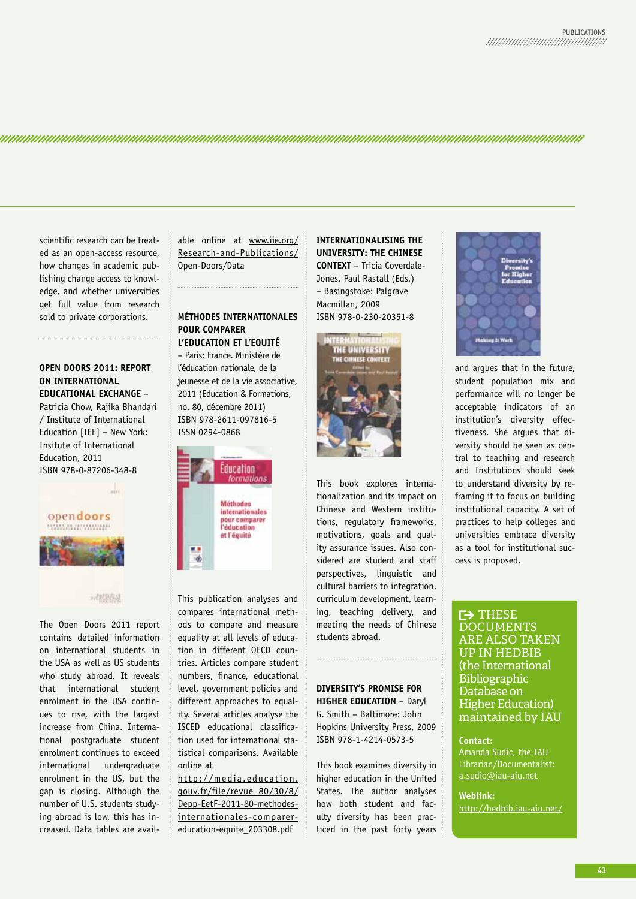scientific research can be treated as an open-access resource, how changes in academic publishing change access to knowledge, and whether universities get full value from research sold to private corporations.

**OPEN DOORS 2011: REPORT ON INTERNATIONAL EDUCATIONAL EXCHANGE** – Patricia Chow, Rajika Bhandari / Institute of International Education [IEE] – New York: Insitute of International Education, 2011
ISBN 978-0-87206-348-8

The Open Doors 2011 report contains detailed information on international students in the USA as well as US students who study abroad. It reveals that international student enrolment in the USA continues to rise, with the largest increase from China. International postgraduate student enrolment continues to exceed international undergraduate enrolment in the US, but the gap is closing. Although the number of U.S. students studying abroad is low, this has increased. Data tables are available online at www.iie.org/Research-and-Publications/Open-Doors/Data

**MÉTHODES INTERNATIONALES POUR COMPARER L'EDUCATION ET L'EQUITÉ** – Paris: France. Ministère de l'éducation nationale, de la jeunesse et de la vie associative, 2011 (Education & Formations, no. 80, décembre 2011)
ISBN 978-2611-097816-5
ISSN 0294-0868

This publication analyses and compares international methods to compare and measure equality at all levels of education in different OECD countries. Articles compare student numbers, finance, educational level, government policies and different approaches to equality. Several articles analyse the ISCED educational classification used for international statistical comparisons. Available online at http://media.education.gouv.fr/file/revue_80/30/8/Depp-EetF-2011-80-methodes-internationales-comparer-education-equite_203308.pdf

**INTERNATIONALISING THE UNIVERSITY: THE CHINESE CONTEXT** – Tricia Coverdale-Jones, Paul Rastall (Eds.) – Basingstoke: Palgrave Macmillan, 2009
ISBN 978-0-230-20351-8

This book explores internationalization and its impact on Chinese and Western institutions, regulatory frameworks, motivations, goals and quality assurance issues. Also considered are student and staff perspectives, linguistic and cultural barriers to integration, curriculum development, learning, teaching delivery, and meeting the needs of Chinese students abroad.

**DIVERSITY'S PROMISE FOR HIGHER EDUCATION** – Daryl G. Smith – Baltimore: John Hopkins University Press, 2009
ISBN 978-1-4214-0573-5

This book examines diversity in higher education in the United States. The author analyses how both student and faculty diversity has been practiced in the past forty years and argues that in the future, student population mix and performance will no longer be acceptable indicators of an institution's diversity effectiveness. She argues that diversity should be seen as central to teaching and research and Institutions should seek to understand diversity by reframing it to focus on building institutional capacity. A set of practices to help colleges and universities embrace diversity as a tool for institutional success is proposed.

**THESE DOCUMENTS ARE ALSO TAKEN UP IN HEDBIB (the International Bibliographic Database on Higher Education) maintained by IAU**

**Contact:**
Amanda Sudic, the IAU Librarian/Documentalist: a.sudic@iau-aiu.net

**Weblink:**
http://hedbib.iau-aiu.net/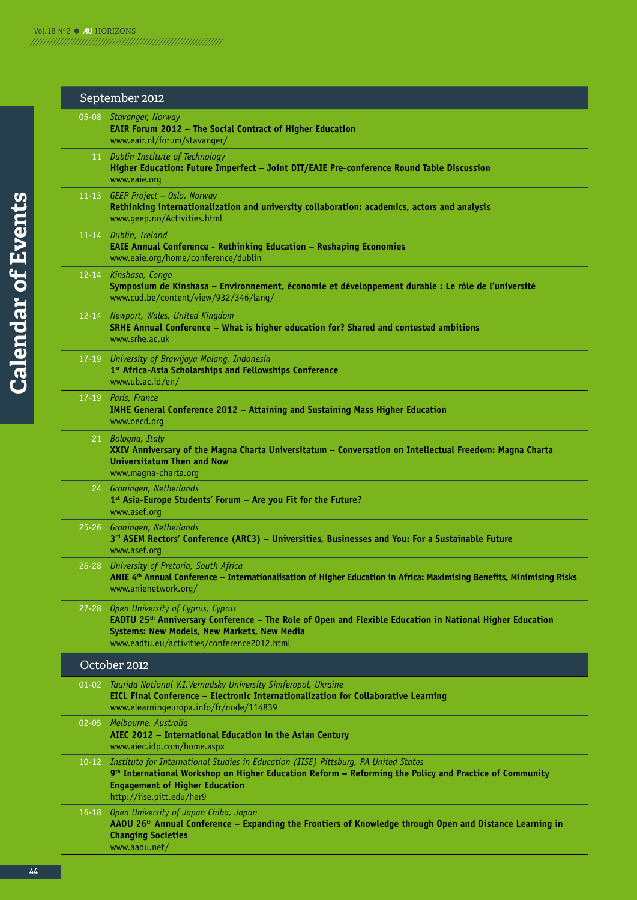# Calendar of Events

## September 2012

05-08 *Stavanger, Norway*
**EAIR Forum 2012 – The Social Contract of Higher Education**
www.eair.nl/forum/stavanger/

11 *Dublin Institute of Technology*
**Higher Education: Future Imperfect – Joint DIT/EAIE Pre-conference Round Table Discussion**
www.eaie.org

11-13 *GEEP Project – Oslo, Norway*
**Rethinking internationalization and university collaboration: academics, actors and analysis**
www.geep.no/Activities.html

11-14 *Dublin, Ireland*
**EAIE Annual Conference - Rethinking Education – Reshaping Economies**
www.eaie.org/home/conference/dublin

12-14 *Kinshasa, Congo*
**Symposium de Kinshasa – Environnement, économie et développement durable : Le rôle de l'université**
www.cud.be/content/view/932/346/lang/

12-14 *Newport, Wales, United Kingdom*
**SRHE Annual Conference – What is higher education for? Shared and contested ambitions**
www.srhe.ac.uk

17-19 *University of Brawijaya Malang, Indonesia*
**1st Africa-Asia Scholarships and Fellowships Conference**
www.ub.ac.id/en/

17-19 *Paris, France*
**IMHE General Conference 2012 – Attaining and Sustaining Mass Higher Education**
www.oecd.org

21 *Bologna, Italy*
**XXIV Anniversary of the Magna Charta Universitatum – Conversation on Intellectual Freedom: Magna Charta Universitatum Then and Now**
www.magna-charta.org

24 *Groningen, Netherlands*
**1st Asia-Europe Students' Forum – Are you Fit for the Future?**
www.asef.org

25-26 *Groningen, Netherlands*
**3rd ASEM Rectors' Conference (ARC3) – Universities, Businesses and You: For a Sustainable Future**
www.asef.org

26-28 *University of Pretoria, South Africa*
**ANIE 4th Annual Conference – Internationalisation of Higher Education in Africa: Maximising Benefits, Minimising Risks**
www.anienetwork.org/

27-28 *Open University of Cyprus, Cyprus*
**EADTU 25th Anniversary Conference – The Role of Open and Flexible Education in National Higher Education Systems: New Models, New Markets, New Media**
www.eadtu.eu/activities/conference2012.html

## October 2012

01-02 *Taurida National V.I.Vernadsky University Simferopol, Ukraine*
**EICL Final Conference – Electronic Internationalization for Collaborative Learning**
www.elearningeuropa.info/fr/node/114839

02-05 *Melbourne, Australia*
**AIEC 2012 – International Education in the Asian Century**
www.aiec.idp.com/home.aspx

10-12 *Institute for International Studies in Education (IISE) Pittsburg, PA United States*
**9th International Workshop on Higher Education Reform – Reforming the Policy and Practice of Community Engagement of Higher Education**
http://iise.pitt.edu/her9

16-18 *Open University of Japan Chiba, Japan*
**AAOU 26th Annual Conference – Expanding the Frontiers of Knowledge through Open and Distance Learning in Changing Societies**
www.aaou.net/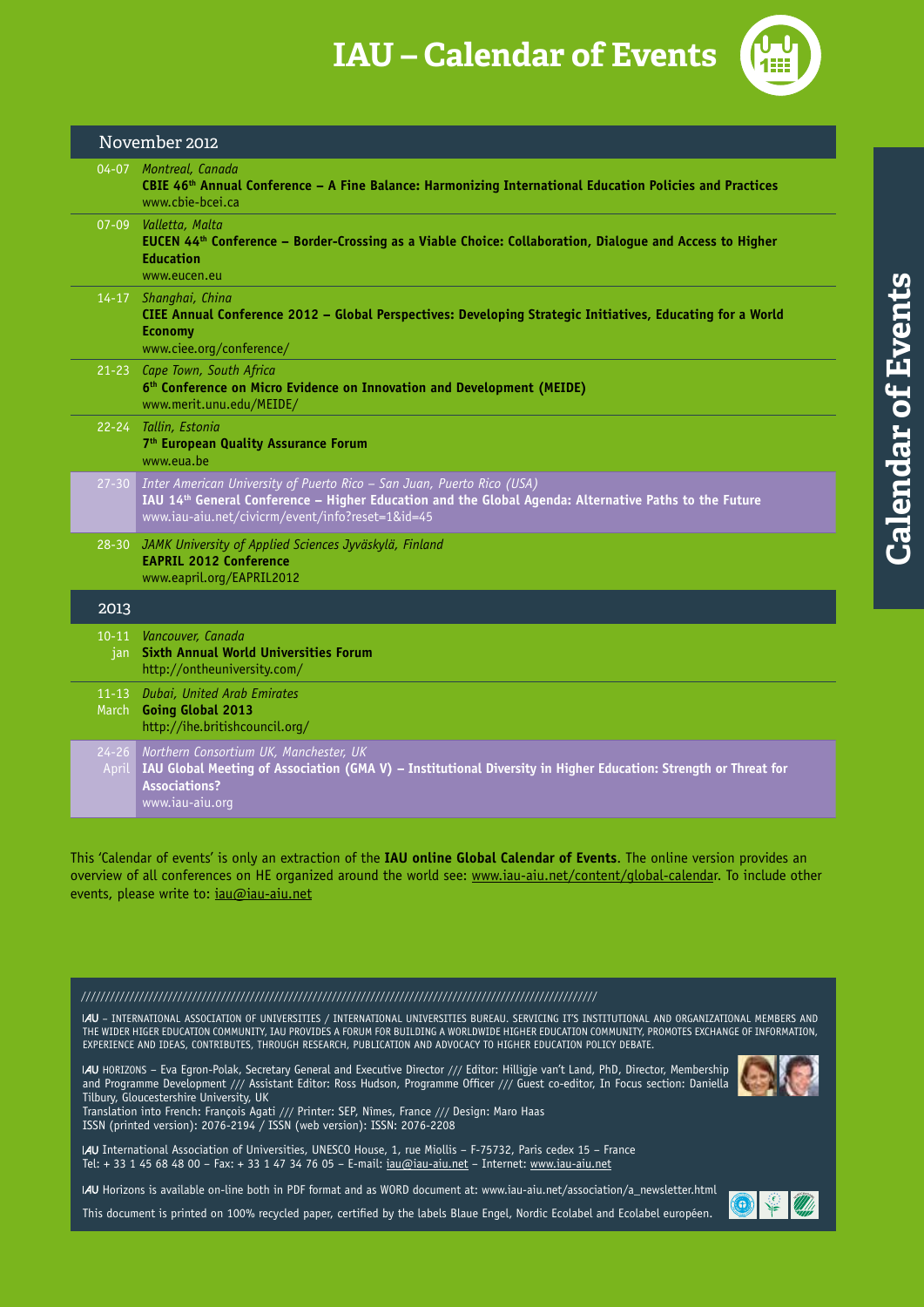# IAU – Calendar of Events

## November 2012

**04-07** *Montreal, Canada*
**CBIE 46th Annual Conference – A Fine Balance: Harmonizing International Education Policies and Practices**
www.cbie-bcei.ca

**07-09** *Valletta, Malta*
**EUCEN 44th Conference – Border-Crossing as a Viable Choice: Collaboration, Dialogue and Access to Higher Education**
www.eucen.eu

**14-17** *Shanghai, China*
**CIEE Annual Conference 2012 – Global Perspectives: Developing Strategic Initiatives, Educating for a World Economy**
www.ciee.org/conference/

**21-23** *Cape Town, South Africa*
**6th Conference on Micro Evidence on Innovation and Development (MEIDE)**
www.merit.unu.edu/MEIDE/

**22-24** *Tallin, Estonia*
**7th European Quality Assurance Forum**
www.eua.be

**27-30** *Inter American University of Puerto Rico – San Juan, Puerto Rico (USA)*
**IAU 14th General Conference – Higher Education and the Global Agenda: Alternative Paths to the Future**
www.iau-aiu.net/civicrm/event/info?reset=1&id=45

**28-30** *JAMK University of Applied Sciences Jyväskylä, Finland*
**EAPRIL 2012 Conference**
www.eapril.org/EAPRIL2012

## 2013

**10-11 jan** *Vancouver, Canada*
**Sixth Annual World Universities Forum**
http://ontheuniversity.com/

**11-13 March** *Dubai, United Arab Emirates*
**Going Global 2013**
http://ihe.britishcouncil.org/

**24-26 April** *Northern Consortium UK, Manchester, UK*
**IAU Global Meeting of Association (GMA V) – Institutional Diversity in Higher Education: Strength or Threat for Associations?**
www.iau-aiu.org

This 'Calendar of events' is only an extraction of the **IAU online Global Calendar of Events**. The online version provides an overview of all conferences on HE organized around the world see: www.iau-aiu.net/content/global-calendar. To include other events, please write to: iau@iau-aiu.net

IAU – INTERNATIONAL ASSOCIATION OF UNIVERSITIES / INTERNATIONAL UNIVERSITIES BUREAU. SERVICING IT'S INSTITUTIONAL AND ORGANIZATIONAL MEMBERS AND THE WIDER HIGER EDUCATION COMMUNITY, IAU PROVIDES A FORUM FOR BUILDING A WORLDWIDE HIGHER EDUCATION COMMUNITY, PROMOTES EXCHANGE OF INFORMATION, EXPERIENCE AND IDEAS, CONTRIBUTES, THROUGH RESEARCH, PUBLICATION AND ADVOCACY TO HIGHER EDUCATION POLICY DEBATE.

IAU HORIZONS – Eva Egron-Polak, Secretary General and Executive Director /// Editor: Hilligje van't Land, PhD, Director, Membership and Programme Development /// Assistant Editor: Ross Hudson, Programme Officer /// Guest co-editor, In Focus section: Daniella Tilbury, Gloucestershire University, UK
Translation into French: François Agati /// Printer: SEP, Nimes, France /// Design: Maro Haas
ISSN (printed version): 2076-2194 / ISSN (web version): ISSN: 2076-2208

IAU International Association of Universities, UNESCO House, 1, rue Miollis – F-75732, Paris cedex 15 – France
Tel: + 33 1 45 68 48 00 – Fax: + 33 1 47 34 76 05 – E-mail: iau@iau-aiu.net – Internet: www.iau-aiu.net

IAU Horizons is available on-line both in PDF format and as WORD document at: www.iau-aiu.net/association/a_newsletter.html

This document is printed on 100% recycled paper, certified by the labels Blaue Engel, Nordic Ecolabel and Ecolabel européen.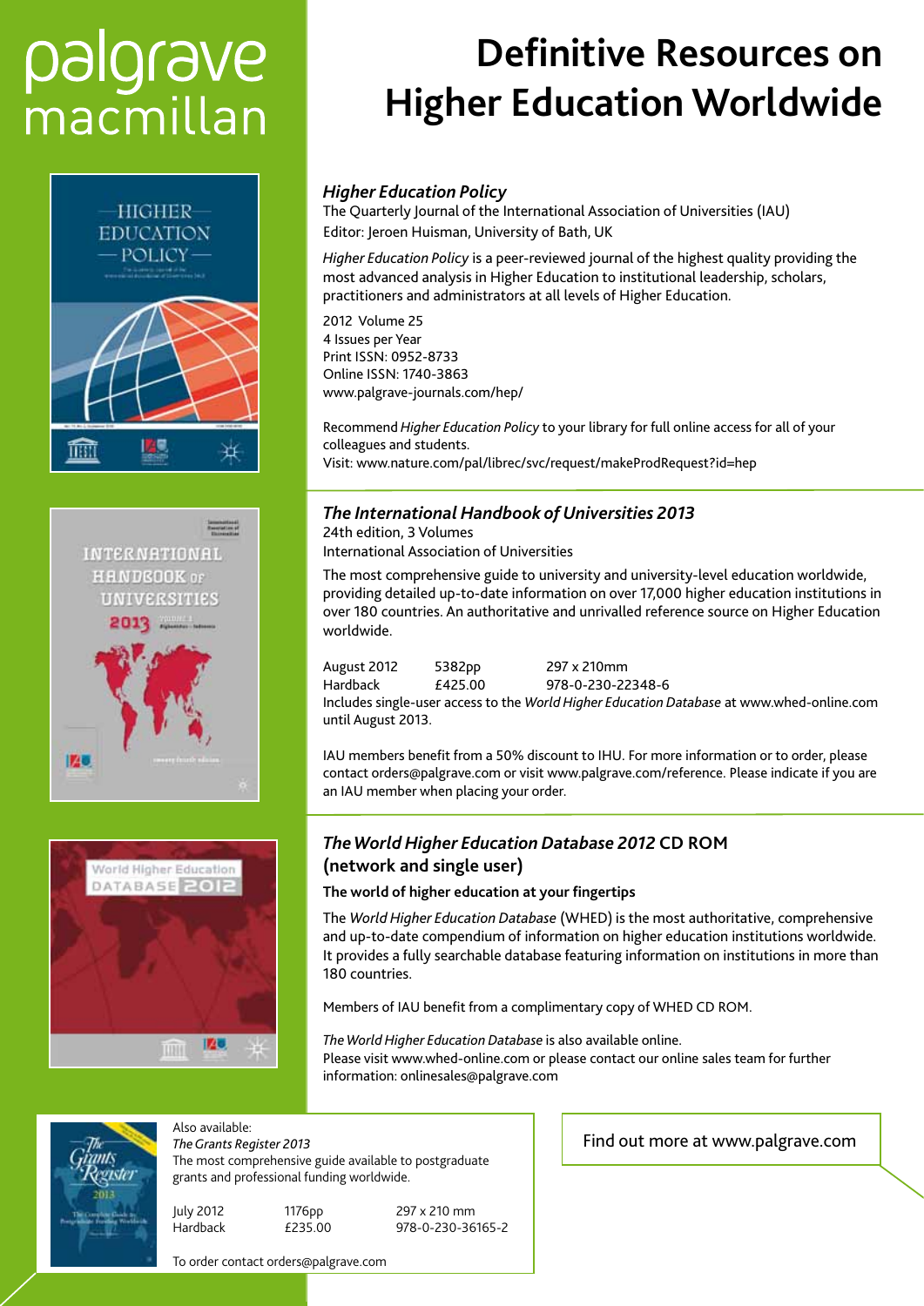palgrave macmillan

# Definitive Resources on Higher Education Worldwide

## *Higher Education Policy*

The Quarterly Journal of the International Association of Universities (IAU)
Editor: Jeroen Huisman, University of Bath, UK

*Higher Education Policy* is a peer-reviewed journal of the highest quality providing the most advanced analysis in Higher Education to institutional leadership, scholars, practitioners and administrators at all levels of Higher Education.

2012 Volume 25
4 Issues per Year
Print ISSN: 0952-8733
Online ISSN: 1740-3863
www.palgrave-journals.com/hep/

Recommend *Higher Education Policy* to your library for full online access for all of your colleagues and students.
Visit: www.nature.com/pal/librec/svc/request/makeProdRequest?id=hep

## *The International Handbook of Universities 2013*

24th edition, 3 Volumes
International Association of Universities

The most comprehensive guide to university and university-level education worldwide, providing detailed up-to-date information on over 17,000 higher education institutions in over 180 countries. An authoritative and unrivalled reference source on Higher Education worldwide.

| | | |
|---|---|---|
| August 2012 | 5382pp | 297 x 210mm |
| Hardback | £425.00 | 978-0-230-22348-6 |

Includes single-user access to the *World Higher Education Database* at www.whed-online.com until August 2013.

IAU members benefit from a 50% discount to IHU. For more information or to order, please contact orders@palgrave.com or visit www.palgrave.com/reference. Please indicate if you are an IAU member when placing your order.

## *The World Higher Education Database 2012* CD ROM (network and single user)

**The world of higher education at your fingertips**

The *World Higher Education Database* (WHED) is the most authoritative, comprehensive and up-to-date compendium of information on higher education institutions worldwide. It provides a fully searchable database featuring information on institutions in more than 180 countries.

Members of IAU benefit from a complimentary copy of WHED CD ROM.

*The World Higher Education Database* is also available online.
Please visit www.whed-online.com or please contact our online sales team for further information: onlinesales@palgrave.com

Also available:
*The Grants Register 2013*
The most comprehensive guide available to postgraduate grants and professional funding worldwide.

| | | |
|---|---|---|
| July 2012 | 1176pp | 297 x 210 mm |
| Hardback | £235.00 | 978-0-230-36165-2 |

To order contact orders@palgrave.com

Find out more at www.palgrave.com